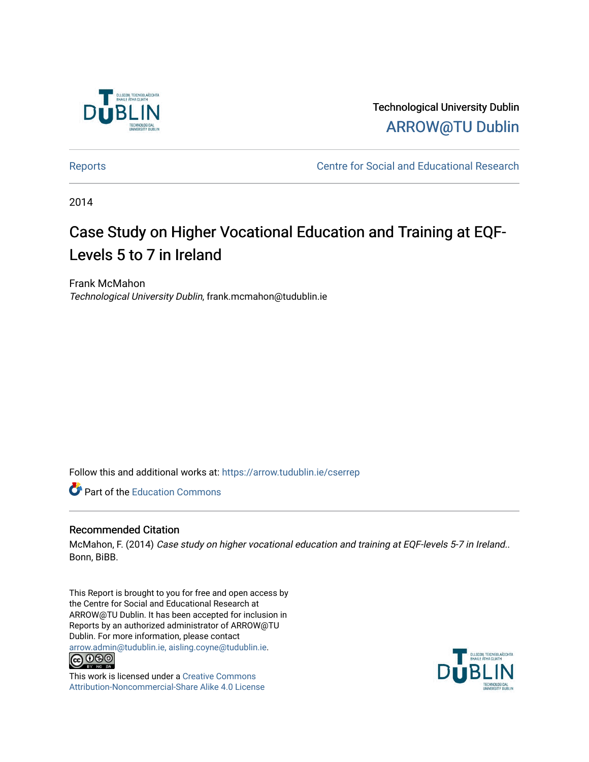Technological University Dublin

ARROW@TU Dublin

Reports | Centre for Social and Educational Research

2014

# Case Study on Higher Vocational Education and Training at EQF-Levels 5 to 7 in Ireland

Frank McMahon

*Technological University Dublin*, frank.mcmahon@tudublin.ie

Follow this and additional works at: https://arrow.tudublin.ie/cserrep

Part of the Education Commons

## Recommended Citation

McMahon, F. (2014) *Case study on higher vocational education and training at EQF-levels 5-7 in Ireland.*. Bonn, BiBB.

This Report is brought to you for free and open access by the Centre for Social and Educational Research at ARROW@TU Dublin. It has been accepted for inclusion in Reports by an authorized administrator of ARROW@TU Dublin. For more information, please contact arrow.admin@tudublin.ie, aisling.coyne@tudublin.ie.

This work is licensed under a Creative Commons Attribution-Noncommercial-Share Alike 4.0 License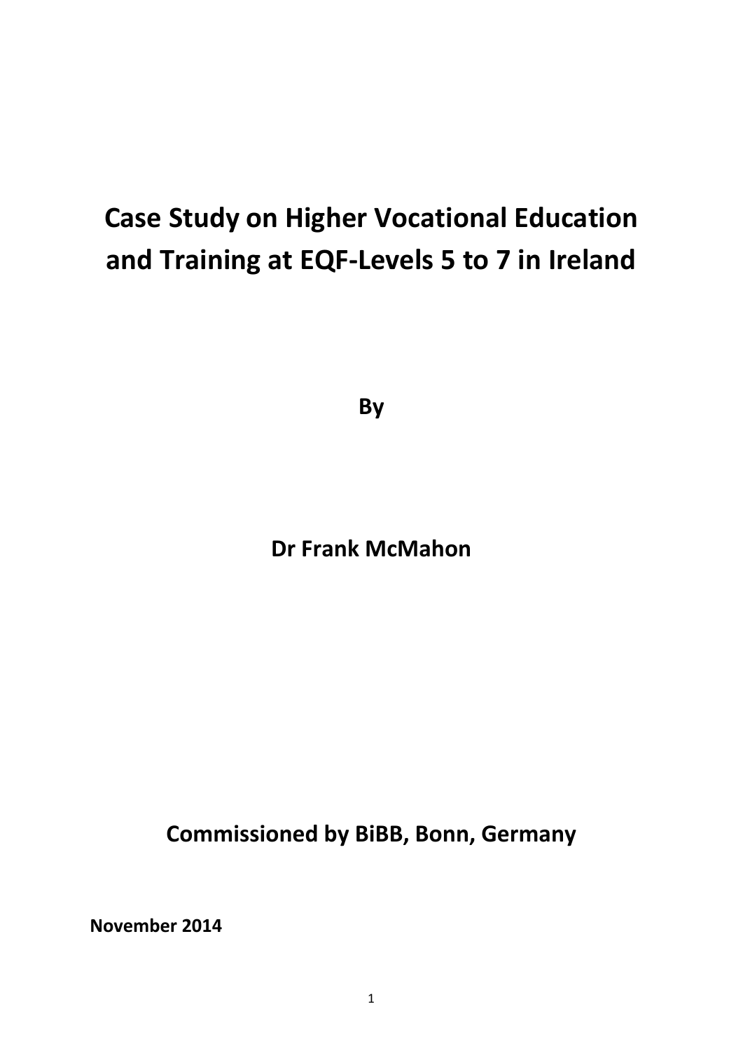# Case Study on Higher Vocational Education and Training at EQF-Levels 5 to 7 in Ireland

**By**

**Dr Frank McMahon**

**Commissioned by BiBB, Bonn, Germany**

**November 2014**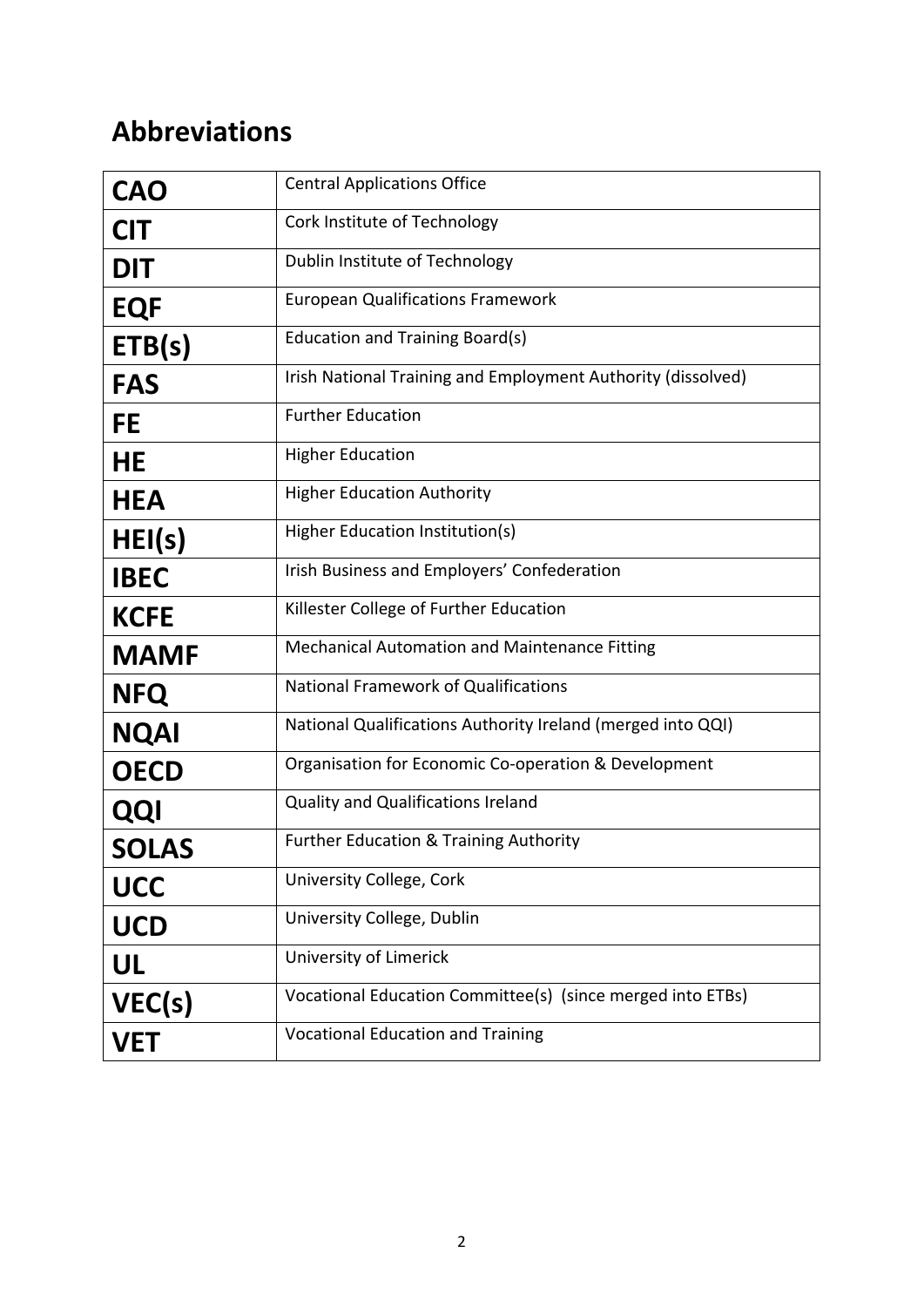## Abbreviations

| | |
|---|---|
| **CAO** | Central Applications Office |
| **CIT** | Cork Institute of Technology |
| **DIT** | Dublin Institute of Technology |
| **EQF** | European Qualifications Framework |
| **ETB(s)** | Education and Training Board(s) |
| **FAS** | Irish National Training and Employment Authority (dissolved) |
| **FE** | Further Education |
| **HE** | Higher Education |
| **HEA** | Higher Education Authority |
| **HEI(s)** | Higher Education Institution(s) |
| **IBEC** | Irish Business and Employers' Confederation |
| **KCFE** | Killester College of Further Education |
| **MAMF** | Mechanical Automation and Maintenance Fitting |
| **NFQ** | National Framework of Qualifications |
| **NQAI** | National Qualifications Authority Ireland (merged into QQI) |
| **OECD** | Organisation for Economic Co-operation & Development |
| **QQI** | Quality and Qualifications Ireland |
| **SOLAS** | Further Education & Training Authority |
| **UCC** | University College, Cork |
| **UCD** | University College, Dublin |
| **UL** | University of Limerick |
| **VEC(s)** | Vocational Education Committee(s) (since merged into ETBs) |
| **VET** | Vocational Education and Training |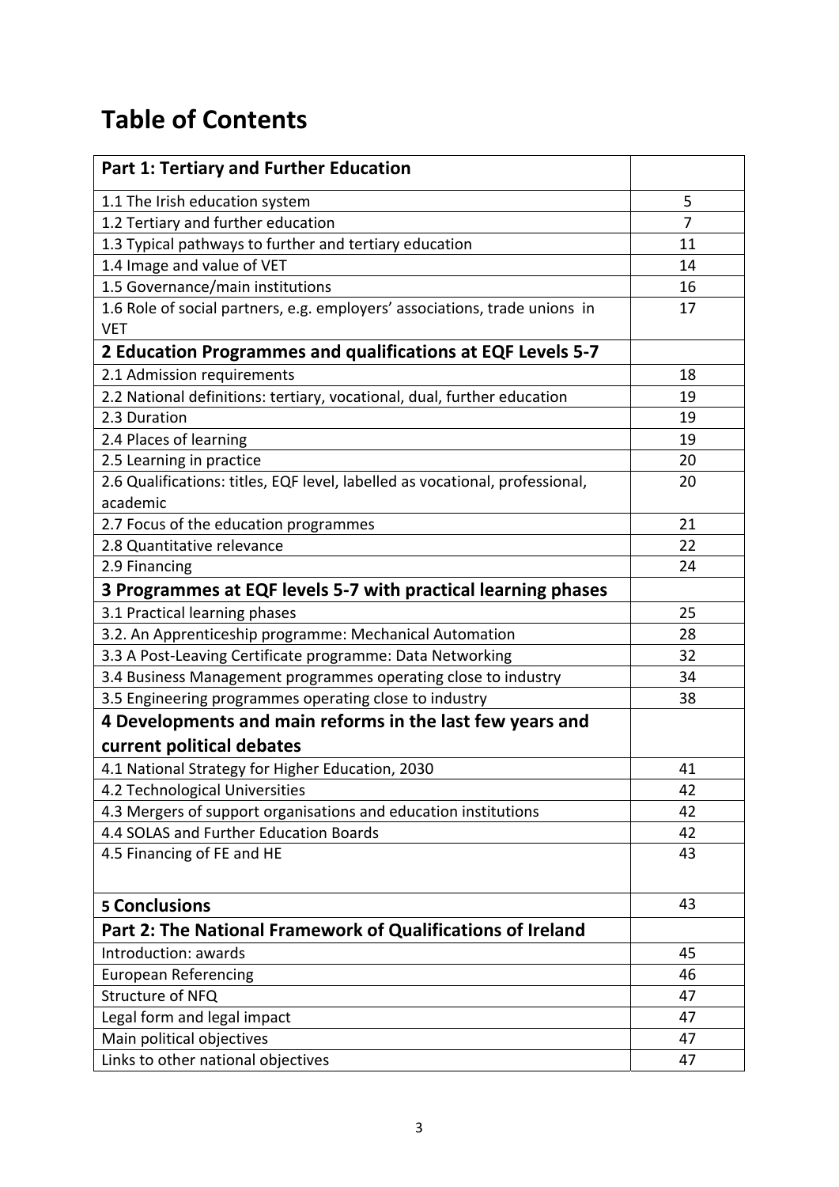# Table of Contents

| **Part 1: Tertiary and Further Education** | |
|---|---|
| 1.1 The Irish education system | 5 |
| 1.2 Tertiary and further education | 7 |
| 1.3 Typical pathways to further and tertiary education | 11 |
| 1.4 Image and value of VET | 14 |
| 1.5 Governance/main institutions | 16 |
| 1.6 Role of social partners, e.g. employers' associations, trade unions in VET | 17 |
| **2 Education Programmes and qualifications at EQF Levels 5-7** | |
| 2.1 Admission requirements | 18 |
| 2.2 National definitions: tertiary, vocational, dual, further education | 19 |
| 2.3 Duration | 19 |
| 2.4 Places of learning | 19 |
| 2.5 Learning in practice | 20 |
| 2.6 Qualifications: titles, EQF level, labelled as vocational, professional, academic | 20 |
| 2.7 Focus of the education programmes | 21 |
| 2.8 Quantitative relevance | 22 |
| 2.9 Financing | 24 |
| **3 Programmes at EQF levels 5-7 with practical learning phases** | |
| 3.1 Practical learning phases | 25 |
| 3.2. An Apprenticeship programme: Mechanical Automation | 28 |
| 3.3 A Post-Leaving Certificate programme: Data Networking | 32 |
| 3.4 Business Management programmes operating close to industry | 34 |
| 3.5 Engineering programmes operating close to industry | 38 |
| **4 Developments and main reforms in the last few years and current political debates** | |
| 4.1 National Strategy for Higher Education, 2030 | 41 |
| 4.2 Technological Universities | 42 |
| 4.3 Mergers of support organisations and education institutions | 42 |
| 4.4 SOLAS and Further Education Boards | 42 |
| 4.5 Financing of FE and HE | 43 |
| **5 Conclusions** | 43 |
| **Part 2: The National Framework of Qualifications of Ireland** | |
| Introduction: awards | 45 |
| European Referencing | 46 |
| Structure of NFQ | 47 |
| Legal form and legal impact | 47 |
| Main political objectives | 47 |
| Links to other national objectives | 47 |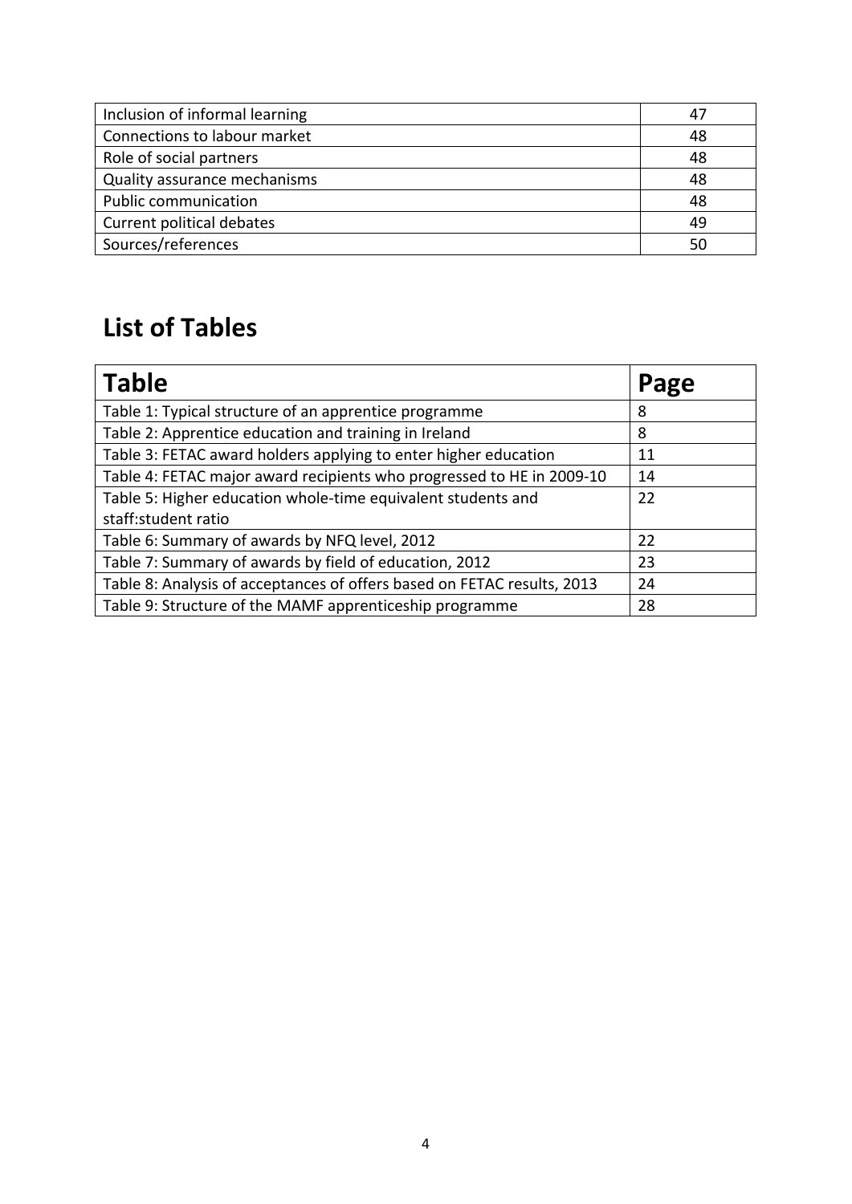| | |
|---|---|
| Inclusion of informal learning | 47 |
| Connections to labour market | 48 |
| Role of social partners | 48 |
| Quality assurance mechanisms | 48 |
| Public communication | 48 |
| Current political debates | 49 |
| Sources/references | 50 |

## List of Tables

| Table | Page |
|---|---|
| Table 1: Typical structure of an apprentice programme | 8 |
| Table 2: Apprentice education and training in Ireland | 8 |
| Table 3: FETAC award holders applying to enter higher education | 11 |
| Table 4: FETAC major award recipients who progressed to HE in 2009-10 | 14 |
| Table 5: Higher education whole-time equivalent students and staff:student ratio | 22 |
| Table 6: Summary of awards by NFQ level, 2012 | 22 |
| Table 7: Summary of awards by field of education, 2012 | 23 |
| Table 8: Analysis of acceptances of offers based on FETAC results, 2013 | 24 |
| Table 9: Structure of the MAMF apprenticeship programme | 28 |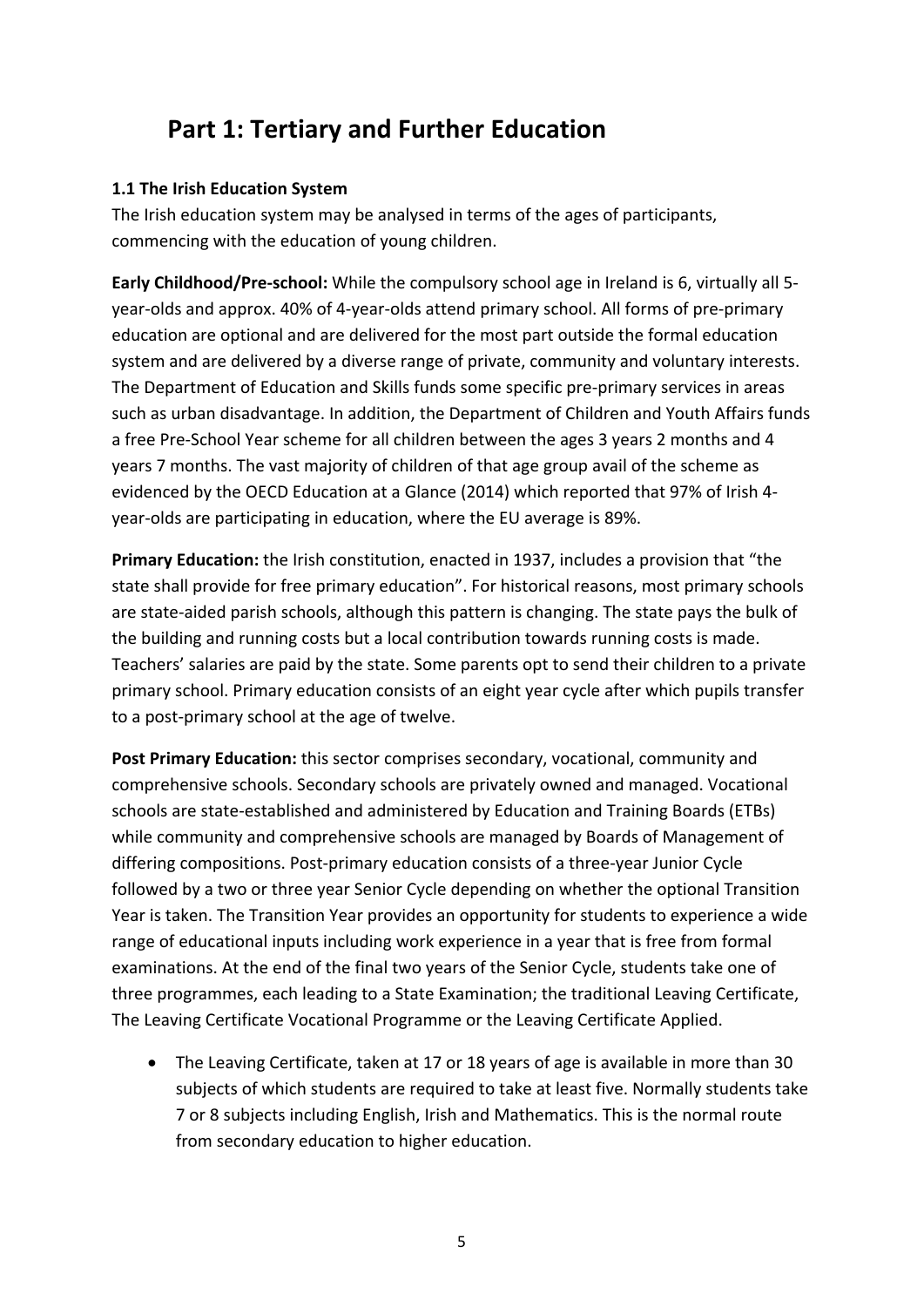# Part 1: Tertiary and Further Education

### 1.1 The Irish Education System

The Irish education system may be analysed in terms of the ages of participants, commencing with the education of young children.

**Early Childhood/Pre-school:** While the compulsory school age in Ireland is 6, virtually all 5-year-olds and approx. 40% of 4-year-olds attend primary school. All forms of pre-primary education are optional and are delivered for the most part outside the formal education system and are delivered by a diverse range of private, community and voluntary interests. The Department of Education and Skills funds some specific pre-primary services in areas such as urban disadvantage. In addition, the Department of Children and Youth Affairs funds a free Pre-School Year scheme for all children between the ages 3 years 2 months and 4 years 7 months. The vast majority of children of that age group avail of the scheme as evidenced by the OECD Education at a Glance (2014) which reported that 97% of Irish 4-year-olds are participating in education, where the EU average is 89%.

**Primary Education:** the Irish constitution, enacted in 1937, includes a provision that "the state shall provide for free primary education". For historical reasons, most primary schools are state-aided parish schools, although this pattern is changing. The state pays the bulk of the building and running costs but a local contribution towards running costs is made. Teachers' salaries are paid by the state. Some parents opt to send their children to a private primary school. Primary education consists of an eight year cycle after which pupils transfer to a post-primary school at the age of twelve.

**Post Primary Education:** this sector comprises secondary, vocational, community and comprehensive schools. Secondary schools are privately owned and managed. Vocational schools are state-established and administered by Education and Training Boards (ETBs) while community and comprehensive schools are managed by Boards of Management of differing compositions. Post-primary education consists of a three-year Junior Cycle followed by a two or three year Senior Cycle depending on whether the optional Transition Year is taken. The Transition Year provides an opportunity for students to experience a wide range of educational inputs including work experience in a year that is free from formal examinations. At the end of the final two years of the Senior Cycle, students take one of three programmes, each leading to a State Examination; the traditional Leaving Certificate, The Leaving Certificate Vocational Programme or the Leaving Certificate Applied.

- The Leaving Certificate, taken at 17 or 18 years of age is available in more than 30 subjects of which students are required to take at least five. Normally students take 7 or 8 subjects including English, Irish and Mathematics. This is the normal route from secondary education to higher education.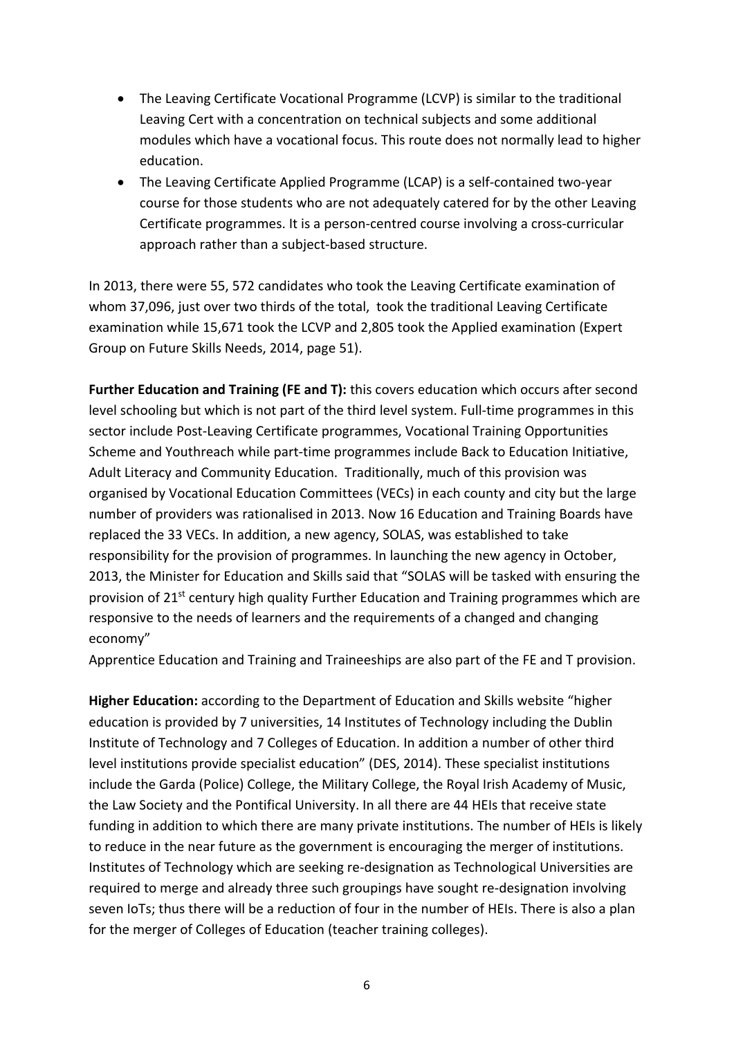- The Leaving Certificate Vocational Programme (LCVP) is similar to the traditional Leaving Cert with a concentration on technical subjects and some additional modules which have a vocational focus. This route does not normally lead to higher education.
- The Leaving Certificate Applied Programme (LCAP) is a self-contained two-year course for those students who are not adequately catered for by the other Leaving Certificate programmes. It is a person-centred course involving a cross-curricular approach rather than a subject-based structure.

In 2013, there were 55, 572 candidates who took the Leaving Certificate examination of whom 37,096, just over two thirds of the total, took the traditional Leaving Certificate examination while 15,671 took the LCVP and 2,805 took the Applied examination (Expert Group on Future Skills Needs, 2014, page 51).

**Further Education and Training (FE and T):** this covers education which occurs after second level schooling but which is not part of the third level system. Full-time programmes in this sector include Post-Leaving Certificate programmes, Vocational Training Opportunities Scheme and Youthreach while part-time programmes include Back to Education Initiative, Adult Literacy and Community Education. Traditionally, much of this provision was organised by Vocational Education Committees (VECs) in each county and city but the large number of providers was rationalised in 2013. Now 16 Education and Training Boards have replaced the 33 VECs. In addition, a new agency, SOLAS, was established to take responsibility for the provision of programmes. In launching the new agency in October, 2013, the Minister for Education and Skills said that "SOLAS will be tasked with ensuring the provision of 21st century high quality Further Education and Training programmes which are responsive to the needs of learners and the requirements of a changed and changing economy"

Apprentice Education and Training and Traineeships are also part of the FE and T provision.

**Higher Education:** according to the Department of Education and Skills website "higher education is provided by 7 universities, 14 Institutes of Technology including the Dublin Institute of Technology and 7 Colleges of Education. In addition a number of other third level institutions provide specialist education" (DES, 2014). These specialist institutions include the Garda (Police) College, the Military College, the Royal Irish Academy of Music, the Law Society and the Pontifical University. In all there are 44 HEIs that receive state funding in addition to which there are many private institutions. The number of HEIs is likely to reduce in the near future as the government is encouraging the merger of institutions. Institutes of Technology which are seeking re-designation as Technological Universities are required to merge and already three such groupings have sought re-designation involving seven IoTs; thus there will be a reduction of four in the number of HEIs. There is also a plan for the merger of Colleges of Education (teacher training colleges).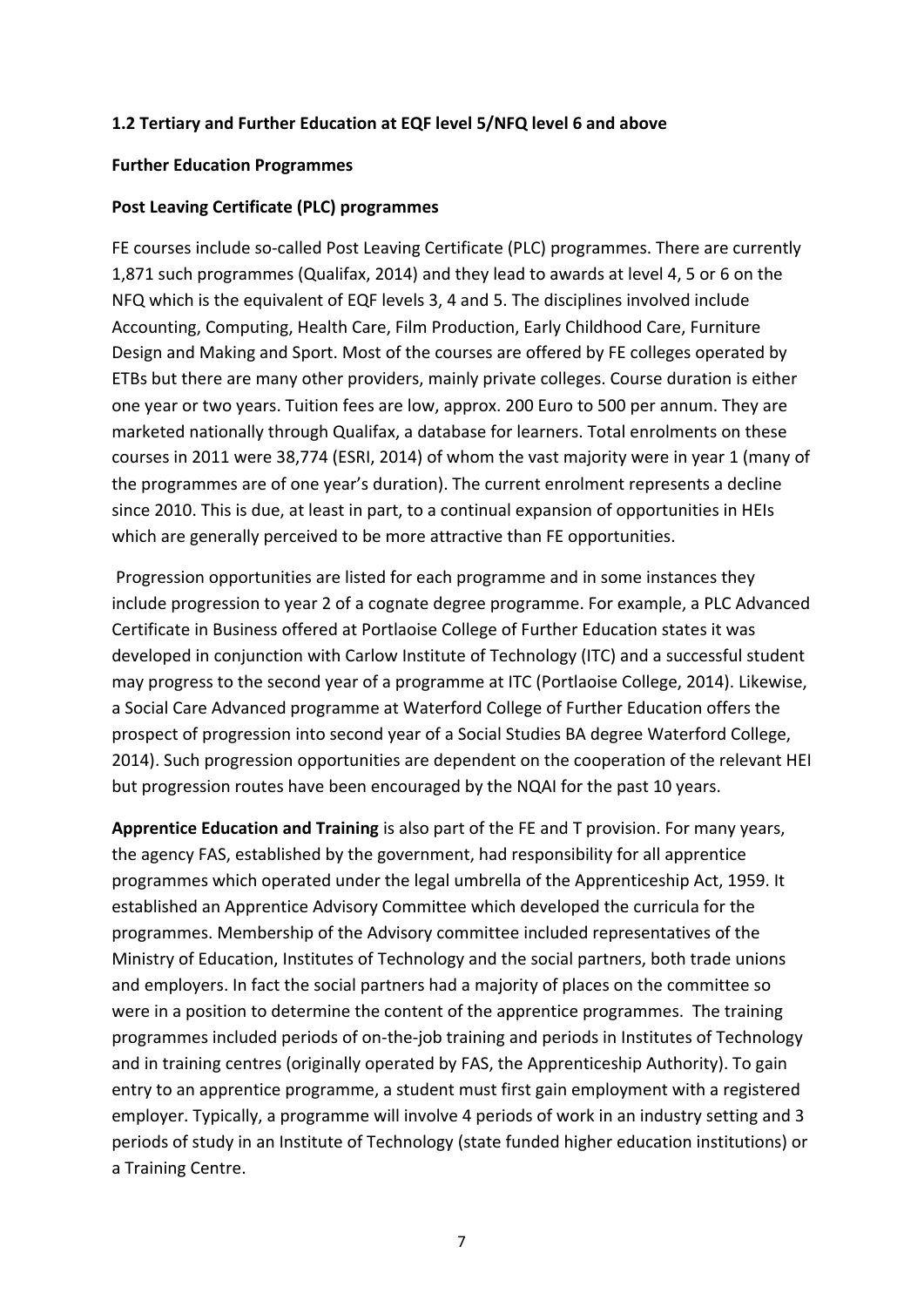### 1.2 Tertiary and Further Education at EQF level 5/NFQ level 6 and above

**Further Education Programmes**

**Post Leaving Certificate (PLC) programmes**

FE courses include so-called Post Leaving Certificate (PLC) programmes. There are currently 1,871 such programmes (Qualifax, 2014) and they lead to awards at level 4, 5 or 6 on the NFQ which is the equivalent of EQF levels 3, 4 and 5. The disciplines involved include Accounting, Computing, Health Care, Film Production, Early Childhood Care, Furniture Design and Making and Sport. Most of the courses are offered by FE colleges operated by ETBs but there are many other providers, mainly private colleges. Course duration is either one year or two years. Tuition fees are low, approx. 200 Euro to 500 per annum. They are marketed nationally through Qualifax, a database for learners. Total enrolments on these courses in 2011 were 38,774 (ESRI, 2014) of whom the vast majority were in year 1 (many of the programmes are of one year's duration). The current enrolment represents a decline since 2010. This is due, at least in part, to a continual expansion of opportunities in HEIs which are generally perceived to be more attractive than FE opportunities.

Progression opportunities are listed for each programme and in some instances they include progression to year 2 of a cognate degree programme. For example, a PLC Advanced Certificate in Business offered at Portlaoise College of Further Education states it was developed in conjunction with Carlow Institute of Technology (ITC) and a successful student may progress to the second year of a programme at ITC (Portlaoise College, 2014). Likewise, a Social Care Advanced programme at Waterford College of Further Education offers the prospect of progression into second year of a Social Studies BA degree Waterford College, 2014). Such progression opportunities are dependent on the cooperation of the relevant HEI but progression routes have been encouraged by the NQAI for the past 10 years.

**Apprentice Education and Training** is also part of the FE and T provision. For many years, the agency FAS, established by the government, had responsibility for all apprentice programmes which operated under the legal umbrella of the Apprenticeship Act, 1959. It established an Apprentice Advisory Committee which developed the curricula for the programmes. Membership of the Advisory committee included representatives of the Ministry of Education, Institutes of Technology and the social partners, both trade unions and employers. In fact the social partners had a majority of places on the committee so were in a position to determine the content of the apprentice programmes. The training programmes included periods of on-the-job training and periods in Institutes of Technology and in training centres (originally operated by FAS, the Apprenticeship Authority). To gain entry to an apprentice programme, a student must first gain employment with a registered employer. Typically, a programme will involve 4 periods of work in an industry setting and 3 periods of study in an Institute of Technology (state funded higher education institutions) or a Training Centre.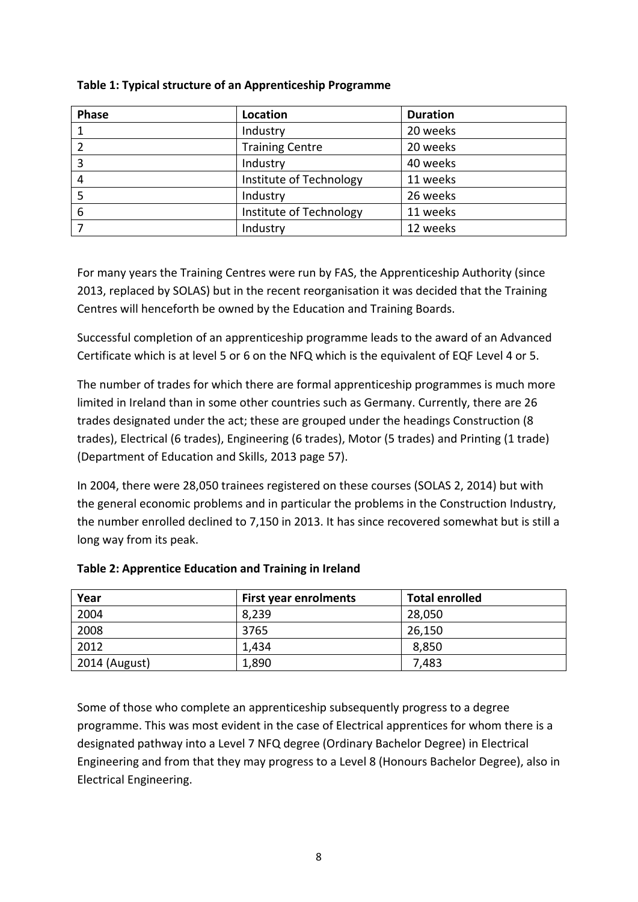**Table 1: Typical structure of an Apprenticeship Programme**

| Phase | Location | Duration |
|---|---|---|
| 1 | Industry | 20 weeks |
| 2 | Training Centre | 20 weeks |
| 3 | Industry | 40 weeks |
| 4 | Institute of Technology | 11 weeks |
| 5 | Industry | 26 weeks |
| 6 | Institute of Technology | 11 weeks |
| 7 | Industry | 12 weeks |

For many years the Training Centres were run by FAS, the Apprenticeship Authority (since 2013, replaced by SOLAS) but in the recent reorganisation it was decided that the Training Centres will henceforth be owned by the Education and Training Boards.

Successful completion of an apprenticeship programme leads to the award of an Advanced Certificate which is at level 5 or 6 on the NFQ which is the equivalent of EQF Level 4 or 5.

The number of trades for which there are formal apprenticeship programmes is much more limited in Ireland than in some other countries such as Germany. Currently, there are 26 trades designated under the act; these are grouped under the headings Construction (8 trades), Electrical (6 trades), Engineering (6 trades), Motor (5 trades) and Printing (1 trade) (Department of Education and Skills, 2013 page 57).

In 2004, there were 28,050 trainees registered on these courses (SOLAS 2, 2014) but with the general economic problems and in particular the problems in the Construction Industry, the number enrolled declined to 7,150 in 2013. It has since recovered somewhat but is still a long way from its peak.

**Table 2: Apprentice Education and Training in Ireland**

| Year | First year enrolments | Total enrolled |
|---|---|---|
| 2004 | 8,239 | 28,050 |
| 2008 | 3765 | 26,150 |
| 2012 | 1,434 | 8,850 |
| 2014 (August) | 1,890 | 7,483 |

Some of those who complete an apprenticeship subsequently progress to a degree programme. This was most evident in the case of Electrical apprentices for whom there is a designated pathway into a Level 7 NFQ degree (Ordinary Bachelor Degree) in Electrical Engineering and from that they may progress to a Level 8 (Honours Bachelor Degree), also in Electrical Engineering.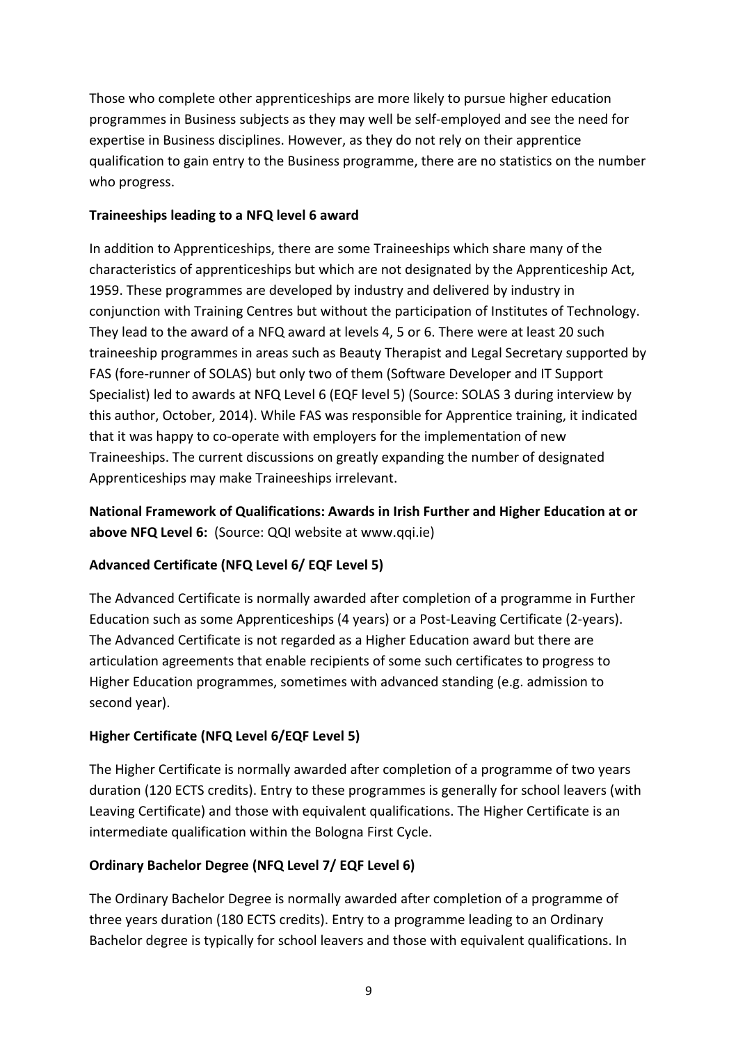Those who complete other apprenticeships are more likely to pursue higher education programmes in Business subjects as they may well be self-employed and see the need for expertise in Business disciplines. However, as they do not rely on their apprentice qualification to gain entry to the Business programme, there are no statistics on the number who progress.

**Traineeships leading to a NFQ level 6 award**

In addition to Apprenticeships, there are some Traineeships which share many of the characteristics of apprenticeships but which are not designated by the Apprenticeship Act, 1959. These programmes are developed by industry and delivered by industry in conjunction with Training Centres but without the participation of Institutes of Technology. They lead to the award of a NFQ award at levels 4, 5 or 6. There were at least 20 such traineeship programmes in areas such as Beauty Therapist and Legal Secretary supported by FAS (fore-runner of SOLAS) but only two of them (Software Developer and IT Support Specialist) led to awards at NFQ Level 6 (EQF level 5) (Source: SOLAS 3 during interview by this author, October, 2014). While FAS was responsible for Apprentice training, it indicated that it was happy to co-operate with employers for the implementation of new Traineeships. The current discussions on greatly expanding the number of designated Apprenticeships may make Traineeships irrelevant.

**National Framework of Qualifications: Awards in Irish Further and Higher Education at or above NFQ Level 6:** (Source: QQI website at www.qqi.ie)

**Advanced Certificate (NFQ Level 6/ EQF Level 5)**

The Advanced Certificate is normally awarded after completion of a programme in Further Education such as some Apprenticeships (4 years) or a Post-Leaving Certificate (2-years). The Advanced Certificate is not regarded as a Higher Education award but there are articulation agreements that enable recipients of some such certificates to progress to Higher Education programmes, sometimes with advanced standing (e.g. admission to second year).

**Higher Certificate (NFQ Level 6/EQF Level 5)**

The Higher Certificate is normally awarded after completion of a programme of two years duration (120 ECTS credits). Entry to these programmes is generally for school leavers (with Leaving Certificate) and those with equivalent qualifications. The Higher Certificate is an intermediate qualification within the Bologna First Cycle.

**Ordinary Bachelor Degree (NFQ Level 7/ EQF Level 6)**

The Ordinary Bachelor Degree is normally awarded after completion of a programme of three years duration (180 ECTS credits). Entry to a programme leading to an Ordinary Bachelor degree is typically for school leavers and those with equivalent qualifications. In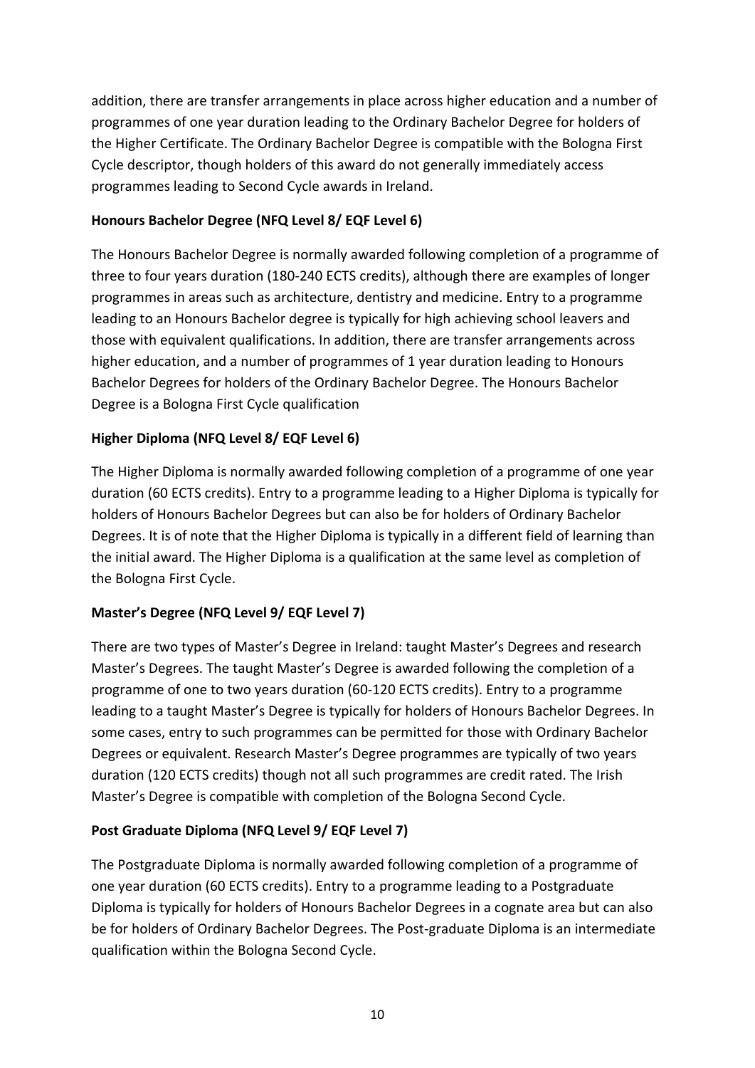addition, there are transfer arrangements in place across higher education and a number of programmes of one year duration leading to the Ordinary Bachelor Degree for holders of the Higher Certificate. The Ordinary Bachelor Degree is compatible with the Bologna First Cycle descriptor, though holders of this award do not generally immediately access programmes leading to Second Cycle awards in Ireland.

**Honours Bachelor Degree (NFQ Level 8/ EQF Level 6)**

The Honours Bachelor Degree is normally awarded following completion of a programme of three to four years duration (180-240 ECTS credits), although there are examples of longer programmes in areas such as architecture, dentistry and medicine. Entry to a programme leading to an Honours Bachelor degree is typically for high achieving school leavers and those with equivalent qualifications. In addition, there are transfer arrangements across higher education, and a number of programmes of 1 year duration leading to Honours Bachelor Degrees for holders of the Ordinary Bachelor Degree. The Honours Bachelor Degree is a Bologna First Cycle qualification

**Higher Diploma (NFQ Level 8/ EQF Level 6)**

The Higher Diploma is normally awarded following completion of a programme of one year duration (60 ECTS credits). Entry to a programme leading to a Higher Diploma is typically for holders of Honours Bachelor Degrees but can also be for holders of Ordinary Bachelor Degrees. It is of note that the Higher Diploma is typically in a different field of learning than the initial award. The Higher Diploma is a qualification at the same level as completion of the Bologna First Cycle.

**Master's Degree (NFQ Level 9/ EQF Level 7)**

There are two types of Master's Degree in Ireland: taught Master's Degrees and research Master's Degrees. The taught Master's Degree is awarded following the completion of a programme of one to two years duration (60-120 ECTS credits). Entry to a programme leading to a taught Master's Degree is typically for holders of Honours Bachelor Degrees. In some cases, entry to such programmes can be permitted for those with Ordinary Bachelor Degrees or equivalent. Research Master's Degree programmes are typically of two years duration (120 ECTS credits) though not all such programmes are credit rated. The Irish Master's Degree is compatible with completion of the Bologna Second Cycle.

**Post Graduate Diploma (NFQ Level 9/ EQF Level 7)**

The Postgraduate Diploma is normally awarded following completion of a programme of one year duration (60 ECTS credits). Entry to a programme leading to a Postgraduate Diploma is typically for holders of Honours Bachelor Degrees in a cognate area but can also be for holders of Ordinary Bachelor Degrees. The Post-graduate Diploma is an intermediate qualification within the Bologna Second Cycle.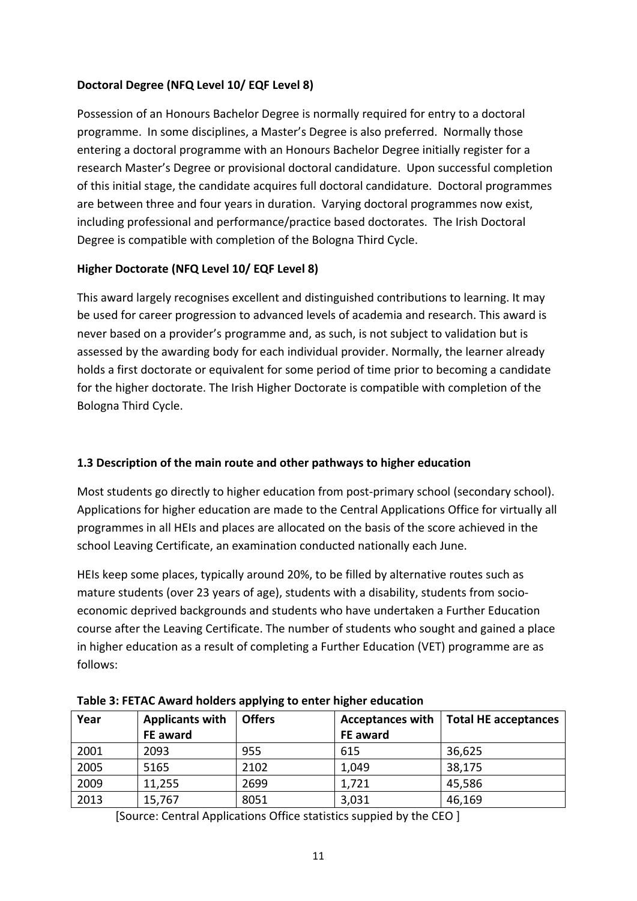**Doctoral Degree (NFQ Level 10/ EQF Level 8)**

Possession of an Honours Bachelor Degree is normally required for entry to a doctoral programme. In some disciplines, a Master's Degree is also preferred. Normally those entering a doctoral programme with an Honours Bachelor Degree initially register for a research Master's Degree or provisional doctoral candidature. Upon successful completion of this initial stage, the candidate acquires full doctoral candidature. Doctoral programmes are between three and four years in duration. Varying doctoral programmes now exist, including professional and performance/practice based doctorates. The Irish Doctoral Degree is compatible with completion of the Bologna Third Cycle.

**Higher Doctorate (NFQ Level 10/ EQF Level 8)**

This award largely recognises excellent and distinguished contributions to learning. It may be used for career progression to advanced levels of academia and research. This award is never based on a provider's programme and, as such, is not subject to validation but is assessed by the awarding body for each individual provider. Normally, the learner already holds a first doctorate or equivalent for some period of time prior to becoming a candidate for the higher doctorate. The Irish Higher Doctorate is compatible with completion of the Bologna Third Cycle.

### 1.3 Description of the main route and other pathways to higher education

Most students go directly to higher education from post-primary school (secondary school). Applications for higher education are made to the Central Applications Office for virtually all programmes in all HEIs and places are allocated on the basis of the score achieved in the school Leaving Certificate, an examination conducted nationally each June.

HEIs keep some places, typically around 20%, to be filled by alternative routes such as mature students (over 23 years of age), students with a disability, students from socio-economic deprived backgrounds and students who have undertaken a Further Education course after the Leaving Certificate. The number of students who sought and gained a place in higher education as a result of completing a Further Education (VET) programme are as follows:

**Table 3: FETAC Award holders applying to enter higher education**

| Year | Applicants with FE award | Offers | Acceptances with FE award | Total HE acceptances |
|---|---|---|---|---|
| 2001 | 2093 | 955 | 615 | 36,625 |
| 2005 | 5165 | 2102 | 1,049 | 38,175 |
| 2009 | 11,255 | 2699 | 1,721 | 45,586 |
| 2013 | 15,767 | 8051 | 3,031 | 46,169 |

[Source: Central Applications Office statistics suppied by the CEO ]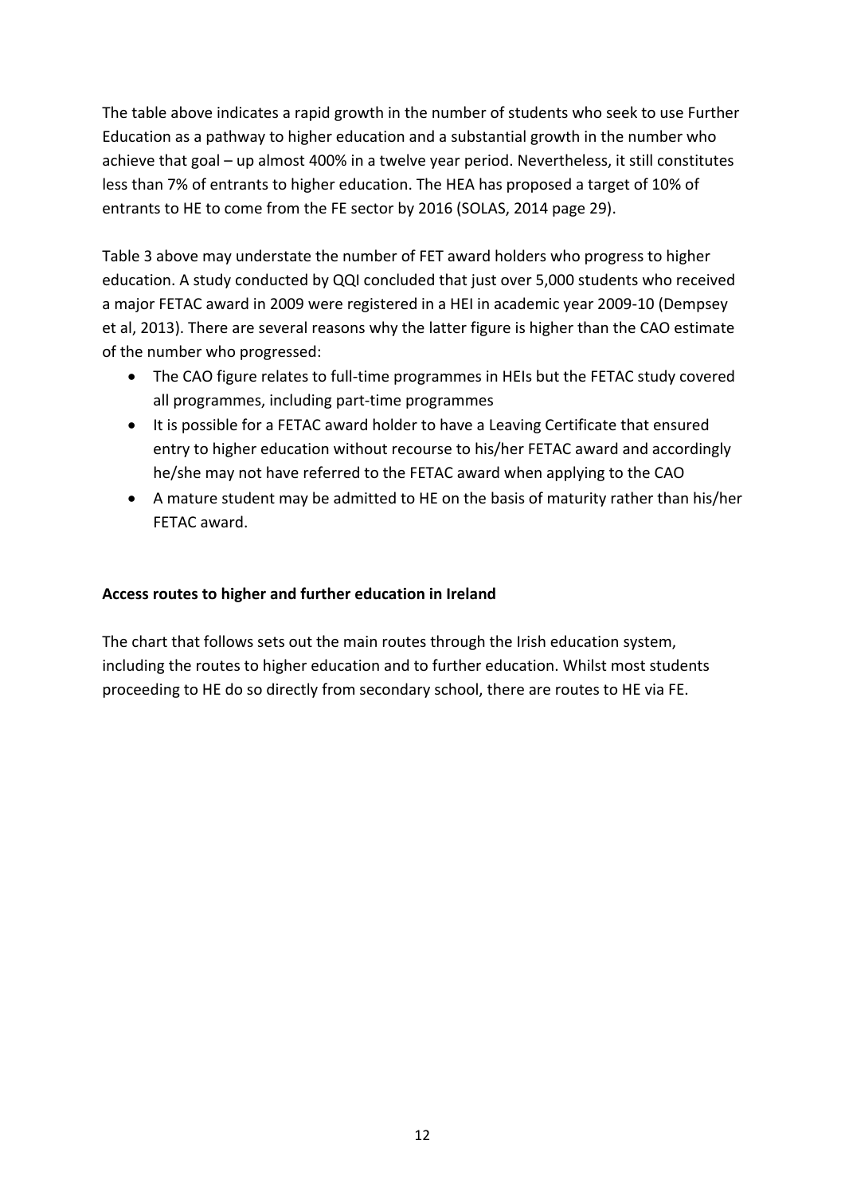The table above indicates a rapid growth in the number of students who seek to use Further Education as a pathway to higher education and a substantial growth in the number who achieve that goal – up almost 400% in a twelve year period. Nevertheless, it still constitutes less than 7% of entrants to higher education. The HEA has proposed a target of 10% of entrants to HE to come from the FE sector by 2016 (SOLAS, 2014 page 29).

Table 3 above may understate the number of FET award holders who progress to higher education. A study conducted by QQI concluded that just over 5,000 students who received a major FETAC award in 2009 were registered in a HEI in academic year 2009-10 (Dempsey et al, 2013). There are several reasons why the latter figure is higher than the CAO estimate of the number who progressed:

- The CAO figure relates to full-time programmes in HEIs but the FETAC study covered all programmes, including part-time programmes
- It is possible for a FETAC award holder to have a Leaving Certificate that ensured entry to higher education without recourse to his/her FETAC award and accordingly he/she may not have referred to the FETAC award when applying to the CAO
- A mature student may be admitted to HE on the basis of maturity rather than his/her FETAC award.

**Access routes to higher and further education in Ireland**

The chart that follows sets out the main routes through the Irish education system, including the routes to higher education and to further education. Whilst most students proceeding to HE do so directly from secondary school, there are routes to HE via FE.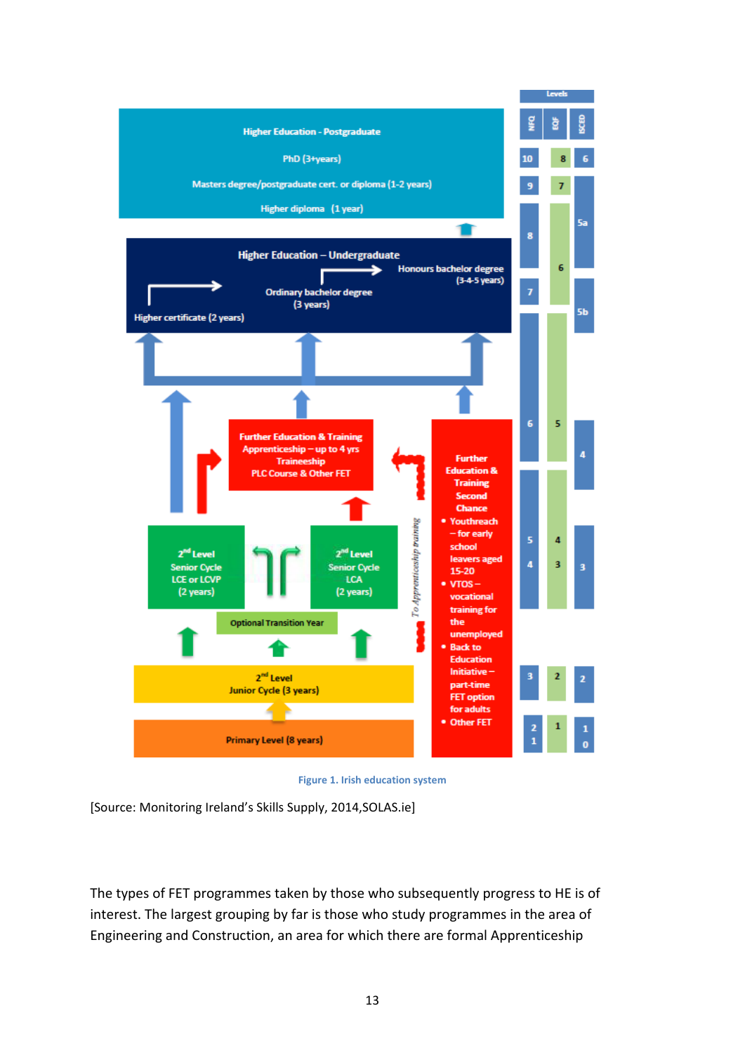Figure 1. Irish education system

[Source: Monitoring Ireland's Skills Supply, 2014,SOLAS.ie]

The types of FET programmes taken by those who subsequently progress to HE is of interest. The largest grouping by far is those who study programmes in the area of Engineering and Construction, an area for which there are formal Apprenticeship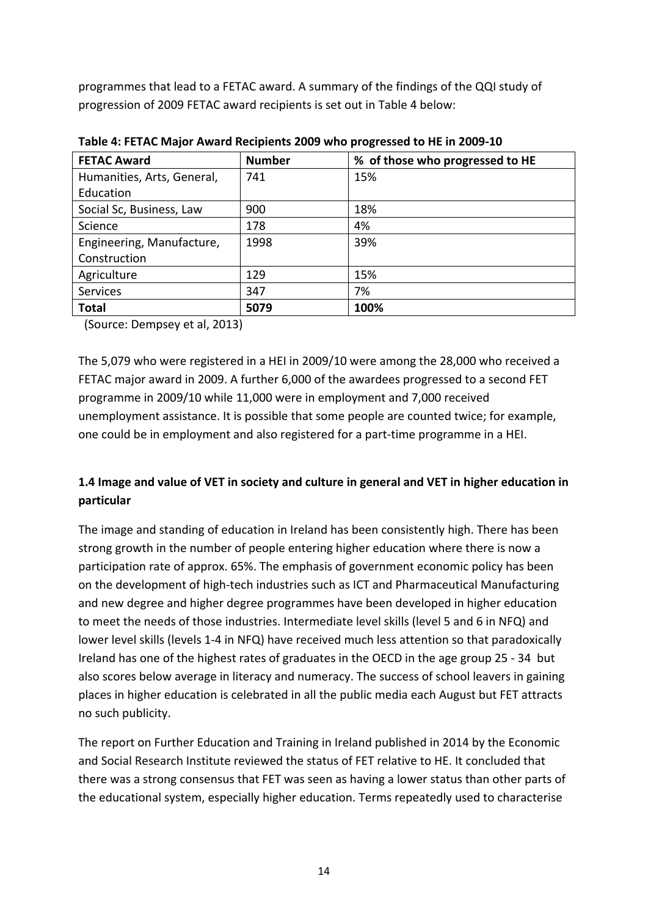programmes that lead to a FETAC award. A summary of the findings of the QQI study of progression of 2009 FETAC award recipients is set out in Table 4 below:

**Table 4: FETAC Major Award Recipients 2009 who progressed to HE in 2009-10**

| FETAC Award | Number | % of those who progressed to HE |
|---|---|---|
| Humanities, Arts, General, Education | 741 | 15% |
| Social Sc, Business, Law | 900 | 18% |
| Science | 178 | 4% |
| Engineering, Manufacture, Construction | 1998 | 39% |
| Agriculture | 129 | 15% |
| Services | 347 | 7% |
| **Total** | **5079** | **100%** |

(Source: Dempsey et al, 2013)

The 5,079 who were registered in a HEI in 2009/10 were among the 28,000 who received a FETAC major award in 2009. A further 6,000 of the awardees progressed to a second FET programme in 2009/10 while 11,000 were in employment and 7,000 received unemployment assistance. It is possible that some people are counted twice; for example, one could be in employment and also registered for a part-time programme in a HEI.

### 1.4 Image and value of VET in society and culture in general and VET in higher education in particular

The image and standing of education in Ireland has been consistently high. There has been strong growth in the number of people entering higher education where there is now a participation rate of approx. 65%. The emphasis of government economic policy has been on the development of high-tech industries such as ICT and Pharmaceutical Manufacturing and new degree and higher degree programmes have been developed in higher education to meet the needs of those industries. Intermediate level skills (level 5 and 6 in NFQ) and lower level skills (levels 1-4 in NFQ) have received much less attention so that paradoxically Ireland has one of the highest rates of graduates in the OECD in the age group 25 - 34 but also scores below average in literacy and numeracy. The success of school leavers in gaining places in higher education is celebrated in all the public media each August but FET attracts no such publicity.

The report on Further Education and Training in Ireland published in 2014 by the Economic and Social Research Institute reviewed the status of FET relative to HE. It concluded that there was a strong consensus that FET was seen as having a lower status than other parts of the educational system, especially higher education. Terms repeatedly used to characterise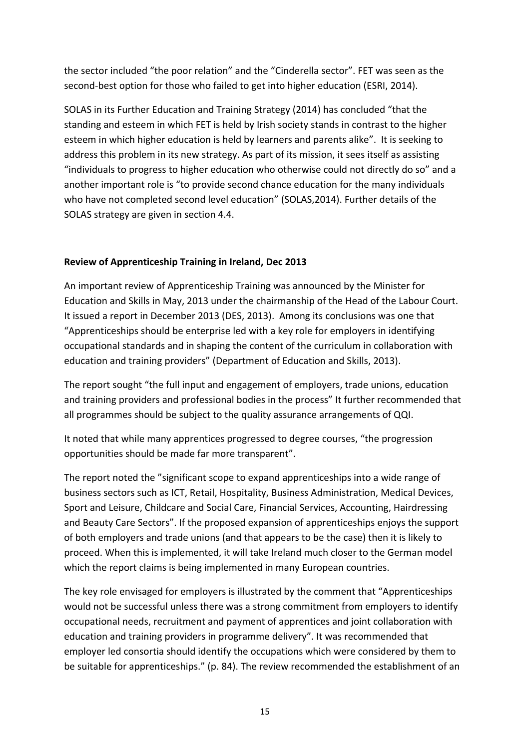the sector included "the poor relation" and the "Cinderella sector". FET was seen as the second-best option for those who failed to get into higher education (ESRI, 2014).

SOLAS in its Further Education and Training Strategy (2014) has concluded "that the standing and esteem in which FET is held by Irish society stands in contrast to the higher esteem in which higher education is held by learners and parents alike". It is seeking to address this problem in its new strategy. As part of its mission, it sees itself as assisting "individuals to progress to higher education who otherwise could not directly do so" and a another important role is "to provide second chance education for the many individuals who have not completed second level education" (SOLAS,2014). Further details of the SOLAS strategy are given in section 4.4.

**Review of Apprenticeship Training in Ireland, Dec 2013**

An important review of Apprenticeship Training was announced by the Minister for Education and Skills in May, 2013 under the chairmanship of the Head of the Labour Court. It issued a report in December 2013 (DES, 2013). Among its conclusions was one that "Apprenticeships should be enterprise led with a key role for employers in identifying occupational standards and in shaping the content of the curriculum in collaboration with education and training providers" (Department of Education and Skills, 2013).

The report sought "the full input and engagement of employers, trade unions, education and training providers and professional bodies in the process" It further recommended that all programmes should be subject to the quality assurance arrangements of QQI.

It noted that while many apprentices progressed to degree courses, "the progression opportunities should be made far more transparent".

The report noted the "significant scope to expand apprenticeships into a wide range of business sectors such as ICT, Retail, Hospitality, Business Administration, Medical Devices, Sport and Leisure, Childcare and Social Care, Financial Services, Accounting, Hairdressing and Beauty Care Sectors". If the proposed expansion of apprenticeships enjoys the support of both employers and trade unions (and that appears to be the case) then it is likely to proceed. When this is implemented, it will take Ireland much closer to the German model which the report claims is being implemented in many European countries.

The key role envisaged for employers is illustrated by the comment that "Apprenticeships would not be successful unless there was a strong commitment from employers to identify occupational needs, recruitment and payment of apprentices and joint collaboration with education and training providers in programme delivery". It was recommended that employer led consortia should identify the occupations which were considered by them to be suitable for apprenticeships." (p. 84). The review recommended the establishment of an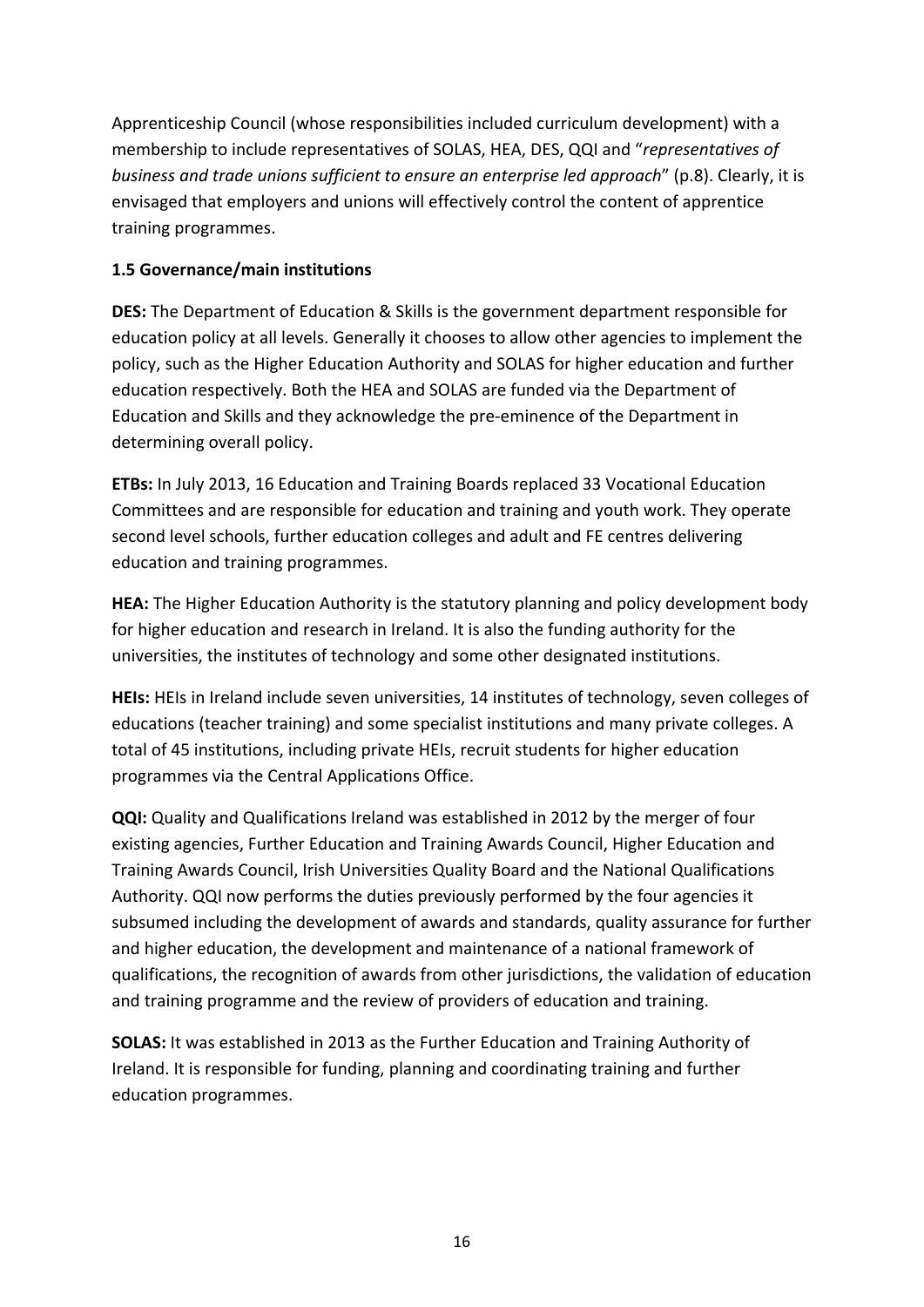Apprenticeship Council (whose responsibilities included curriculum development) with a membership to include representatives of SOLAS, HEA, DES, QQI and "*representatives of business and trade unions sufficient to ensure an enterprise led approach*" (p.8). Clearly, it is envisaged that employers and unions will effectively control the content of apprentice training programmes.

### 1.5 Governance/main institutions

**DES:** The Department of Education & Skills is the government department responsible for education policy at all levels. Generally it chooses to allow other agencies to implement the policy, such as the Higher Education Authority and SOLAS for higher education and further education respectively. Both the HEA and SOLAS are funded via the Department of Education and Skills and they acknowledge the pre-eminence of the Department in determining overall policy.

**ETBs:** In July 2013, 16 Education and Training Boards replaced 33 Vocational Education Committees and are responsible for education and training and youth work. They operate second level schools, further education colleges and adult and FE centres delivering education and training programmes.

**HEA:** The Higher Education Authority is the statutory planning and policy development body for higher education and research in Ireland. It is also the funding authority for the universities, the institutes of technology and some other designated institutions.

**HEIs:** HEIs in Ireland include seven universities, 14 institutes of technology, seven colleges of educations (teacher training) and some specialist institutions and many private colleges. A total of 45 institutions, including private HEIs, recruit students for higher education programmes via the Central Applications Office.

**QQI:** Quality and Qualifications Ireland was established in 2012 by the merger of four existing agencies, Further Education and Training Awards Council, Higher Education and Training Awards Council, Irish Universities Quality Board and the National Qualifications Authority. QQI now performs the duties previously performed by the four agencies it subsumed including the development of awards and standards, quality assurance for further and higher education, the development and maintenance of a national framework of qualifications, the recognition of awards from other jurisdictions, the validation of education and training programme and the review of providers of education and training.

**SOLAS:** It was established in 2013 as the Further Education and Training Authority of Ireland. It is responsible for funding, planning and coordinating training and further education programmes.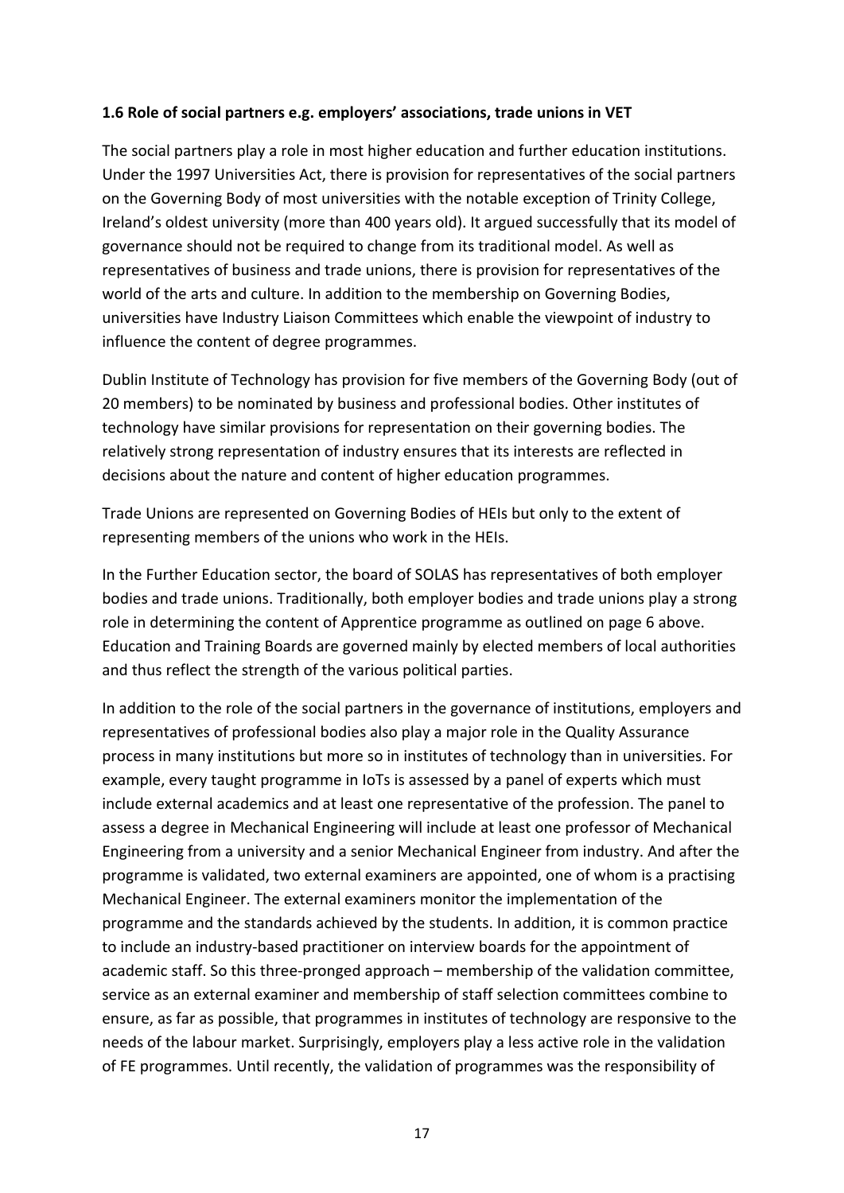**1.6 Role of social partners e.g. employers' associations, trade unions in VET**

The social partners play a role in most higher education and further education institutions. Under the 1997 Universities Act, there is provision for representatives of the social partners on the Governing Body of most universities with the notable exception of Trinity College, Ireland's oldest university (more than 400 years old). It argued successfully that its model of governance should not be required to change from its traditional model. As well as representatives of business and trade unions, there is provision for representatives of the world of the arts and culture. In addition to the membership on Governing Bodies, universities have Industry Liaison Committees which enable the viewpoint of industry to influence the content of degree programmes.

Dublin Institute of Technology has provision for five members of the Governing Body (out of 20 members) to be nominated by business and professional bodies. Other institutes of technology have similar provisions for representation on their governing bodies. The relatively strong representation of industry ensures that its interests are reflected in decisions about the nature and content of higher education programmes.

Trade Unions are represented on Governing Bodies of HEIs but only to the extent of representing members of the unions who work in the HEIs.

In the Further Education sector, the board of SOLAS has representatives of both employer bodies and trade unions. Traditionally, both employer bodies and trade unions play a strong role in determining the content of Apprentice programme as outlined on page 6 above. Education and Training Boards are governed mainly by elected members of local authorities and thus reflect the strength of the various political parties.

In addition to the role of the social partners in the governance of institutions, employers and representatives of professional bodies also play a major role in the Quality Assurance process in many institutions but more so in institutes of technology than in universities. For example, every taught programme in IoTs is assessed by a panel of experts which must include external academics and at least one representative of the profession. The panel to assess a degree in Mechanical Engineering will include at least one professor of Mechanical Engineering from a university and a senior Mechanical Engineer from industry. And after the programme is validated, two external examiners are appointed, one of whom is a practising Mechanical Engineer. The external examiners monitor the implementation of the programme and the standards achieved by the students. In addition, it is common practice to include an industry-based practitioner on interview boards for the appointment of academic staff. So this three-pronged approach – membership of the validation committee, service as an external examiner and membership of staff selection committees combine to ensure, as far as possible, that programmes in institutes of technology are responsive to the needs of the labour market. Surprisingly, employers play a less active role in the validation of FE programmes. Until recently, the validation of programmes was the responsibility of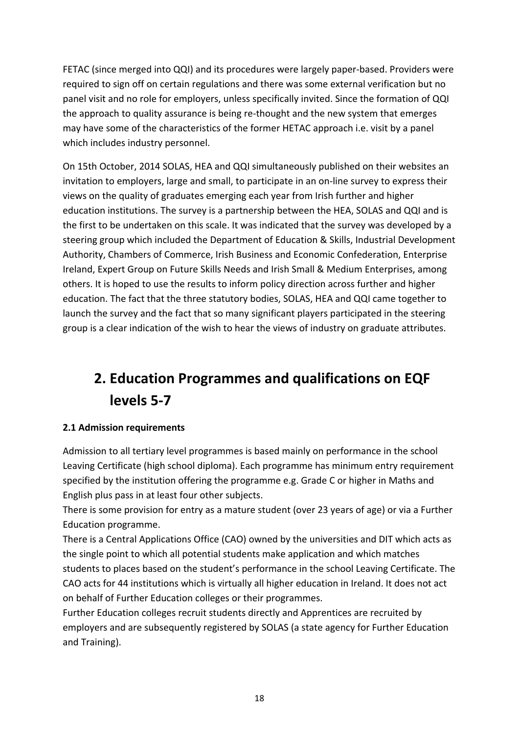FETAC (since merged into QQI) and its procedures were largely paper-based. Providers were required to sign off on certain regulations and there was some external verification but no panel visit and no role for employers, unless specifically invited. Since the formation of QQI the approach to quality assurance is being re-thought and the new system that emerges may have some of the characteristics of the former HETAC approach i.e. visit by a panel which includes industry personnel.

On 15th October, 2014 SOLAS, HEA and QQI simultaneously published on their websites an invitation to employers, large and small, to participate in an on-line survey to express their views on the quality of graduates emerging each year from Irish further and higher education institutions. The survey is a partnership between the HEA, SOLAS and QQI and is the first to be undertaken on this scale. It was indicated that the survey was developed by a steering group which included the Department of Education & Skills, Industrial Development Authority, Chambers of Commerce, Irish Business and Economic Confederation, Enterprise Ireland, Expert Group on Future Skills Needs and Irish Small & Medium Enterprises, among others. It is hoped to use the results to inform policy direction across further and higher education. The fact that the three statutory bodies, SOLAS, HEA and QQI came together to launch the survey and the fact that so many significant players participated in the steering group is a clear indication of the wish to hear the views of industry on graduate attributes.

# 2. Education Programmes and qualifications on EQF levels 5-7

**2.1 Admission requirements**

Admission to all tertiary level programmes is based mainly on performance in the school Leaving Certificate (high school diploma). Each programme has minimum entry requirement specified by the institution offering the programme e.g. Grade C or higher in Maths and English plus pass in at least four other subjects.

There is some provision for entry as a mature student (over 23 years of age) or via a Further Education programme.

There is a Central Applications Office (CAO) owned by the universities and DIT which acts as the single point to which all potential students make application and which matches students to places based on the student's performance in the school Leaving Certificate. The CAO acts for 44 institutions which is virtually all higher education in Ireland. It does not act on behalf of Further Education colleges or their programmes.

Further Education colleges recruit students directly and Apprentices are recruited by employers and are subsequently registered by SOLAS (a state agency for Further Education and Training).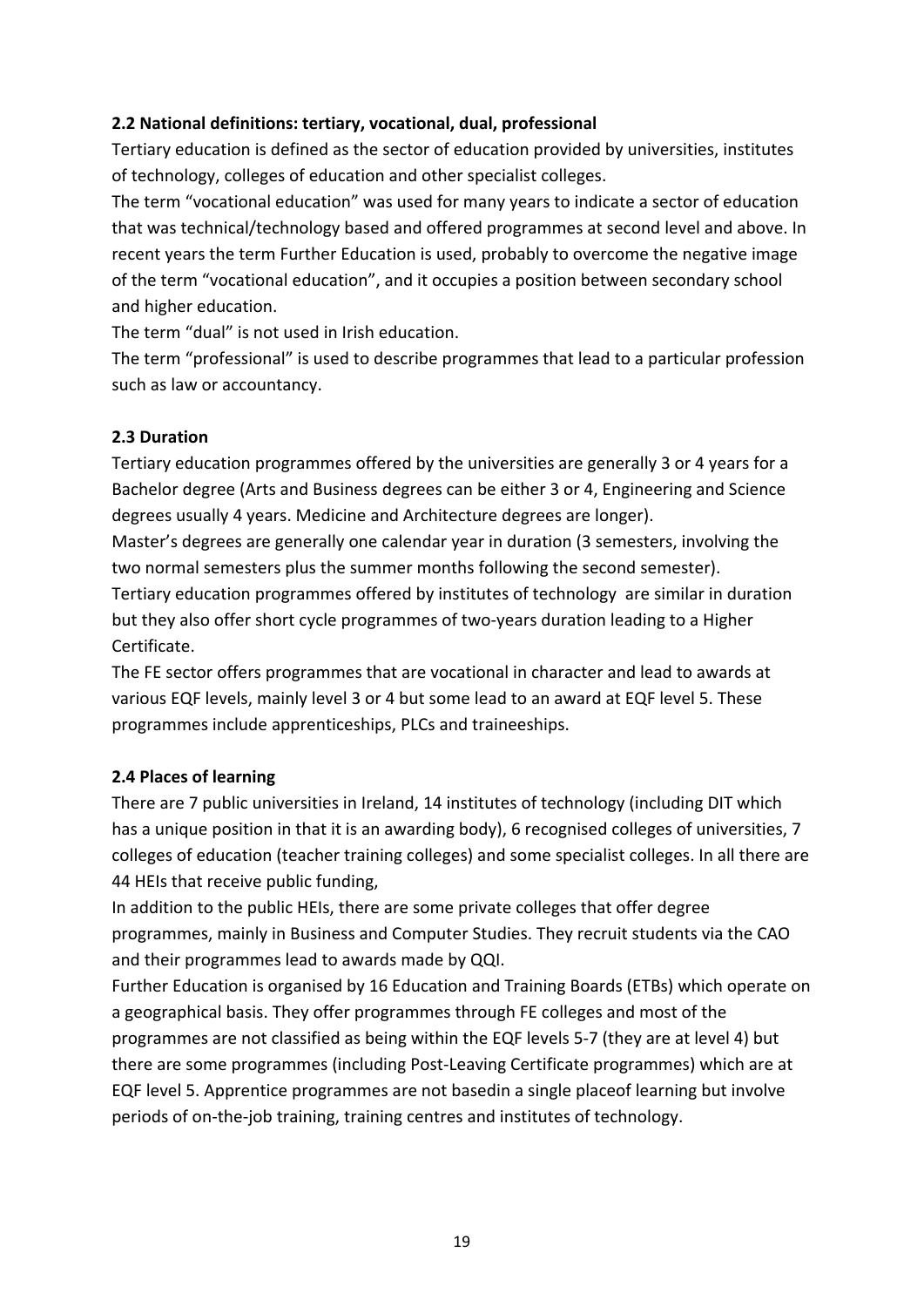### 2.2 National definitions: tertiary, vocational, dual, professional

Tertiary education is defined as the sector of education provided by universities, institutes of technology, colleges of education and other specialist colleges.

The term “vocational education” was used for many years to indicate a sector of education that was technical/technology based and offered programmes at second level and above. In recent years the term Further Education is used, probably to overcome the negative image of the term “vocational education”, and it occupies a position between secondary school and higher education.

The term “dual” is not used in Irish education.

The term “professional” is used to describe programmes that lead to a particular profession such as law or accountancy.

### 2.3 Duration

Tertiary education programmes offered by the universities are generally 3 or 4 years for a Bachelor degree (Arts and Business degrees can be either 3 or 4, Engineering and Science degrees usually 4 years. Medicine and Architecture degrees are longer).

Master’s degrees are generally one calendar year in duration (3 semesters, involving the two normal semesters plus the summer months following the second semester).

Tertiary education programmes offered by institutes of technology are similar in duration but they also offer short cycle programmes of two-years duration leading to a Higher Certificate.

The FE sector offers programmes that are vocational in character and lead to awards at various EQF levels, mainly level 3 or 4 but some lead to an award at EQF level 5. These programmes include apprenticeships, PLCs and traineeships.

### 2.4 Places of learning

There are 7 public universities in Ireland, 14 institutes of technology (including DIT which has a unique position in that it is an awarding body), 6 recognised colleges of universities, 7 colleges of education (teacher training colleges) and some specialist colleges. In all there are 44 HEIs that receive public funding,

In addition to the public HEIs, there are some private colleges that offer degree programmes, mainly in Business and Computer Studies. They recruit students via the CAO and their programmes lead to awards made by QQI.

Further Education is organised by 16 Education and Training Boards (ETBs) which operate on a geographical basis. They offer programmes through FE colleges and most of the programmes are not classified as being within the EQF levels 5-7 (they are at level 4) but there are some programmes (including Post-Leaving Certificate programmes) which are at EQF level 5. Apprentice programmes are not basedin a single placeof learning but involve periods of on-the-job training, training centres and institutes of technology.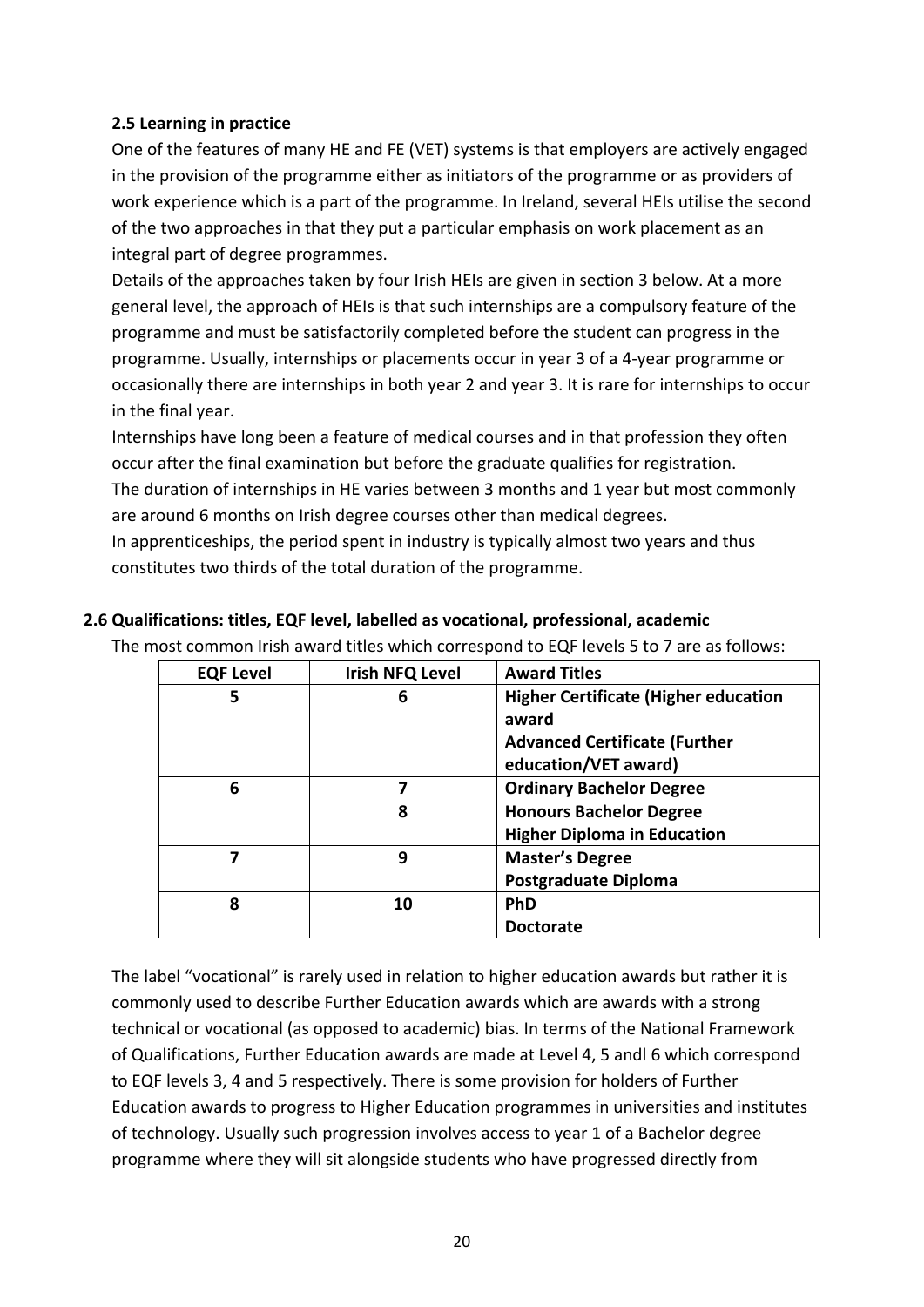### 2.5 Learning in practice

One of the features of many HE and FE (VET) systems is that employers are actively engaged in the provision of the programme either as initiators of the programme or as providers of work experience which is a part of the programme. In Ireland, several HEIs utilise the second of the two approaches in that they put a particular emphasis on work placement as an integral part of degree programmes.

Details of the approaches taken by four Irish HEIs are given in section 3 below. At a more general level, the approach of HEIs is that such internships are a compulsory feature of the programme and must be satisfactorily completed before the student can progress in the programme. Usually, internships or placements occur in year 3 of a 4-year programme or occasionally there are internships in both year 2 and year 3. It is rare for internships to occur in the final year.

Internships have long been a feature of medical courses and in that profession they often occur after the final examination but before the graduate qualifies for registration.

The duration of internships in HE varies between 3 months and 1 year but most commonly are around 6 months on Irish degree courses other than medical degrees.

In apprenticeships, the period spent in industry is typically almost two years and thus constitutes two thirds of the total duration of the programme.

### 2.6 Qualifications: titles, EQF level, labelled as vocational, professional, academic

The most common Irish award titles which correspond to EQF levels 5 to 7 are as follows:

| EQF Level | Irish NFQ Level | Award Titles |
|---|---|---|
| **5** | **6** | **Higher Certificate (Higher education award**<br>**Advanced Certificate (Further education/VET award)** |
| **6** | **7**<br>**8** | **Ordinary Bachelor Degree**<br>**Honours Bachelor Degree**<br>**Higher Diploma in Education** |
| **7** | **9** | **Master's Degree**<br>**Postgraduate Diploma** |
| **8** | **10** | **PhD**<br>**Doctorate** |

The label "vocational" is rarely used in relation to higher education awards but rather it is commonly used to describe Further Education awards which are awards with a strong technical or vocational (as opposed to academic) bias. In terms of the National Framework of Qualifications, Further Education awards are made at Level 4, 5 andl 6 which correspond to EQF levels 3, 4 and 5 respectively. There is some provision for holders of Further Education awards to progress to Higher Education programmes in universities and institutes of technology. Usually such progression involves access to year 1 of a Bachelor degree programme where they will sit alongside students who have progressed directly from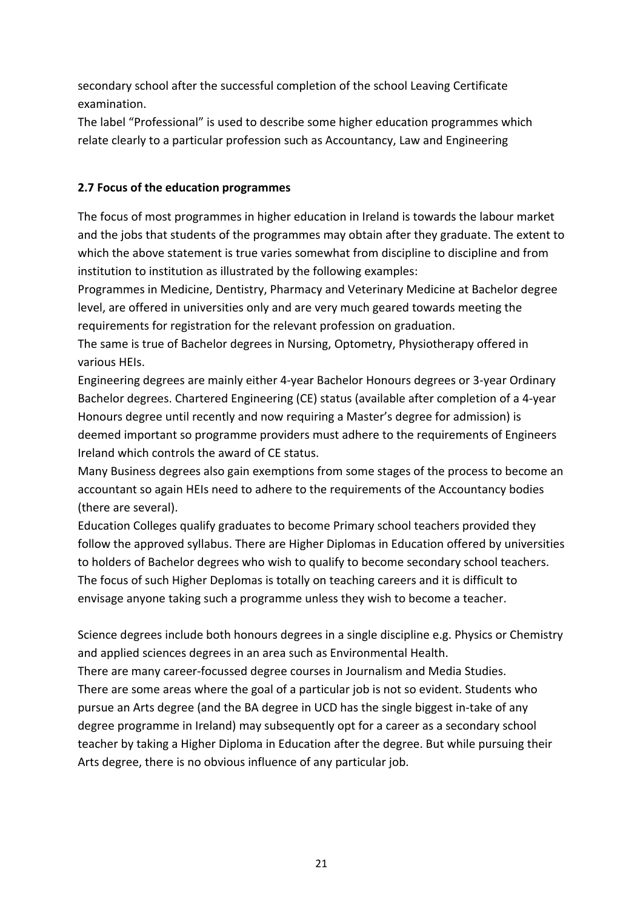secondary school after the successful completion of the school Leaving Certificate examination.
The label "Professional" is used to describe some higher education programmes which relate clearly to a particular profession such as Accountancy, Law and Engineering

**2.7 Focus of the education programmes**

The focus of most programmes in higher education in Ireland is towards the labour market and the jobs that students of the programmes may obtain after they graduate. The extent to which the above statement is true varies somewhat from discipline to discipline and from institution to institution as illustrated by the following examples:
Programmes in Medicine, Dentistry, Pharmacy and Veterinary Medicine at Bachelor degree level, are offered in universities only and are very much geared towards meeting the requirements for registration for the relevant profession on graduation.
The same is true of Bachelor degrees in Nursing, Optometry, Physiotherapy offered in various HEIs.
Engineering degrees are mainly either 4-year Bachelor Honours degrees or 3-year Ordinary Bachelor degrees. Chartered Engineering (CE) status (available after completion of a 4-year Honours degree until recently and now requiring a Master's degree for admission) is deemed important so programme providers must adhere to the requirements of Engineers Ireland which controls the award of CE status.
Many Business degrees also gain exemptions from some stages of the process to become an accountant so again HEIs need to adhere to the requirements of the Accountancy bodies (there are several).
Education Colleges qualify graduates to become Primary school teachers provided they follow the approved syllabus. There are Higher Diplomas in Education offered by universities to holders of Bachelor degrees who wish to qualify to become secondary school teachers. The focus of such Higher Deplomas is totally on teaching careers and it is difficult to envisage anyone taking such a programme unless they wish to become a teacher.

Science degrees include both honours degrees in a single discipline e.g. Physics or Chemistry and applied sciences degrees in an area such as Environmental Health.
There are many career-focussed degree courses in Journalism and Media Studies.
There are some areas where the goal of a particular job is not so evident. Students who pursue an Arts degree (and the BA degree in UCD has the single biggest in-take of any degree programme in Ireland) may subsequently opt for a career as a secondary school teacher by taking a Higher Diploma in Education after the degree. But while pursuing their Arts degree, there is no obvious influence of any particular job.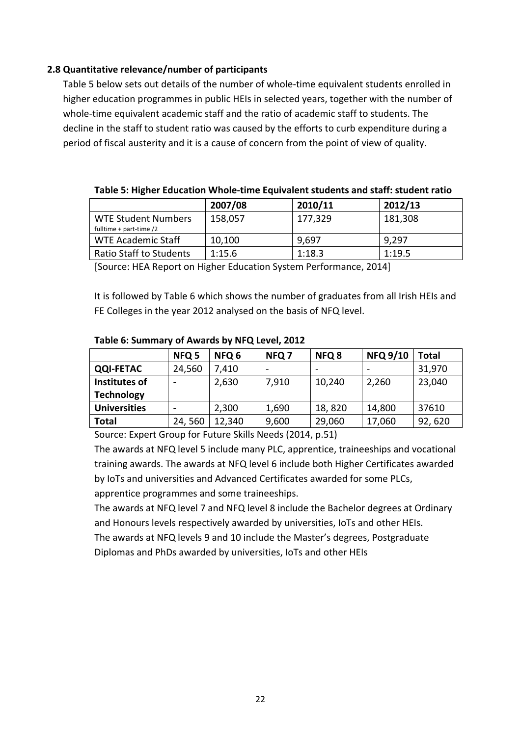### 2.8 Quantitative relevance/number of participants

Table 5 below sets out details of the number of whole-time equivalent students enrolled in higher education programmes in public HEIs in selected years, together with the number of whole-time equivalent academic staff and the ratio of academic staff to students. The decline in the staff to student ratio was caused by the efforts to curb expenditure during a period of fiscal austerity and it is a cause of concern from the point of view of quality.

**Table 5: Higher Education Whole-time Equivalent students and staff: student ratio**

| | 2007/08 | 2010/11 | 2012/13 |
|---|---|---|---|
| WTE Student Numbers fulltime + part-time /2 | 158,057 | 177,329 | 181,308 |
| WTE Academic Staff | 10,100 | 9,697 | 9,297 |
| Ratio Staff to Students | 1:15.6 | 1:18.3 | 1:19.5 |

[Source: HEA Report on Higher Education System Performance, 2014]

It is followed by Table 6 which shows the number of graduates from all Irish HEIs and FE Colleges in the year 2012 analysed on the basis of NFQ level.

**Table 6: Summary of Awards by NFQ Level, 2012**

| | NFQ 5 | NFQ 6 | NFQ 7 | NFQ 8 | NFQ 9/10 | Total |
|---|---|---|---|---|---|---|
| **QQI-FETAC** | 24,560 | 7,410 | - | - | - | 31,970 |
| **Institutes of Technology** | - | 2,630 | 7,910 | 10,240 | 2,260 | 23,040 |
| **Universities** | - | 2,300 | 1,690 | 18, 820 | 14,800 | 37610 |
| **Total** | 24, 560 | 12,340 | 9,600 | 29,060 | 17,060 | 92, 620 |

Source: Expert Group for Future Skills Needs (2014, p.51)

The awards at NFQ level 5 include many PLC, apprentice, traineeships and vocational training awards. The awards at NFQ level 6 include both Higher Certificates awarded by IoTs and universities and Advanced Certificates awarded for some PLCs, apprentice programmes and some traineeships.

The awards at NFQ level 7 and NFQ level 8 include the Bachelor degrees at Ordinary and Honours levels respectively awarded by universities, IoTs and other HEIs.

The awards at NFQ levels 9 and 10 include the Master's degrees, Postgraduate Diplomas and PhDs awarded by universities, IoTs and other HEIs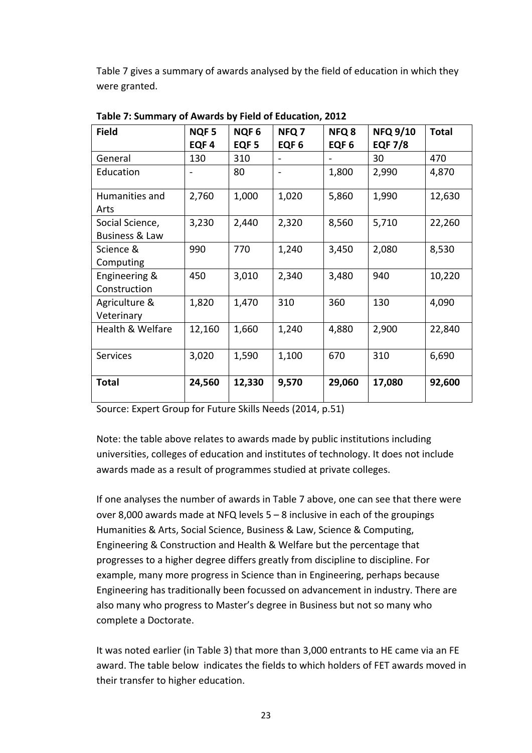Table 7 gives a summary of awards analysed by the field of education in which they were granted.

**Table 7: Summary of Awards by Field of Education, 2012**

| Field | NQF 5 EQF 4 | NQF 6 EQF 5 | NFQ 7 EQF 6 | NFQ 8 EQF 6 | NFQ 9/10 EQF 7/8 | Total |
|---|---|---|---|---|---|---|
| General | 130 | 310 | - | - | 30 | 470 |
| Education | - | 80 | - | 1,800 | 2,990 | 4,870 |
| Humanities and Arts | 2,760 | 1,000 | 1,020 | 5,860 | 1,990 | 12,630 |
| Social Science, Business & Law | 3,230 | 2,440 | 2,320 | 8,560 | 5,710 | 22,260 |
| Science & Computing | 990 | 770 | 1,240 | 3,450 | 2,080 | 8,530 |
| Engineering & Construction | 450 | 3,010 | 2,340 | 3,480 | 940 | 10,220 |
| Agriculture & Veterinary | 1,820 | 1,470 | 310 | 360 | 130 | 4,090 |
| Health & Welfare | 12,160 | 1,660 | 1,240 | 4,880 | 2,900 | 22,840 |
| Services | 3,020 | 1,590 | 1,100 | 670 | 310 | 6,690 |
| **Total** | **24,560** | **12,330** | **9,570** | **29,060** | **17,080** | **92,600** |

Source: Expert Group for Future Skills Needs (2014, p.51)

Note: the table above relates to awards made by public institutions including universities, colleges of education and institutes of technology. It does not include awards made as a result of programmes studied at private colleges.

If one analyses the number of awards in Table 7 above, one can see that there were over 8,000 awards made at NFQ levels 5 – 8 inclusive in each of the groupings Humanities & Arts, Social Science, Business & Law, Science & Computing, Engineering & Construction and Health & Welfare but the percentage that progresses to a higher degree differs greatly from discipline to discipline. For example, many more progress in Science than in Engineering, perhaps because Engineering has traditionally been focussed on advancement in industry. There are also many who progress to Master's degree in Business but not so many who complete a Doctorate.

It was noted earlier (in Table 3) that more than 3,000 entrants to HE came via an FE award. The table below indicates the fields to which holders of FET awards moved in their transfer to higher education.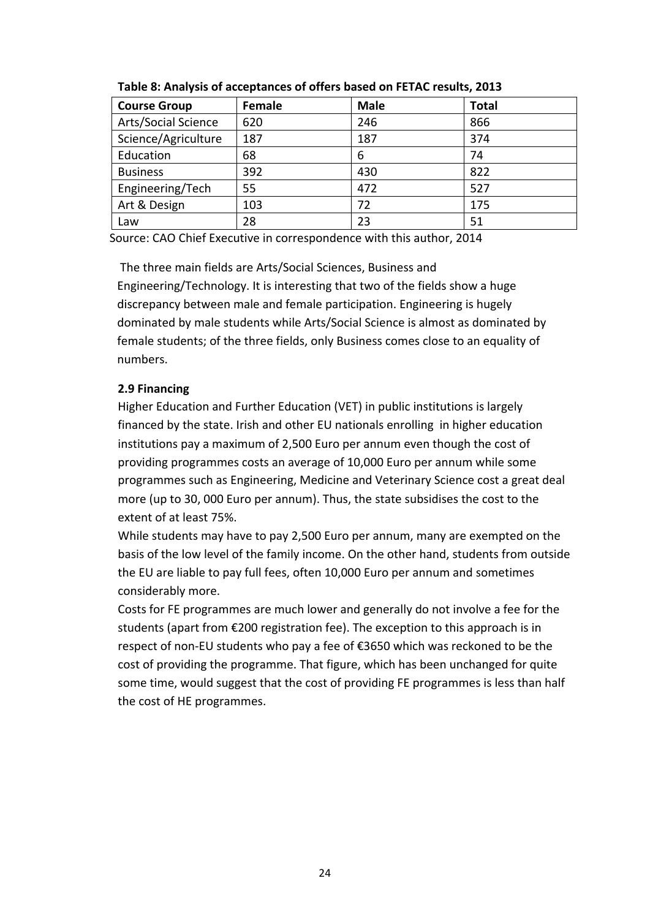**Table 8: Analysis of acceptances of offers based on FETAC results, 2013**

| Course Group | Female | Male | Total |
|---|---|---|---|
| Arts/Social Science | 620 | 246 | 866 |
| Science/Agriculture | 187 | 187 | 374 |
| Education | 68 | 6 | 74 |
| Business | 392 | 430 | 822 |
| Engineering/Tech | 55 | 472 | 527 |
| Art & Design | 103 | 72 | 175 |
| Law | 28 | 23 | 51 |

Source: CAO Chief Executive in correspondence with this author, 2014

The three main fields are Arts/Social Sciences, Business and Engineering/Technology. It is interesting that two of the fields show a huge discrepancy between male and female participation. Engineering is hugely dominated by male students while Arts/Social Science is almost as dominated by female students; of the three fields, only Business comes close to an equality of numbers.

### 2.9 Financing

Higher Education and Further Education (VET) in public institutions is largely financed by the state. Irish and other EU nationals enrolling in higher education institutions pay a maximum of 2,500 Euro per annum even though the cost of providing programmes costs an average of 10,000 Euro per annum while some programmes such as Engineering, Medicine and Veterinary Science cost a great deal more (up to 30, 000 Euro per annum). Thus, the state subsidises the cost to the extent of at least 75%.

While students may have to pay 2,500 Euro per annum, many are exempted on the basis of the low level of the family income. On the other hand, students from outside the EU are liable to pay full fees, often 10,000 Euro per annum and sometimes considerably more.

Costs for FE programmes are much lower and generally do not involve a fee for the students (apart from €200 registration fee). The exception to this approach is in respect of non-EU students who pay a fee of €3650 which was reckoned to be the cost of providing the programme. That figure, which has been unchanged for quite some time, would suggest that the cost of providing FE programmes is less than half the cost of HE programmes.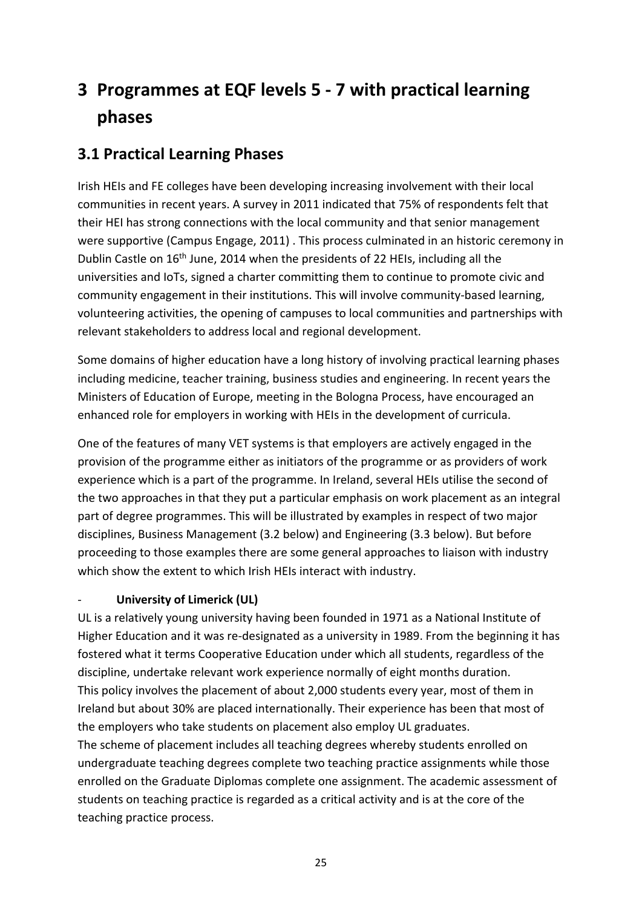# 3 Programmes at EQF levels 5 - 7 with practical learning phases

## 3.1 Practical Learning Phases

Irish HEIs and FE colleges have been developing increasing involvement with their local communities in recent years. A survey in 2011 indicated that 75% of respondents felt that their HEI has strong connections with the local community and that senior management were supportive (Campus Engage, 2011) . This process culminated in an historic ceremony in Dublin Castle on 16th June, 2014 when the presidents of 22 HEIs, including all the universities and IoTs, signed a charter committing them to continue to promote civic and community engagement in their institutions. This will involve community-based learning, volunteering activities, the opening of campuses to local communities and partnerships with relevant stakeholders to address local and regional development.

Some domains of higher education have a long history of involving practical learning phases including medicine, teacher training, business studies and engineering. In recent years the Ministers of Education of Europe, meeting in the Bologna Process, have encouraged an enhanced role for employers in working with HEIs in the development of curricula.

One of the features of many VET systems is that employers are actively engaged in the provision of the programme either as initiators of the programme or as providers of work experience which is a part of the programme. In Ireland, several HEIs utilise the second of the two approaches in that they put a particular emphasis on work placement as an integral part of degree programmes. This will be illustrated by examples in respect of two major disciplines, Business Management (3.2 below) and Engineering (3.3 below). But before proceeding to those examples there are some general approaches to liaison with industry which show the extent to which Irish HEIs interact with industry.

- **University of Limerick (UL)**

UL is a relatively young university having been founded in 1971 as a National Institute of Higher Education and it was re-designated as a university in 1989. From the beginning it has fostered what it terms Cooperative Education under which all students, regardless of the discipline, undertake relevant work experience normally of eight months duration.
This policy involves the placement of about 2,000 students every year, most of them in Ireland but about 30% are placed internationally. Their experience has been that most of the employers who take students on placement also employ UL graduates.
The scheme of placement includes all teaching degrees whereby students enrolled on undergraduate teaching degrees complete two teaching practice assignments while those enrolled on the Graduate Diplomas complete one assignment. The academic assessment of students on teaching practice is regarded as a critical activity and is at the core of the teaching practice process.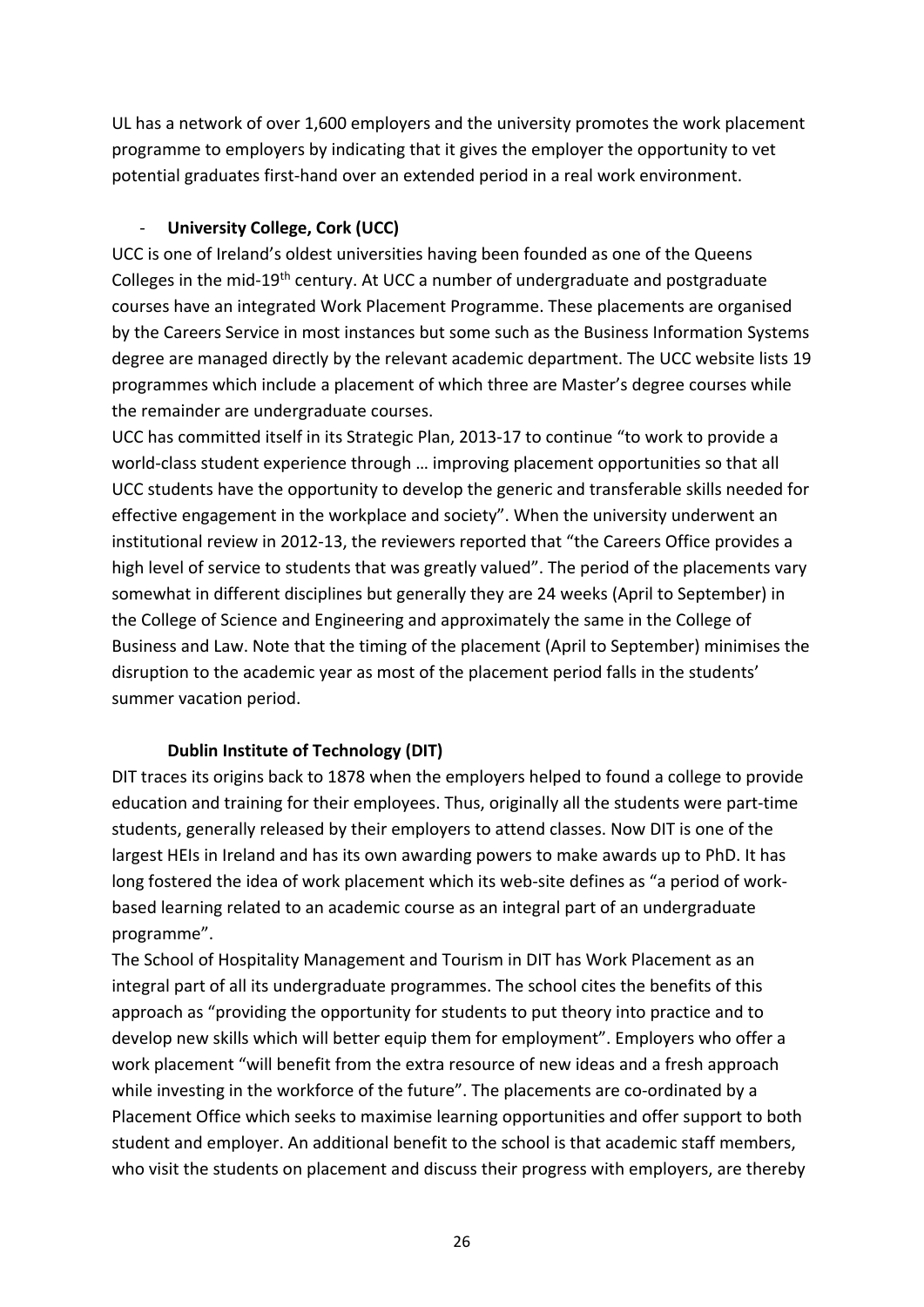UL has a network of over 1,600 employers and the university promotes the work placement programme to employers by indicating that it gives the employer the opportunity to vet potential graduates first-hand over an extended period in a real work environment.

- **University College, Cork (UCC)**

UCC is one of Ireland's oldest universities having been founded as one of the Queens Colleges in the mid-19th century. At UCC a number of undergraduate and postgraduate courses have an integrated Work Placement Programme. These placements are organised by the Careers Service in most instances but some such as the Business Information Systems degree are managed directly by the relevant academic department. The UCC website lists 19 programmes which include a placement of which three are Master's degree courses while the remainder are undergraduate courses.

UCC has committed itself in its Strategic Plan, 2013-17 to continue "to work to provide a world-class student experience through … improving placement opportunities so that all UCC students have the opportunity to develop the generic and transferable skills needed for effective engagement in the workplace and society". When the university underwent an institutional review in 2012-13, the reviewers reported that "the Careers Office provides a high level of service to students that was greatly valued". The period of the placements vary somewhat in different disciplines but generally they are 24 weeks (April to September) in the College of Science and Engineering and approximately the same in the College of Business and Law. Note that the timing of the placement (April to September) minimises the disruption to the academic year as most of the placement period falls in the students' summer vacation period.

**Dublin Institute of Technology (DIT)**

DIT traces its origins back to 1878 when the employers helped to found a college to provide education and training for their employees. Thus, originally all the students were part-time students, generally released by their employers to attend classes. Now DIT is one of the largest HEIs in Ireland and has its own awarding powers to make awards up to PhD. It has long fostered the idea of work placement which its web-site defines as "a period of work-based learning related to an academic course as an integral part of an undergraduate programme".

The School of Hospitality Management and Tourism in DIT has Work Placement as an integral part of all its undergraduate programmes. The school cites the benefits of this approach as "providing the opportunity for students to put theory into practice and to develop new skills which will better equip them for employment". Employers who offer a work placement "will benefit from the extra resource of new ideas and a fresh approach while investing in the workforce of the future". The placements are co-ordinated by a Placement Office which seeks to maximise learning opportunities and offer support to both student and employer. An additional benefit to the school is that academic staff members, who visit the students on placement and discuss their progress with employers, are thereby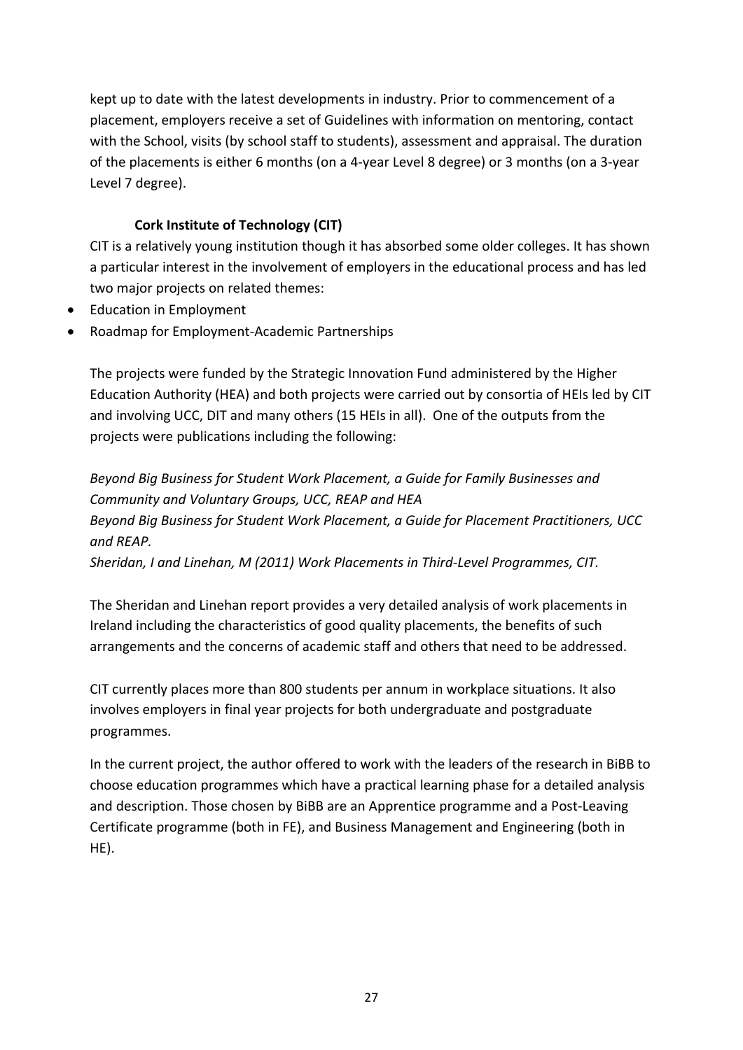kept up to date with the latest developments in industry. Prior to commencement of a placement, employers receive a set of Guidelines with information on mentoring, contact with the School, visits (by school staff to students), assessment and appraisal. The duration of the placements is either 6 months (on a 4-year Level 8 degree) or 3 months (on a 3-year Level 7 degree).

### Cork Institute of Technology (CIT)

CIT is a relatively young institution though it has absorbed some older colleges. It has shown a particular interest in the involvement of employers in the educational process and has led two major projects on related themes:

- Education in Employment
- Roadmap for Employment-Academic Partnerships

The projects were funded by the Strategic Innovation Fund administered by the Higher Education Authority (HEA) and both projects were carried out by consortia of HEIs led by CIT and involving UCC, DIT and many others (15 HEIs in all). One of the outputs from the projects were publications including the following:

*Beyond Big Business for Student Work Placement, a Guide for Family Businesses and Community and Voluntary Groups, UCC, REAP and HEA*
*Beyond Big Business for Student Work Placement, a Guide for Placement Practitioners, UCC and REAP.*
*Sheridan, I and Linehan, M (2011) Work Placements in Third-Level Programmes, CIT.*

The Sheridan and Linehan report provides a very detailed analysis of work placements in Ireland including the characteristics of good quality placements, the benefits of such arrangements and the concerns of academic staff and others that need to be addressed.

CIT currently places more than 800 students per annum in workplace situations. It also involves employers in final year projects for both undergraduate and postgraduate programmes.

In the current project, the author offered to work with the leaders of the research in BiBB to choose education programmes which have a practical learning phase for a detailed analysis and description. Those chosen by BiBB are an Apprentice programme and a Post-Leaving Certificate programme (both in FE), and Business Management and Engineering (both in HE).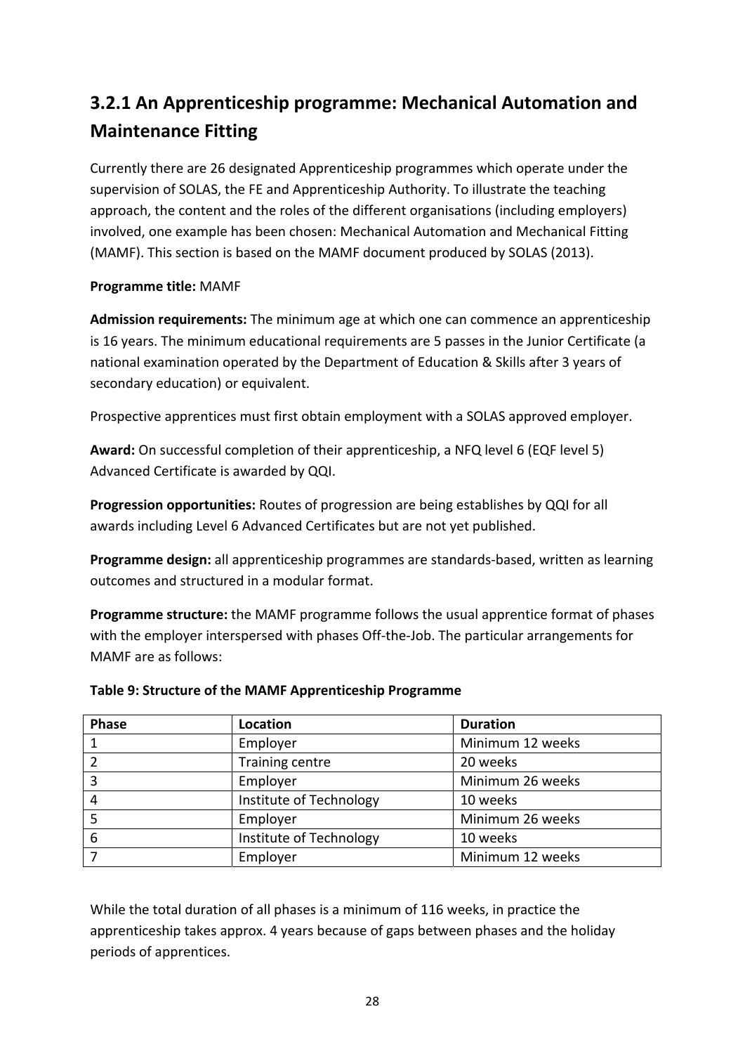### 3.2.1 An Apprenticeship programme: Mechanical Automation and Maintenance Fitting

Currently there are 26 designated Apprenticeship programmes which operate under the supervision of SOLAS, the FE and Apprenticeship Authority. To illustrate the teaching approach, the content and the roles of the different organisations (including employers) involved, one example has been chosen: Mechanical Automation and Mechanical Fitting (MAMF). This section is based on the MAMF document produced by SOLAS (2013).

**Programme title:** MAMF

**Admission requirements:** The minimum age at which one can commence an apprenticeship is 16 years. The minimum educational requirements are 5 passes in the Junior Certificate (a national examination operated by the Department of Education & Skills after 3 years of secondary education) or equivalent.

Prospective apprentices must first obtain employment with a SOLAS approved employer.

**Award:** On successful completion of their apprenticeship, a NFQ level 6 (EQF level 5) Advanced Certificate is awarded by QQI.

**Progression opportunities:** Routes of progression are being establishes by QQI for all awards including Level 6 Advanced Certificates but are not yet published.

**Programme design:** all apprenticeship programmes are standards-based, written as learning outcomes and structured in a modular format.

**Programme structure:** the MAMF programme follows the usual apprentice format of phases with the employer interspersed with phases Off-the-Job. The particular arrangements for MAMF are as follows:

**Table 9: Structure of the MAMF Apprenticeship Programme**

| Phase | Location | Duration |
|---|---|---|
| 1 | Employer | Minimum 12 weeks |
| 2 | Training centre | 20 weeks |
| 3 | Employer | Minimum 26 weeks |
| 4 | Institute of Technology | 10 weeks |
| 5 | Employer | Minimum 26 weeks |
| 6 | Institute of Technology | 10 weeks |
| 7 | Employer | Minimum 12 weeks |

While the total duration of all phases is a minimum of 116 weeks, in practice the apprenticeship takes approx. 4 years because of gaps between phases and the holiday periods of apprentices.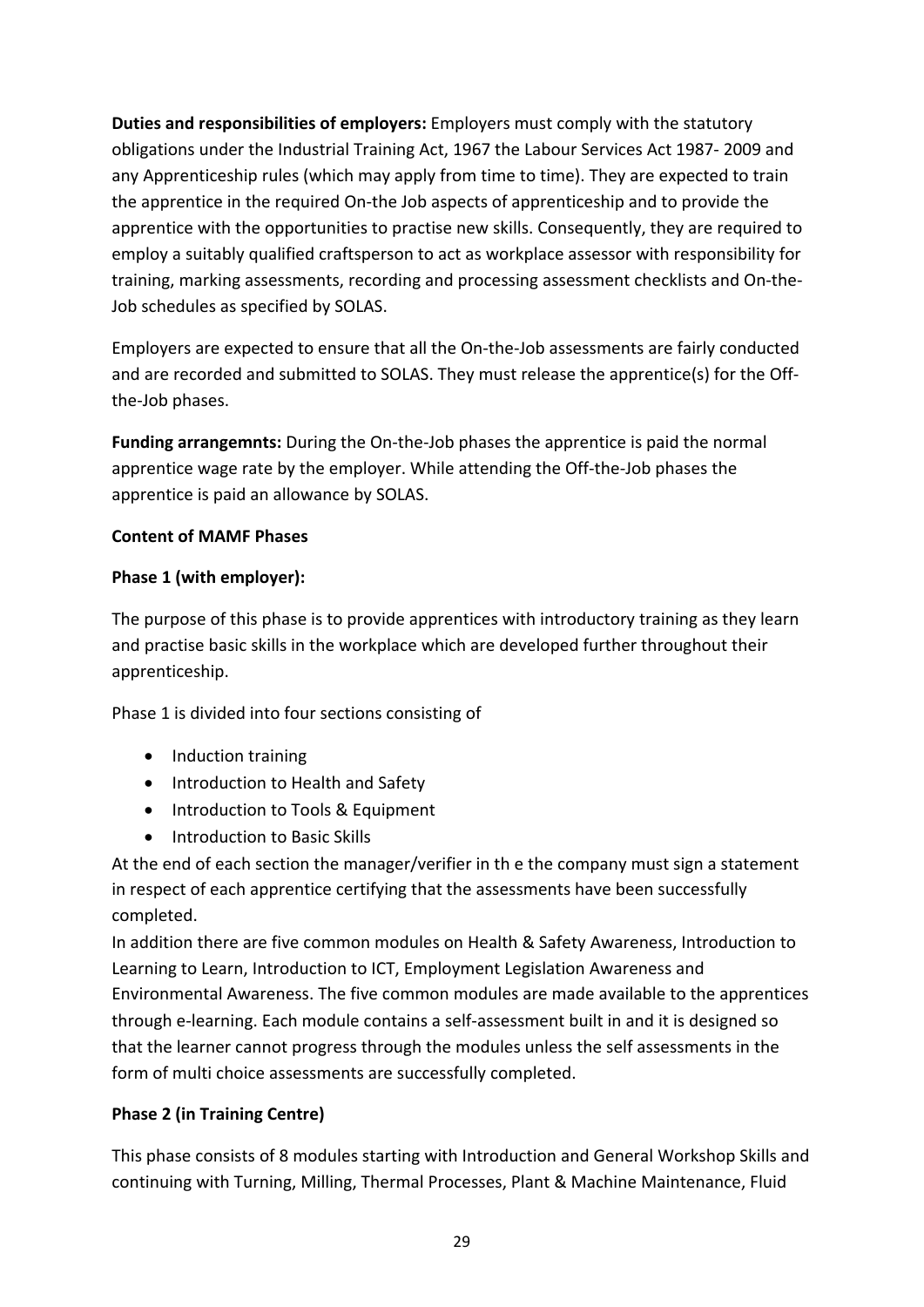**Duties and responsibilities of employers:** Employers must comply with the statutory obligations under the Industrial Training Act, 1967 the Labour Services Act 1987- 2009 and any Apprenticeship rules (which may apply from time to time). They are expected to train the apprentice in the required On-the Job aspects of apprenticeship and to provide the apprentice with the opportunities to practise new skills. Consequently, they are required to employ a suitably qualified craftsperson to act as workplace assessor with responsibility for training, marking assessments, recording and processing assessment checklists and On-the-Job schedules as specified by SOLAS.

Employers are expected to ensure that all the On-the-Job assessments are fairly conducted and are recorded and submitted to SOLAS. They must release the apprentice(s) for the Off-the-Job phases.

**Funding arrangemnts:** During the On-the-Job phases the apprentice is paid the normal apprentice wage rate by the employer. While attending the Off-the-Job phases the apprentice is paid an allowance by SOLAS.

**Content of MAMF Phases**

**Phase 1 (with employer):**

The purpose of this phase is to provide apprentices with introductory training as they learn and practise basic skills in the workplace which are developed further throughout their apprenticeship.

Phase 1 is divided into four sections consisting of

- Induction training
- Introduction to Health and Safety
- Introduction to Tools & Equipment
- Introduction to Basic Skills

At the end of each section the manager/verifier in th e the company must sign a statement in respect of each apprentice certifying that the assessments have been successfully completed.

In addition there are five common modules on Health & Safety Awareness, Introduction to Learning to Learn, Introduction to ICT, Employment Legislation Awareness and Environmental Awareness. The five common modules are made available to the apprentices through e-learning. Each module contains a self-assessment built in and it is designed so that the learner cannot progress through the modules unless the self assessments in the form of multi choice assessments are successfully completed.

**Phase 2 (in Training Centre)**

This phase consists of 8 modules starting with Introduction and General Workshop Skills and continuing with Turning, Milling, Thermal Processes, Plant & Machine Maintenance, Fluid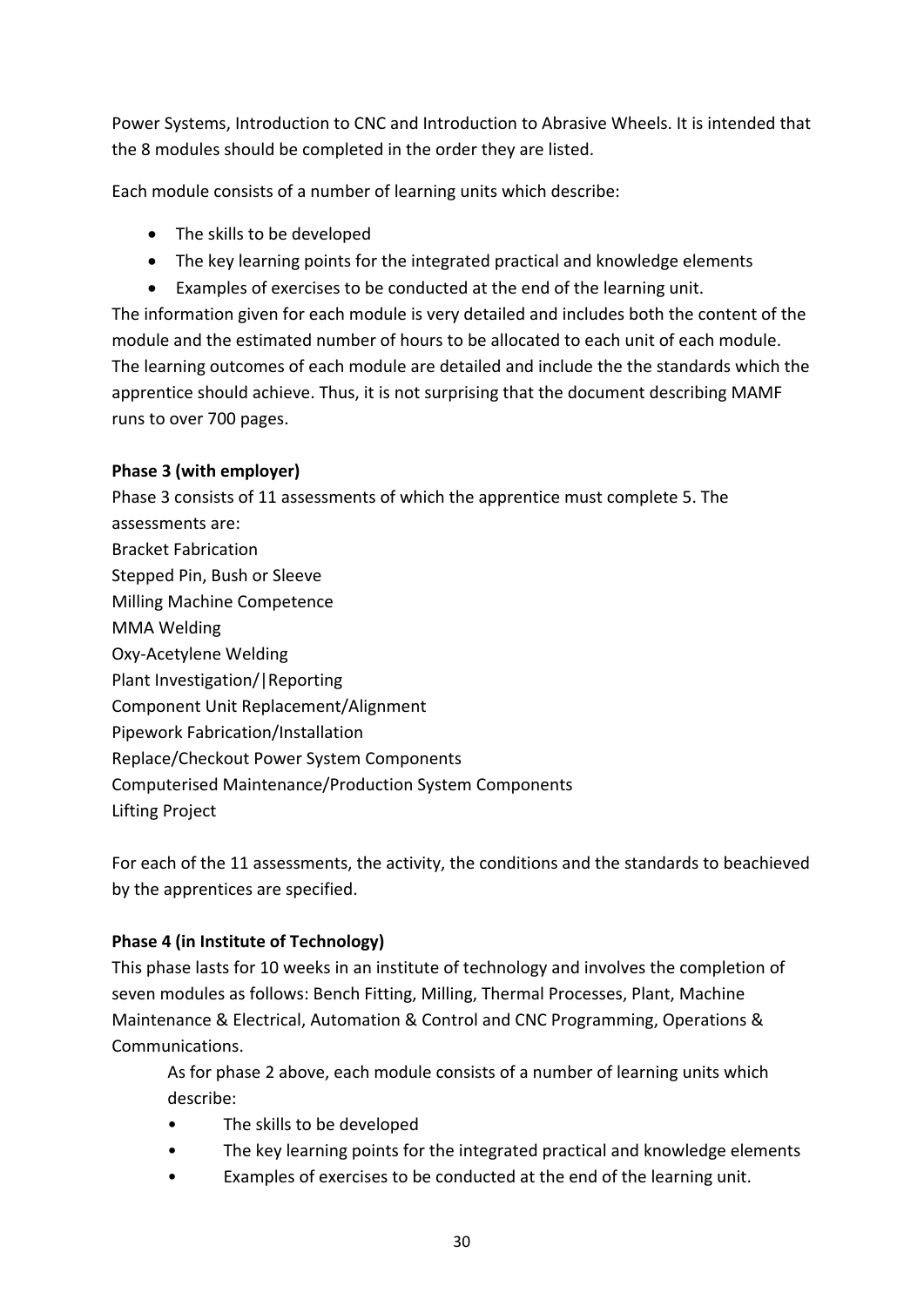Power Systems, Introduction to CNC and Introduction to Abrasive Wheels. It is intended that the 8 modules should be completed in the order they are listed.

Each module consists of a number of learning units which describe:

- The skills to be developed
- The key learning points for the integrated practical and knowledge elements
- Examples of exercises to be conducted at the end of the learning unit.

The information given for each module is very detailed and includes both the content of the module and the estimated number of hours to be allocated to each unit of each module. The learning outcomes of each module are detailed and include the the standards which the apprentice should achieve. Thus, it is not surprising that the document describing MAMF runs to over 700 pages.

**Phase 3 (with employer)**

Phase 3 consists of 11 assessments of which the apprentice must complete 5. The assessments are:
Bracket Fabrication
Stepped Pin, Bush or Sleeve
Milling Machine Competence
MMA Welding
Oxy-Acetylene Welding
Plant Investigation/|Reporting
Component Unit Replacement/Alignment
Pipework Fabrication/Installation
Replace/Checkout Power System Components
Computerised Maintenance/Production System Components
Lifting Project

For each of the 11 assessments, the activity, the conditions and the standards to beachieved by the apprentices are specified.

**Phase 4 (in Institute of Technology)**

This phase lasts for 10 weeks in an institute of technology and involves the completion of seven modules as follows: Bench Fitting, Milling, Thermal Processes, Plant, Machine Maintenance & Electrical, Automation & Control and CNC Programming, Operations & Communications.

As for phase 2 above, each module consists of a number of learning units which describe:

- The skills to be developed
- The key learning points for the integrated practical and knowledge elements
- Examples of exercises to be conducted at the end of the learning unit.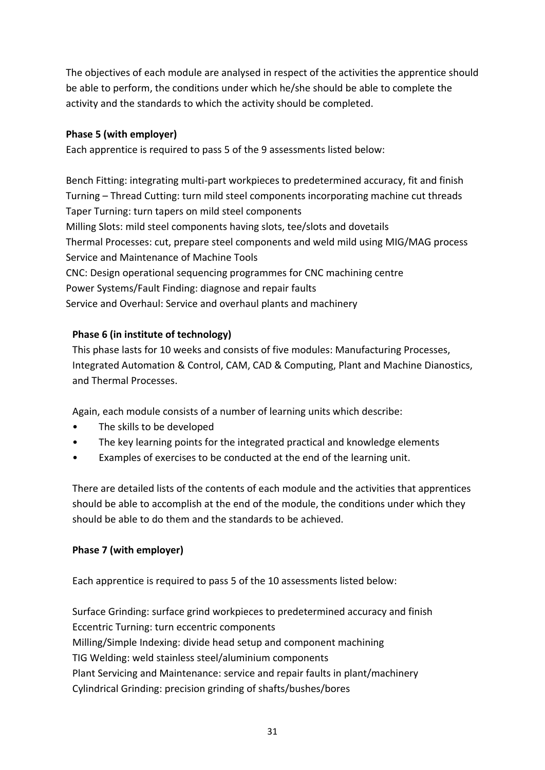The objectives of each module are analysed in respect of the activities the apprentice should be able to perform, the conditions under which he/she should be able to complete the activity and the standards to which the activity should be completed.

**Phase 5 (with employer)**

Each apprentice is required to pass 5 of the 9 assessments listed below:

Bench Fitting: integrating multi-part workpieces to predetermined accuracy, fit and finish
Turning – Thread Cutting: turn mild steel components incorporating machine cut threads
Taper Turning: turn tapers on mild steel components
Milling Slots: mild steel components having slots, tee/slots and dovetails
Thermal Processes: cut, prepare steel components and weld mild using MIG/MAG process
Service and Maintenance of Machine Tools
CNC: Design operational sequencing programmes for CNC machining centre
Power Systems/Fault Finding: diagnose and repair faults
Service and Overhaul: Service and overhaul plants and machinery

**Phase 6 (in institute of technology)**

This phase lasts for 10 weeks and consists of five modules: Manufacturing Processes, Integrated Automation & Control, CAM, CAD & Computing, Plant and Machine Dianostics, and Thermal Processes.

Again, each module consists of a number of learning units which describe:

- The skills to be developed
- The key learning points for the integrated practical and knowledge elements
- Examples of exercises to be conducted at the end of the learning unit.

There are detailed lists of the contents of each module and the activities that apprentices should be able to accomplish at the end of the module, the conditions under which they should be able to do them and the standards to be achieved.

**Phase 7 (with employer)**

Each apprentice is required to pass 5 of the 10 assessments listed below:

Surface Grinding: surface grind workpieces to predetermined accuracy and finish
Eccentric Turning: turn eccentric components
Milling/Simple Indexing: divide head setup and component machining
TIG Welding: weld stainless steel/aluminium components
Plant Servicing and Maintenance: service and repair faults in plant/machinery
Cylindrical Grinding: precision grinding of shafts/bushes/bores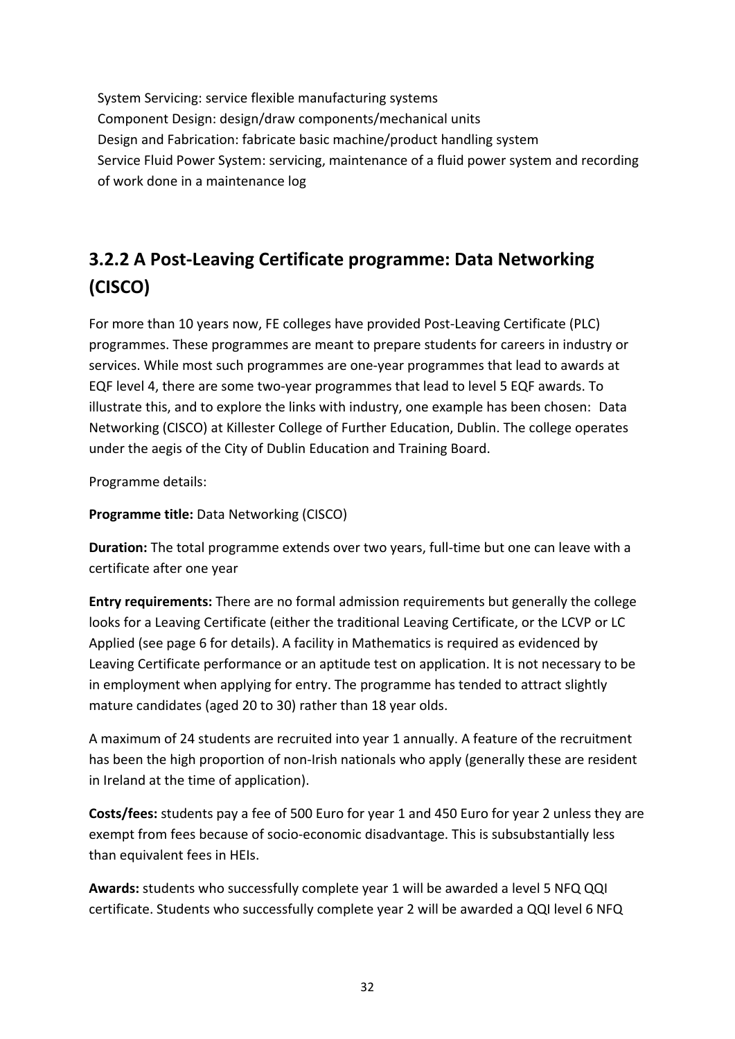System Servicing: service flexible manufacturing systems
Component Design: design/draw components/mechanical units
Design and Fabrication: fabricate basic machine/product handling system
Service Fluid Power System: servicing, maintenance of a fluid power system and recording of work done in a maintenance log

### 3.2.2 A Post-Leaving Certificate programme: Data Networking (CISCO)

For more than 10 years now, FE colleges have provided Post-Leaving Certificate (PLC) programmes. These programmes are meant to prepare students for careers in industry or services. While most such programmes are one-year programmes that lead to awards at EQF level 4, there are some two-year programmes that lead to level 5 EQF awards. To illustrate this, and to explore the links with industry, one example has been chosen: Data Networking (CISCO) at Killester College of Further Education, Dublin. The college operates under the aegis of the City of Dublin Education and Training Board.

Programme details:

**Programme title:** Data Networking (CISCO)

**Duration:** The total programme extends over two years, full-time but one can leave with a certificate after one year

**Entry requirements:** There are no formal admission requirements but generally the college looks for a Leaving Certificate (either the traditional Leaving Certificate, or the LCVP or LC Applied (see page 6 for details). A facility in Mathematics is required as evidenced by Leaving Certificate performance or an aptitude test on application. It is not necessary to be in employment when applying for entry. The programme has tended to attract slightly mature candidates (aged 20 to 30) rather than 18 year olds.

A maximum of 24 students are recruited into year 1 annually. A feature of the recruitment has been the high proportion of non-Irish nationals who apply (generally these are resident in Ireland at the time of application).

**Costs/fees:** students pay a fee of 500 Euro for year 1 and 450 Euro for year 2 unless they are exempt from fees because of socio-economic disadvantage. This is subsubstantially less than equivalent fees in HEIs.

**Awards:** students who successfully complete year 1 will be awarded a level 5 NFQ QQI certificate. Students who successfully complete year 2 will be awarded a QQI level 6 NFQ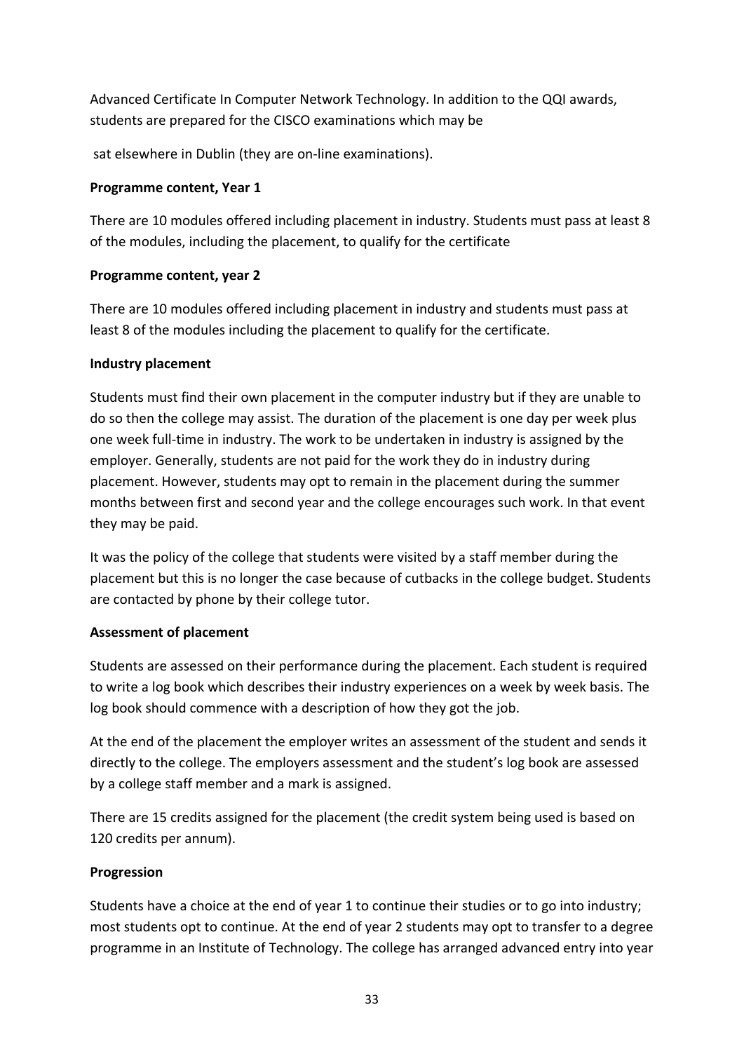Advanced Certificate In Computer Network Technology. In addition to the QQI awards, students are prepared for the CISCO examinations which may be

sat elsewhere in Dublin (they are on-line examinations).

**Programme content, Year 1**

There are 10 modules offered including placement in industry. Students must pass at least 8 of the modules, including the placement, to qualify for the certificate

**Programme content, year 2**

There are 10 modules offered including placement in industry and students must pass at least 8 of the modules including the placement to qualify for the certificate.

**Industry placement**

Students must find their own placement in the computer industry but if they are unable to do so then the college may assist. The duration of the placement is one day per week plus one week full-time in industry. The work to be undertaken in industry is assigned by the employer. Generally, students are not paid for the work they do in industry during placement. However, students may opt to remain in the placement during the summer months between first and second year and the college encourages such work. In that event they may be paid.

It was the policy of the college that students were visited by a staff member during the placement but this is no longer the case because of cutbacks in the college budget. Students are contacted by phone by their college tutor.

**Assessment of placement**

Students are assessed on their performance during the placement. Each student is required to write a log book which describes their industry experiences on a week by week basis. The log book should commence with a description of how they got the job.

At the end of the placement the employer writes an assessment of the student and sends it directly to the college. The employers assessment and the student's log book are assessed by a college staff member and a mark is assigned.

There are 15 credits assigned for the placement (the credit system being used is based on 120 credits per annum).

**Progression**

Students have a choice at the end of year 1 to continue their studies or to go into industry; most students opt to continue. At the end of year 2 students may opt to transfer to a degree programme in an Institute of Technology. The college has arranged advanced entry into year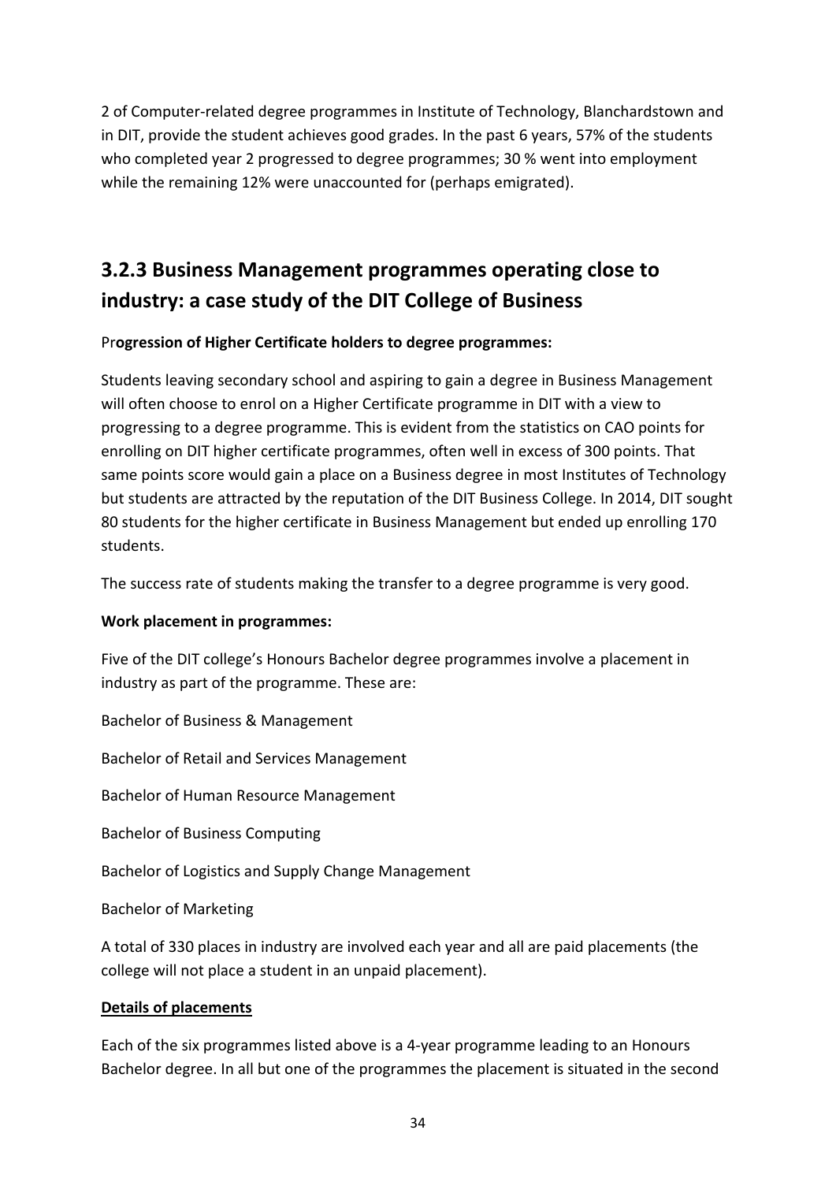2 of Computer-related degree programmes in Institute of Technology, Blanchardstown and in DIT, provide the student achieves good grades. In the past 6 years, 57% of the students who completed year 2 progressed to degree programmes; 30 % went into employment while the remaining 12% were unaccounted for (perhaps emigrated).

### 3.2.3 Business Management programmes operating close to industry: a case study of the DIT College of Business

Pr**ogression of Higher Certificate holders to degree programmes:**

Students leaving secondary school and aspiring to gain a degree in Business Management will often choose to enrol on a Higher Certificate programme in DIT with a view to progressing to a degree programme. This is evident from the statistics on CAO points for enrolling on DIT higher certificate programmes, often well in excess of 300 points. That same points score would gain a place on a Business degree in most Institutes of Technology but students are attracted by the reputation of the DIT Business College. In 2014, DIT sought 80 students for the higher certificate in Business Management but ended up enrolling 170 students.

The success rate of students making the transfer to a degree programme is very good.

**Work placement in programmes:**

Five of the DIT college's Honours Bachelor degree programmes involve a placement in industry as part of the programme. These are:

Bachelor of Business & Management

Bachelor of Retail and Services Management

Bachelor of Human Resource Management

Bachelor of Business Computing

Bachelor of Logistics and Supply Change Management

Bachelor of Marketing

A total of 330 places in industry are involved each year and all are paid placements (the college will not place a student in an unpaid placement).

**<u>Details of placements</u>**

Each of the six programmes listed above is a 4-year programme leading to an Honours Bachelor degree. In all but one of the programmes the placement is situated in the second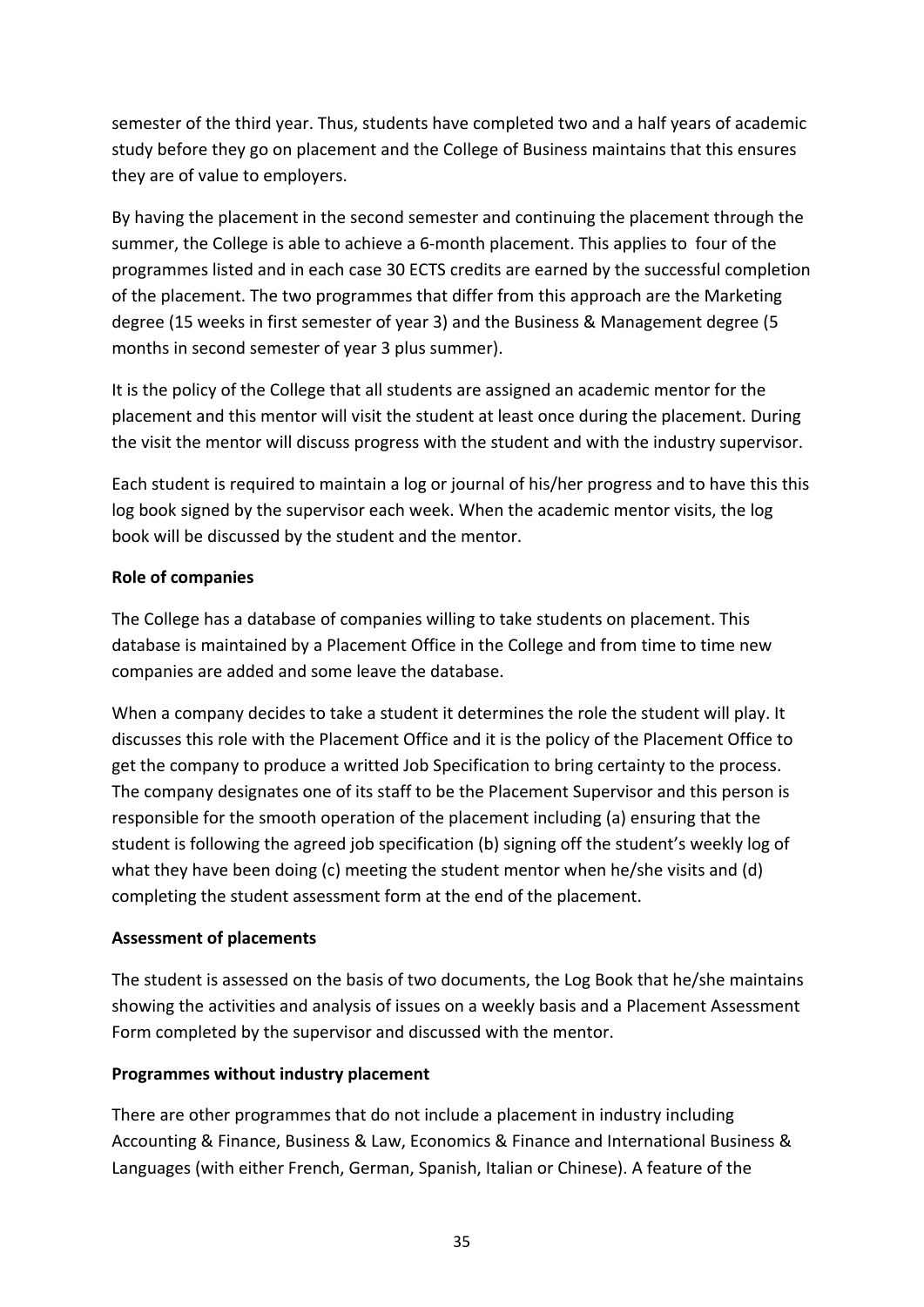semester of the third year. Thus, students have completed two and a half years of academic study before they go on placement and the College of Business maintains that this ensures they are of value to employers.

By having the placement in the second semester and continuing the placement through the summer, the College is able to achieve a 6-month placement. This applies to four of the programmes listed and in each case 30 ECTS credits are earned by the successful completion of the placement. The two programmes that differ from this approach are the Marketing degree (15 weeks in first semester of year 3) and the Business & Management degree (5 months in second semester of year 3 plus summer).

It is the policy of the College that all students are assigned an academic mentor for the placement and this mentor will visit the student at least once during the placement. During the visit the mentor will discuss progress with the student and with the industry supervisor.

Each student is required to maintain a log or journal of his/her progress and to have this this log book signed by the supervisor each week. When the academic mentor visits, the log book will be discussed by the student and the mentor.

**Role of companies**

The College has a database of companies willing to take students on placement. This database is maintained by a Placement Office in the College and from time to time new companies are added and some leave the database.

When a company decides to take a student it determines the role the student will play. It discusses this role with the Placement Office and it is the policy of the Placement Office to get the company to produce a writted Job Specification to bring certainty to the process. The company designates one of its staff to be the Placement Supervisor and this person is responsible for the smooth operation of the placement including (a) ensuring that the student is following the agreed job specification (b) signing off the student's weekly log of what they have been doing (c) meeting the student mentor when he/she visits and (d) completing the student assessment form at the end of the placement.

**Assessment of placements**

The student is assessed on the basis of two documents, the Log Book that he/she maintains showing the activities and analysis of issues on a weekly basis and a Placement Assessment Form completed by the supervisor and discussed with the mentor.

**Programmes without industry placement**

There are other programmes that do not include a placement in industry including Accounting & Finance, Business & Law, Economics & Finance and International Business & Languages (with either French, German, Spanish, Italian or Chinese). A feature of the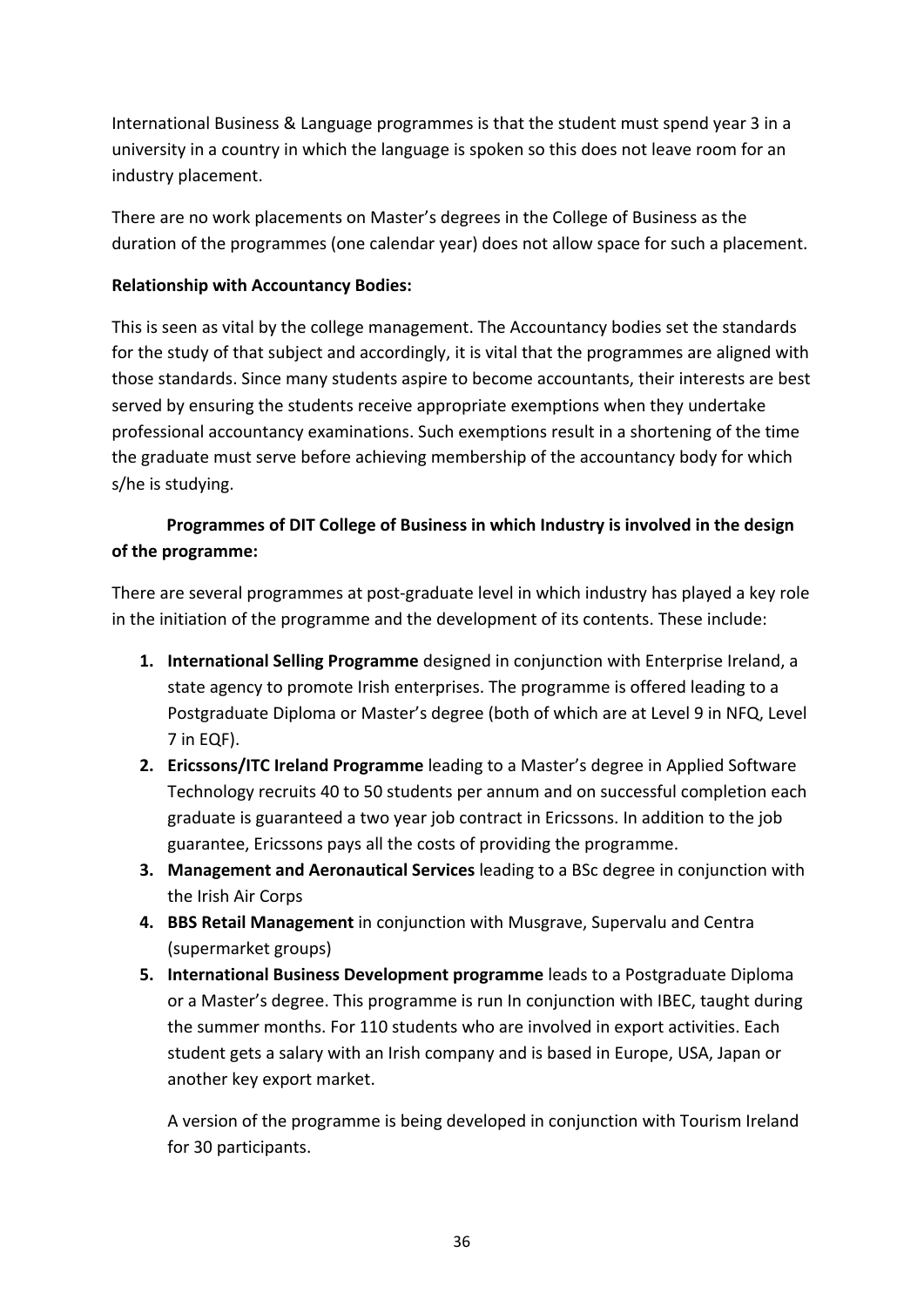International Business & Language programmes is that the student must spend year 3 in a university in a country in which the language is spoken so this does not leave room for an industry placement.

There are no work placements on Master's degrees in the College of Business as the duration of the programmes (one calendar year) does not allow space for such a placement.

**Relationship with Accountancy Bodies:**

This is seen as vital by the college management. The Accountancy bodies set the standards for the study of that subject and accordingly, it is vital that the programmes are aligned with those standards. Since many students aspire to become accountants, their interests are best served by ensuring the students receive appropriate exemptions when they undertake professional accountancy examinations. Such exemptions result in a shortening of the time the graduate must serve before achieving membership of the accountancy body for which s/he is studying.

**Programmes of DIT College of Business in which Industry is involved in the design of the programme:**

There are several programmes at post-graduate level in which industry has played a key role in the initiation of the programme and the development of its contents. These include:

1. **International Selling Programme** designed in conjunction with Enterprise Ireland, a state agency to promote Irish enterprises. The programme is offered leading to a Postgraduate Diploma or Master's degree (both of which are at Level 9 in NFQ, Level 7 in EQF).
2. **Ericssons/ITC Ireland Programme** leading to a Master's degree in Applied Software Technology recruits 40 to 50 students per annum and on successful completion each graduate is guaranteed a two year job contract in Ericssons. In addition to the job guarantee, Ericssons pays all the costs of providing the programme.
3. **Management and Aeronautical Services** leading to a BSc degree in conjunction with the Irish Air Corps
4. **BBS Retail Management** in conjunction with Musgrave, Supervalu and Centra (supermarket groups)
5. **International Business Development programme** leads to a Postgraduate Diploma or a Master's degree. This programme is run In conjunction with IBEC, taught during the summer months. For 110 students who are involved in export activities. Each student gets a salary with an Irish company and is based in Europe, USA, Japan or another key export market.

   A version of the programme is being developed in conjunction with Tourism Ireland for 30 participants.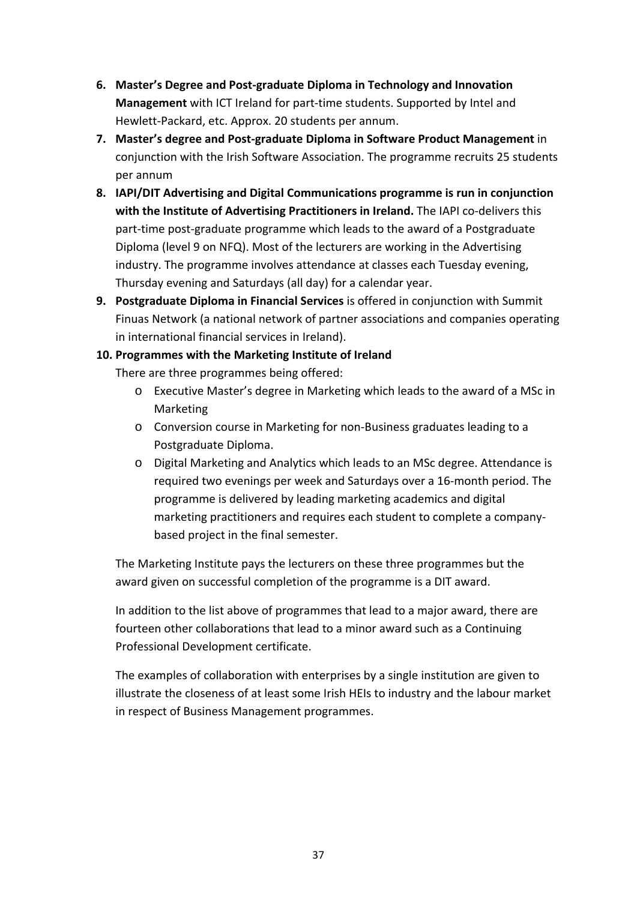6. **Master's Degree and Post-graduate Diploma in Technology and Innovation Management** with ICT Ireland for part-time students. Supported by Intel and Hewlett-Packard, etc. Approx. 20 students per annum.
7. **Master's degree and Post-graduate Diploma in Software Product Management** in conjunction with the Irish Software Association. The programme recruits 25 students per annum
8. **IAPI/DIT Advertising and Digital Communications programme is run in conjunction with the Institute of Advertising Practitioners in Ireland.** The IAPI co-delivers this part-time post-graduate programme which leads to the award of a Postgraduate Diploma (level 9 on NFQ). Most of the lecturers are working in the Advertising industry. The programme involves attendance at classes each Tuesday evening, Thursday evening and Saturdays (all day) for a calendar year.
9. **Postgraduate Diploma in Financial Services** is offered in conjunction with Summit Finuas Network (a national network of partner associations and companies operating in international financial services in Ireland).
10. **Programmes with the Marketing Institute of Ireland**

    There are three programmes being offered:

    - Executive Master's degree in Marketing which leads to the award of a MSc in Marketing
    - Conversion course in Marketing for non-Business graduates leading to a Postgraduate Diploma.
    - Digital Marketing and Analytics which leads to an MSc degree. Attendance is required two evenings per week and Saturdays over a 16-month period. The programme is delivered by leading marketing academics and digital marketing practitioners and requires each student to complete a company-based project in the final semester.

    The Marketing Institute pays the lecturers on these three programmes but the award given on successful completion of the programme is a DIT award.

    In addition to the list above of programmes that lead to a major award, there are fourteen other collaborations that lead to a minor award such as a Continuing Professional Development certificate.

    The examples of collaboration with enterprises by a single institution are given to illustrate the closeness of at least some Irish HEIs to industry and the labour market in respect of Business Management programmes.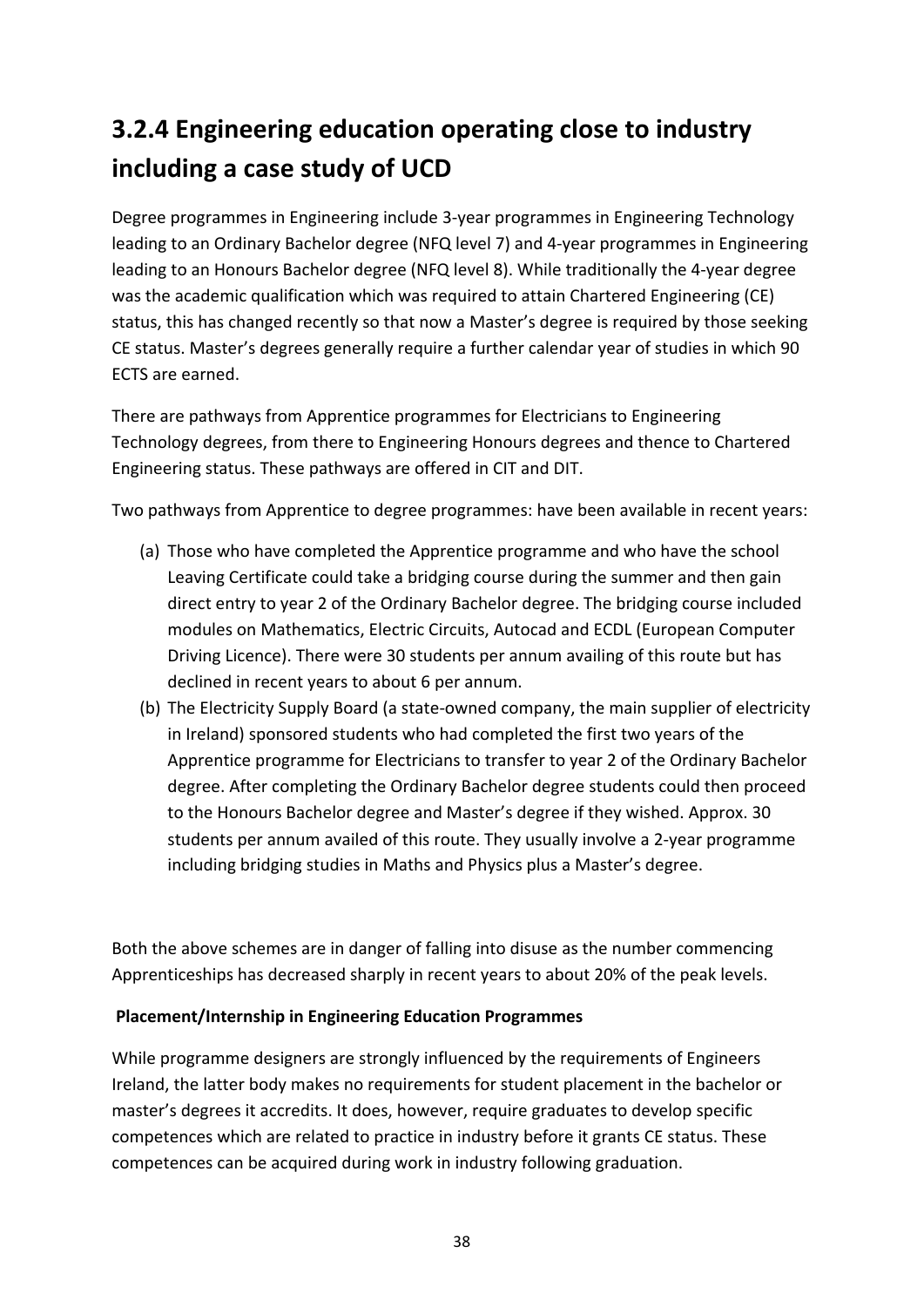## 3.2.4 Engineering education operating close to industry including a case study of UCD

Degree programmes in Engineering include 3-year programmes in Engineering Technology leading to an Ordinary Bachelor degree (NFQ level 7) and 4-year programmes in Engineering leading to an Honours Bachelor degree (NFQ level 8). While traditionally the 4-year degree was the academic qualification which was required to attain Chartered Engineering (CE) status, this has changed recently so that now a Master's degree is required by those seeking CE status. Master's degrees generally require a further calendar year of studies in which 90 ECTS are earned.

There are pathways from Apprentice programmes for Electricians to Engineering Technology degrees, from there to Engineering Honours degrees and thence to Chartered Engineering status. These pathways are offered in CIT and DIT.

Two pathways from Apprentice to degree programmes: have been available in recent years:

(a) Those who have completed the Apprentice programme and who have the school Leaving Certificate could take a bridging course during the summer and then gain direct entry to year 2 of the Ordinary Bachelor degree. The bridging course included modules on Mathematics, Electric Circuits, Autocad and ECDL (European Computer Driving Licence). There were 30 students per annum availing of this route but has declined in recent years to about 6 per annum.

(b) The Electricity Supply Board (a state-owned company, the main supplier of electricity in Ireland) sponsored students who had completed the first two years of the Apprentice programme for Electricians to transfer to year 2 of the Ordinary Bachelor degree. After completing the Ordinary Bachelor degree students could then proceed to the Honours Bachelor degree and Master's degree if they wished. Approx. 30 students per annum availed of this route. They usually involve a 2-year programme including bridging studies in Maths and Physics plus a Master's degree.

Both the above schemes are in danger of falling into disuse as the number commencing Apprenticeships has decreased sharply in recent years to about 20% of the peak levels.

**Placement/Internship in Engineering Education Programmes**

While programme designers are strongly influenced by the requirements of Engineers Ireland, the latter body makes no requirements for student placement in the bachelor or master's degrees it accredits. It does, however, require graduates to develop specific competences which are related to practice in industry before it grants CE status. These competences can be acquired during work in industry following graduation.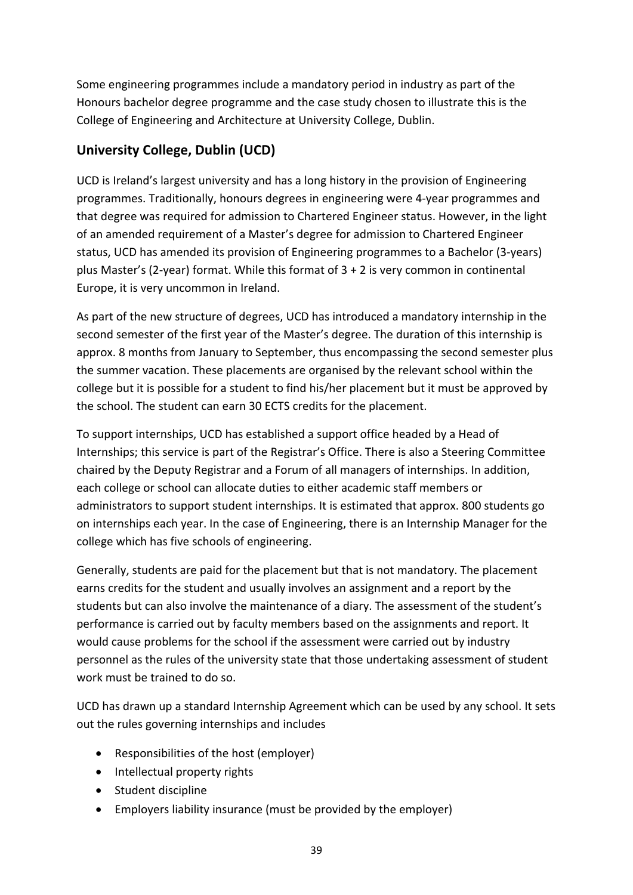Some engineering programmes include a mandatory period in industry as part of the Honours bachelor degree programme and the case study chosen to illustrate this is the College of Engineering and Architecture at University College, Dublin.

## University College, Dublin (UCD)

UCD is Ireland's largest university and has a long history in the provision of Engineering programmes. Traditionally, honours degrees in engineering were 4-year programmes and that degree was required for admission to Chartered Engineer status. However, in the light of an amended requirement of a Master's degree for admission to Chartered Engineer status, UCD has amended its provision of Engineering programmes to a Bachelor (3-years) plus Master's (2-year) format. While this format of 3 + 2 is very common in continental Europe, it is very uncommon in Ireland.

As part of the new structure of degrees, UCD has introduced a mandatory internship in the second semester of the first year of the Master's degree. The duration of this internship is approx. 8 months from January to September, thus encompassing the second semester plus the summer vacation. These placements are organised by the relevant school within the college but it is possible for a student to find his/her placement but it must be approved by the school. The student can earn 30 ECTS credits for the placement.

To support internships, UCD has established a support office headed by a Head of Internships; this service is part of the Registrar's Office. There is also a Steering Committee chaired by the Deputy Registrar and a Forum of all managers of internships. In addition, each college or school can allocate duties to either academic staff members or administrators to support student internships. It is estimated that approx. 800 students go on internships each year. In the case of Engineering, there is an Internship Manager for the college which has five schools of engineering.

Generally, students are paid for the placement but that is not mandatory. The placement earns credits for the student and usually involves an assignment and a report by the students but can also involve the maintenance of a diary. The assessment of the student's performance is carried out by faculty members based on the assignments and report. It would cause problems for the school if the assessment were carried out by industry personnel as the rules of the university state that those undertaking assessment of student work must be trained to do so.

UCD has drawn up a standard Internship Agreement which can be used by any school. It sets out the rules governing internships and includes

- Responsibilities of the host (employer)
- Intellectual property rights
- Student discipline
- Employers liability insurance (must be provided by the employer)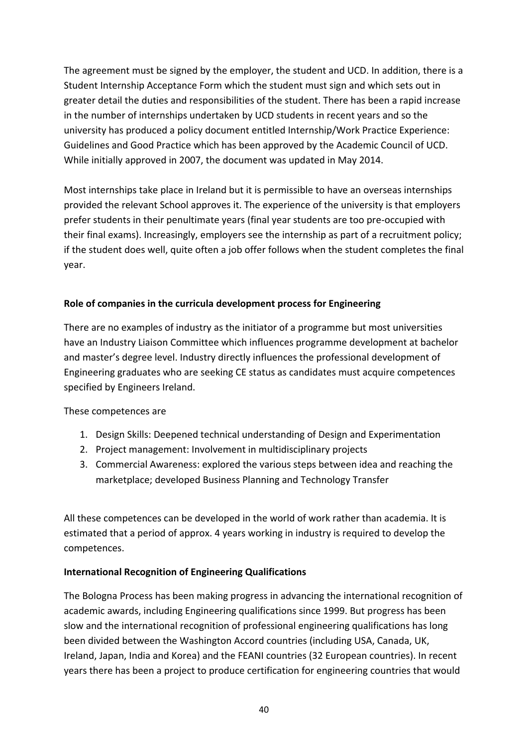The agreement must be signed by the employer, the student and UCD. In addition, there is a Student Internship Acceptance Form which the student must sign and which sets out in greater detail the duties and responsibilities of the student. There has been a rapid increase in the number of internships undertaken by UCD students in recent years and so the university has produced a policy document entitled Internship/Work Practice Experience: Guidelines and Good Practice which has been approved by the Academic Council of UCD. While initially approved in 2007, the document was updated in May 2014.

Most internships take place in Ireland but it is permissible to have an overseas internships provided the relevant School approves it. The experience of the university is that employers prefer students in their penultimate years (final year students are too pre-occupied with their final exams). Increasingly, employers see the internship as part of a recruitment policy; if the student does well, quite often a job offer follows when the student completes the final year.

**Role of companies in the curricula development process for Engineering**

There are no examples of industry as the initiator of a programme but most universities have an Industry Liaison Committee which influences programme development at bachelor and master's degree level. Industry directly influences the professional development of Engineering graduates who are seeking CE status as candidates must acquire competences specified by Engineers Ireland.

These competences are

1. Design Skills: Deepened technical understanding of Design and Experimentation
2. Project management: Involvement in multidisciplinary projects
3. Commercial Awareness: explored the various steps between idea and reaching the marketplace; developed Business Planning and Technology Transfer

All these competences can be developed in the world of work rather than academia. It is estimated that a period of approx. 4 years working in industry is required to develop the competences.

**International Recognition of Engineering Qualifications**

The Bologna Process has been making progress in advancing the international recognition of academic awards, including Engineering qualifications since 1999. But progress has been slow and the international recognition of professional engineering qualifications has long been divided between the Washington Accord countries (including USA, Canada, UK, Ireland, Japan, India and Korea) and the FEANI countries (32 European countries). In recent years there has been a project to produce certification for engineering countries that would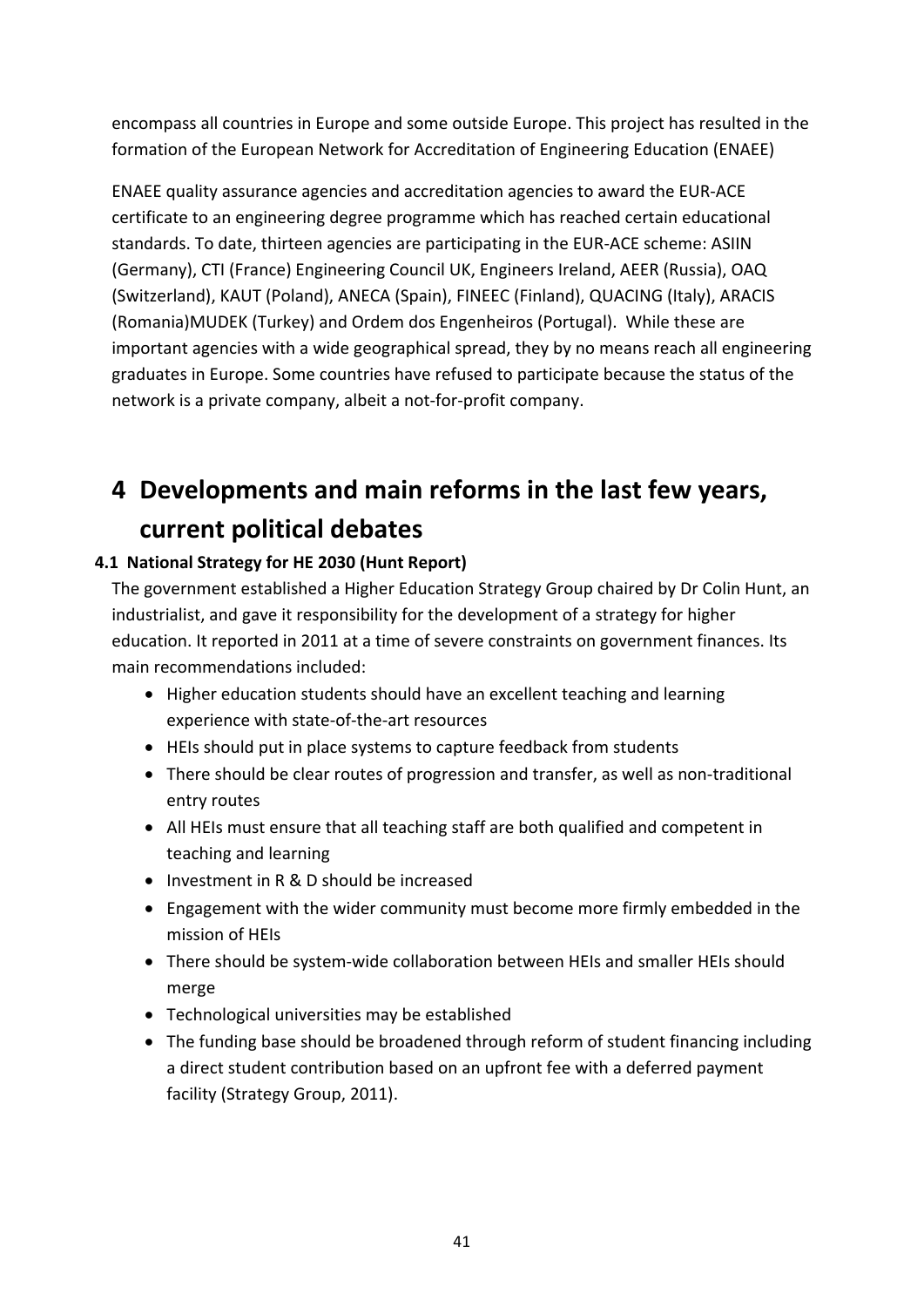encompass all countries in Europe and some outside Europe. This project has resulted in the formation of the European Network for Accreditation of Engineering Education (ENAEE)

ENAEE quality assurance agencies and accreditation agencies to award the EUR-ACE certificate to an engineering degree programme which has reached certain educational standards. To date, thirteen agencies are participating in the EUR-ACE scheme: ASIIN (Germany), CTI (France) Engineering Council UK, Engineers Ireland, AEER (Russia), OAQ (Switzerland), KAUT (Poland), ANECA (Spain), FINEEC (Finland), QUACING (Italy), ARACIS (Romania)MUDEK (Turkey) and Ordem dos Engenheiros (Portugal). While these are important agencies with a wide geographical spread, they by no means reach all engineering graduates in Europe. Some countries have refused to participate because the status of the network is a private company, albeit a not-for-profit company.

# 4 Developments and main reforms in the last few years, current political debates

### 4.1 National Strategy for HE 2030 (Hunt Report)

The government established a Higher Education Strategy Group chaired by Dr Colin Hunt, an industrialist, and gave it responsibility for the development of a strategy for higher education. It reported in 2011 at a time of severe constraints on government finances. Its main recommendations included:

- Higher education students should have an excellent teaching and learning experience with state-of-the-art resources
- HEIs should put in place systems to capture feedback from students
- There should be clear routes of progression and transfer, as well as non-traditional entry routes
- All HEIs must ensure that all teaching staff are both qualified and competent in teaching and learning
- Investment in R & D should be increased
- Engagement with the wider community must become more firmly embedded in the mission of HEIs
- There should be system-wide collaboration between HEIs and smaller HEIs should merge
- Technological universities may be established
- The funding base should be broadened through reform of student financing including a direct student contribution based on an upfront fee with a deferred payment facility (Strategy Group, 2011).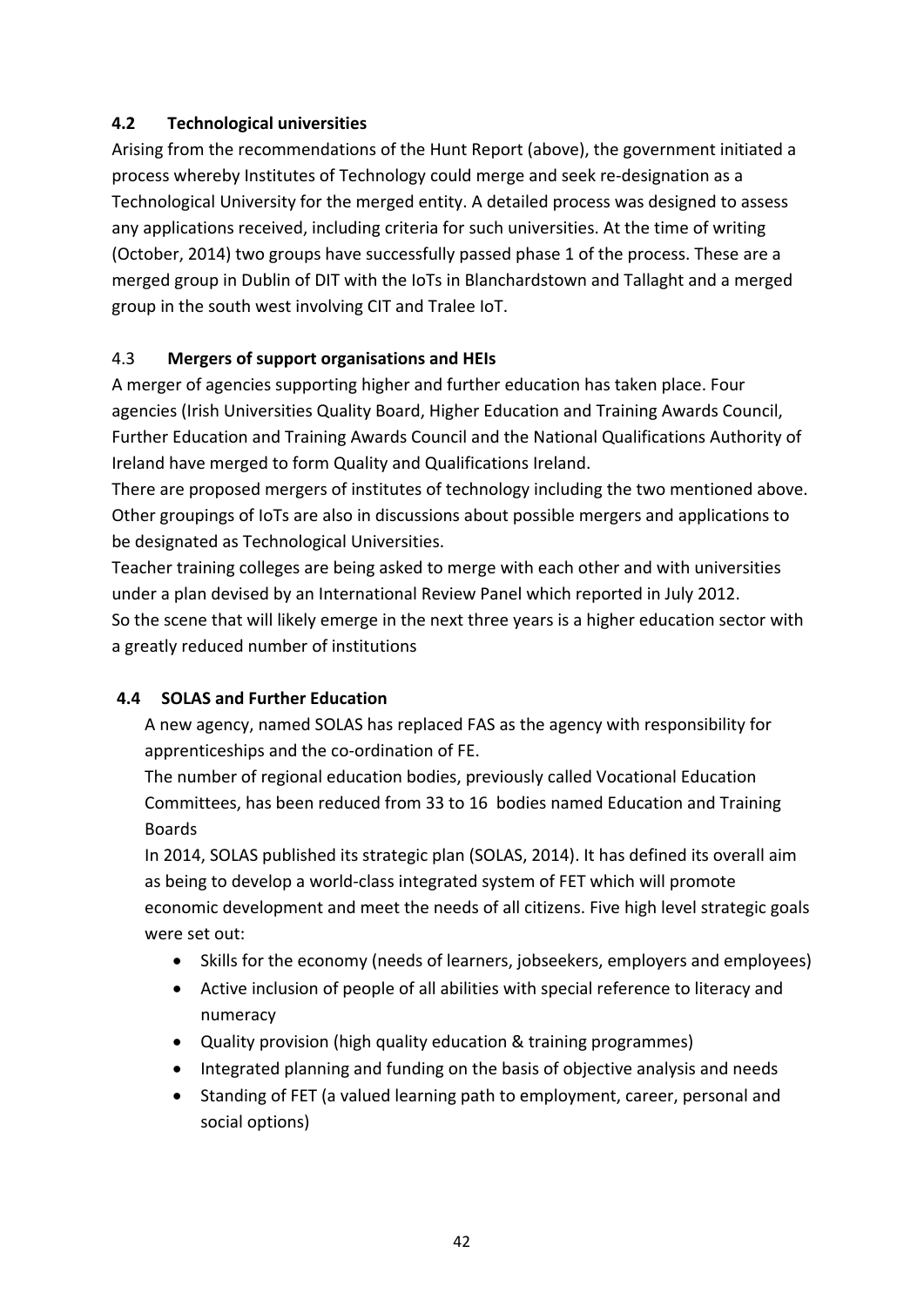### 4.2 Technological universities

Arising from the recommendations of the Hunt Report (above), the government initiated a process whereby Institutes of Technology could merge and seek re-designation as a Technological University for the merged entity. A detailed process was designed to assess any applications received, including criteria for such universities. At the time of writing (October, 2014) two groups have successfully passed phase 1 of the process. These are a merged group in Dublin of DIT with the IoTs in Blanchardstown and Tallaght and a merged group in the south west involving CIT and Tralee IoT.

### 4.3 Mergers of support organisations and HEIs

A merger of agencies supporting higher and further education has taken place. Four agencies (Irish Universities Quality Board, Higher Education and Training Awards Council, Further Education and Training Awards Council and the National Qualifications Authority of Ireland have merged to form Quality and Qualifications Ireland.

There are proposed mergers of institutes of technology including the two mentioned above. Other groupings of IoTs are also in discussions about possible mergers and applications to be designated as Technological Universities.

Teacher training colleges are being asked to merge with each other and with universities under a plan devised by an International Review Panel which reported in July 2012.

So the scene that will likely emerge in the next three years is a higher education sector with a greatly reduced number of institutions

### 4.4 SOLAS and Further Education

A new agency, named SOLAS has replaced FAS as the agency with responsibility for apprenticeships and the co-ordination of FE.

The number of regional education bodies, previously called Vocational Education Committees, has been reduced from 33 to 16 bodies named Education and Training Boards

In 2014, SOLAS published its strategic plan (SOLAS, 2014). It has defined its overall aim as being to develop a world-class integrated system of FET which will promote economic development and meet the needs of all citizens. Five high level strategic goals were set out:

- Skills for the economy (needs of learners, jobseekers, employers and employees)
- Active inclusion of people of all abilities with special reference to literacy and numeracy
- Quality provision (high quality education & training programmes)
- Integrated planning and funding on the basis of objective analysis and needs
- Standing of FET (a valued learning path to employment, career, personal and social options)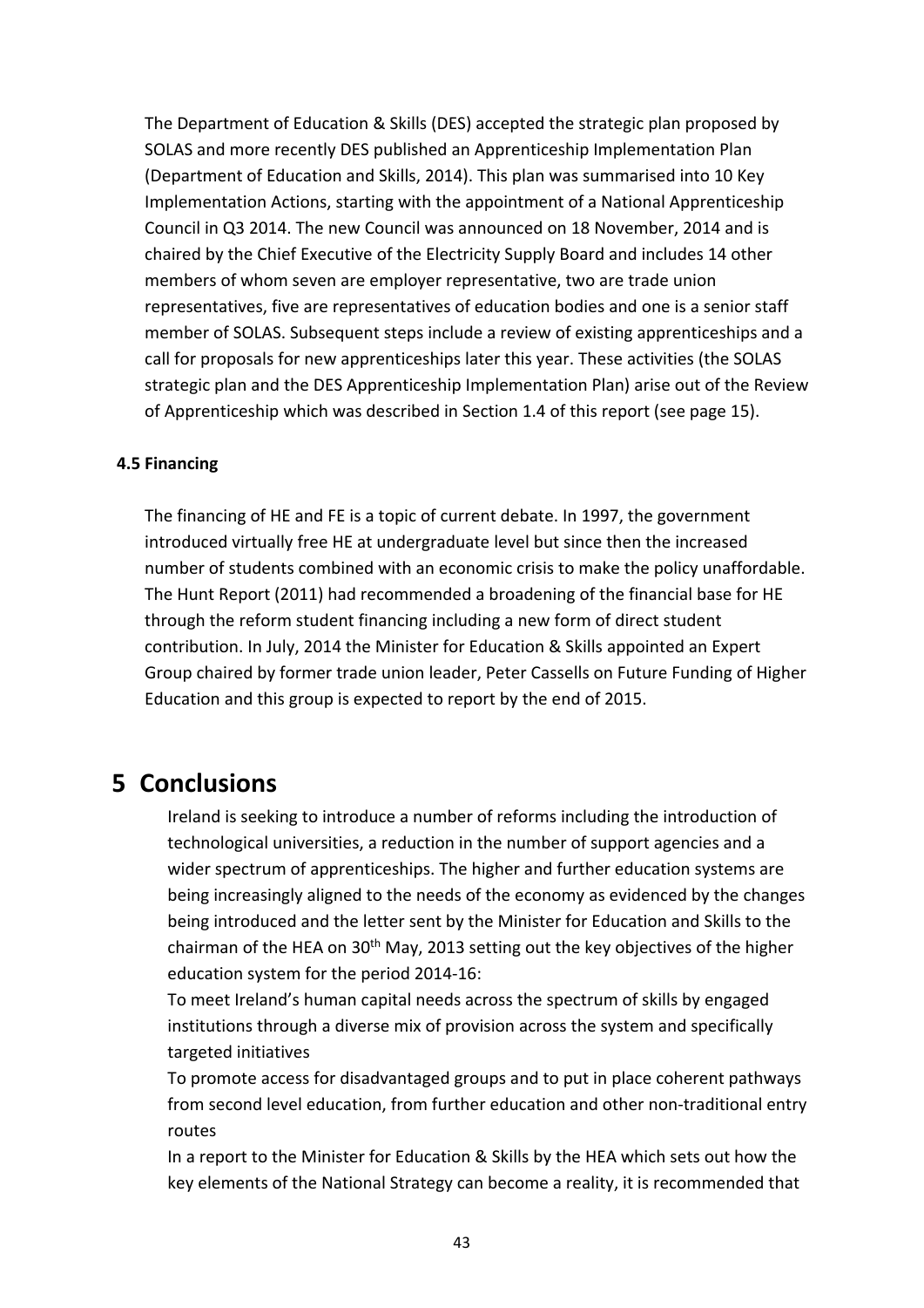The Department of Education & Skills (DES) accepted the strategic plan proposed by SOLAS and more recently DES published an Apprenticeship Implementation Plan (Department of Education and Skills, 2014). This plan was summarised into 10 Key Implementation Actions, starting with the appointment of a National Apprenticeship Council in Q3 2014. The new Council was announced on 18 November, 2014 and is chaired by the Chief Executive of the Electricity Supply Board and includes 14 other members of whom seven are employer representative, two are trade union representatives, five are representatives of education bodies and one is a senior staff member of SOLAS. Subsequent steps include a review of existing apprenticeships and a call for proposals for new apprenticeships later this year. These activities (the SOLAS strategic plan and the DES Apprenticeship Implementation Plan) arise out of the Review of Apprenticeship which was described in Section 1.4 of this report (see page 15).

### 4.5 Financing

The financing of HE and FE is a topic of current debate. In 1997, the government introduced virtually free HE at undergraduate level but since then the increased number of students combined with an economic crisis to make the policy unaffordable. The Hunt Report (2011) had recommended a broadening of the financial base for HE through the reform student financing including a new form of direct student contribution. In July, 2014 the Minister for Education & Skills appointed an Expert Group chaired by former trade union leader, Peter Cassells on Future Funding of Higher Education and this group is expected to report by the end of 2015.

# 5 Conclusions

Ireland is seeking to introduce a number of reforms including the introduction of technological universities, a reduction in the number of support agencies and a wider spectrum of apprenticeships. The higher and further education systems are being increasingly aligned to the needs of the economy as evidenced by the changes being introduced and the letter sent by the Minister for Education and Skills to the chairman of the HEA on 30th May, 2013 setting out the key objectives of the higher education system for the period 2014-16:

To meet Ireland's human capital needs across the spectrum of skills by engaged institutions through a diverse mix of provision across the system and specifically targeted initiatives

To promote access for disadvantaged groups and to put in place coherent pathways from second level education, from further education and other non-traditional entry routes

In a report to the Minister for Education & Skills by the HEA which sets out how the key elements of the National Strategy can become a reality, it is recommended that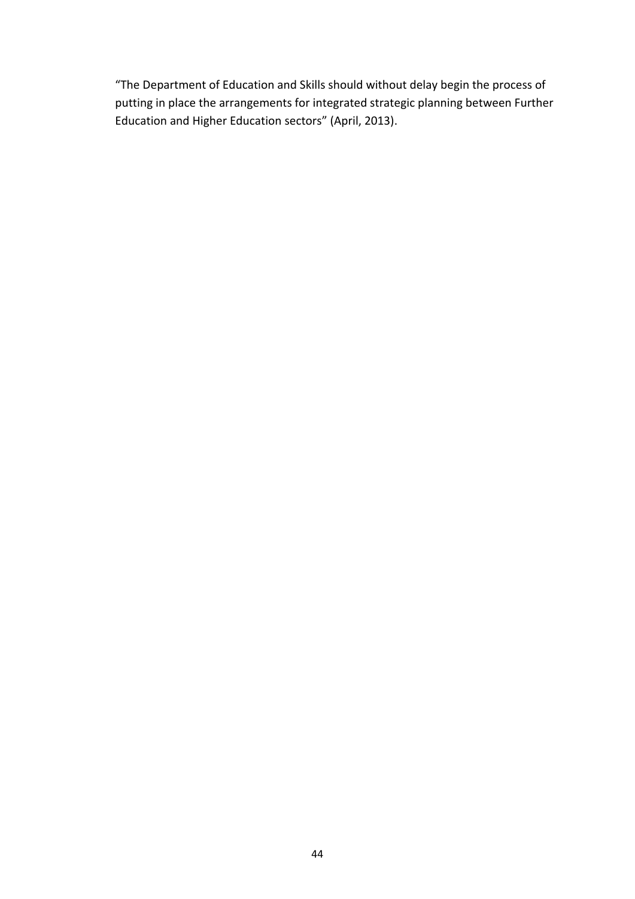"The Department of Education and Skills should without delay begin the process of putting in place the arrangements for integrated strategic planning between Further Education and Higher Education sectors" (April, 2013).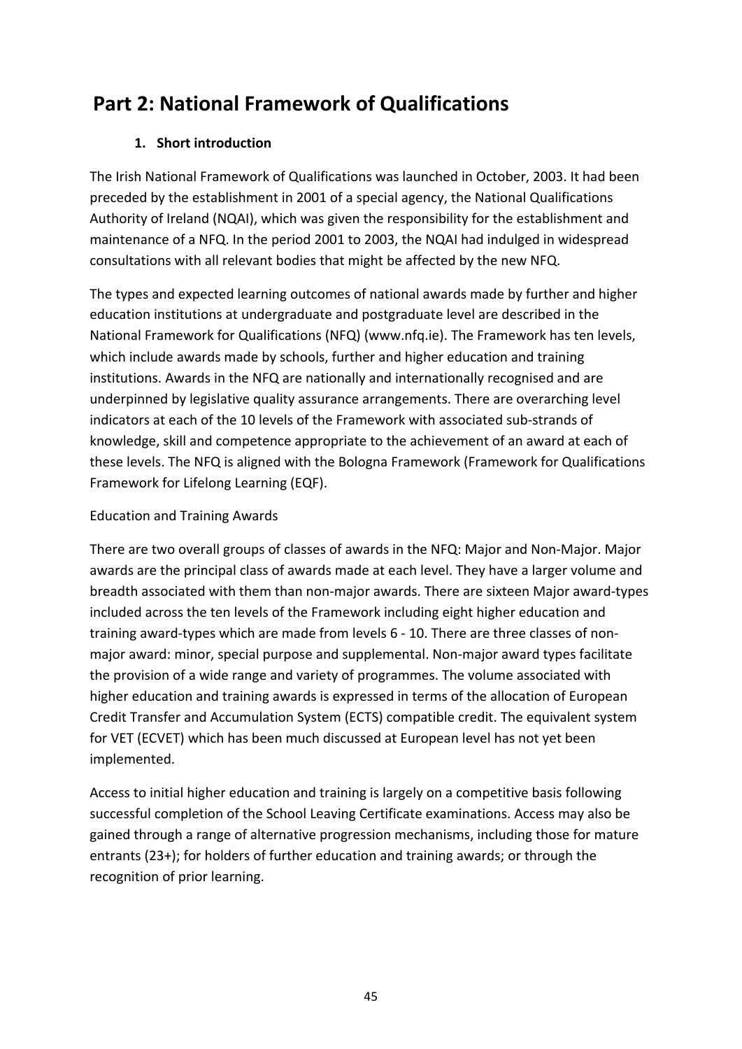# Part 2: National Framework of Qualifications

### 1. Short introduction

The Irish National Framework of Qualifications was launched in October, 2003. It had been preceded by the establishment in 2001 of a special agency, the National Qualifications Authority of Ireland (NQAI), which was given the responsibility for the establishment and maintenance of a NFQ. In the period 2001 to 2003, the NQAI had indulged in widespread consultations with all relevant bodies that might be affected by the new NFQ.

The types and expected learning outcomes of national awards made by further and higher education institutions at undergraduate and postgraduate level are described in the National Framework for Qualifications (NFQ) (www.nfq.ie). The Framework has ten levels, which include awards made by schools, further and higher education and training institutions. Awards in the NFQ are nationally and internationally recognised and are underpinned by legislative quality assurance arrangements. There are overarching level indicators at each of the 10 levels of the Framework with associated sub-strands of knowledge, skill and competence appropriate to the achievement of an award at each of these levels. The NFQ is aligned with the Bologna Framework (Framework for Qualifications Framework for Lifelong Learning (EQF).

Education and Training Awards

There are two overall groups of classes of awards in the NFQ: Major and Non-Major. Major awards are the principal class of awards made at each level. They have a larger volume and breadth associated with them than non-major awards. There are sixteen Major award-types included across the ten levels of the Framework including eight higher education and training award-types which are made from levels 6 - 10. There are three classes of non-major award: minor, special purpose and supplemental. Non-major award types facilitate the provision of a wide range and variety of programmes. The volume associated with higher education and training awards is expressed in terms of the allocation of European Credit Transfer and Accumulation System (ECTS) compatible credit. The equivalent system for VET (ECVET) which has been much discussed at European level has not yet been implemented.

Access to initial higher education and training is largely on a competitive basis following successful completion of the School Leaving Certificate examinations. Access may also be gained through a range of alternative progression mechanisms, including those for mature entrants (23+); for holders of further education and training awards; or through the recognition of prior learning.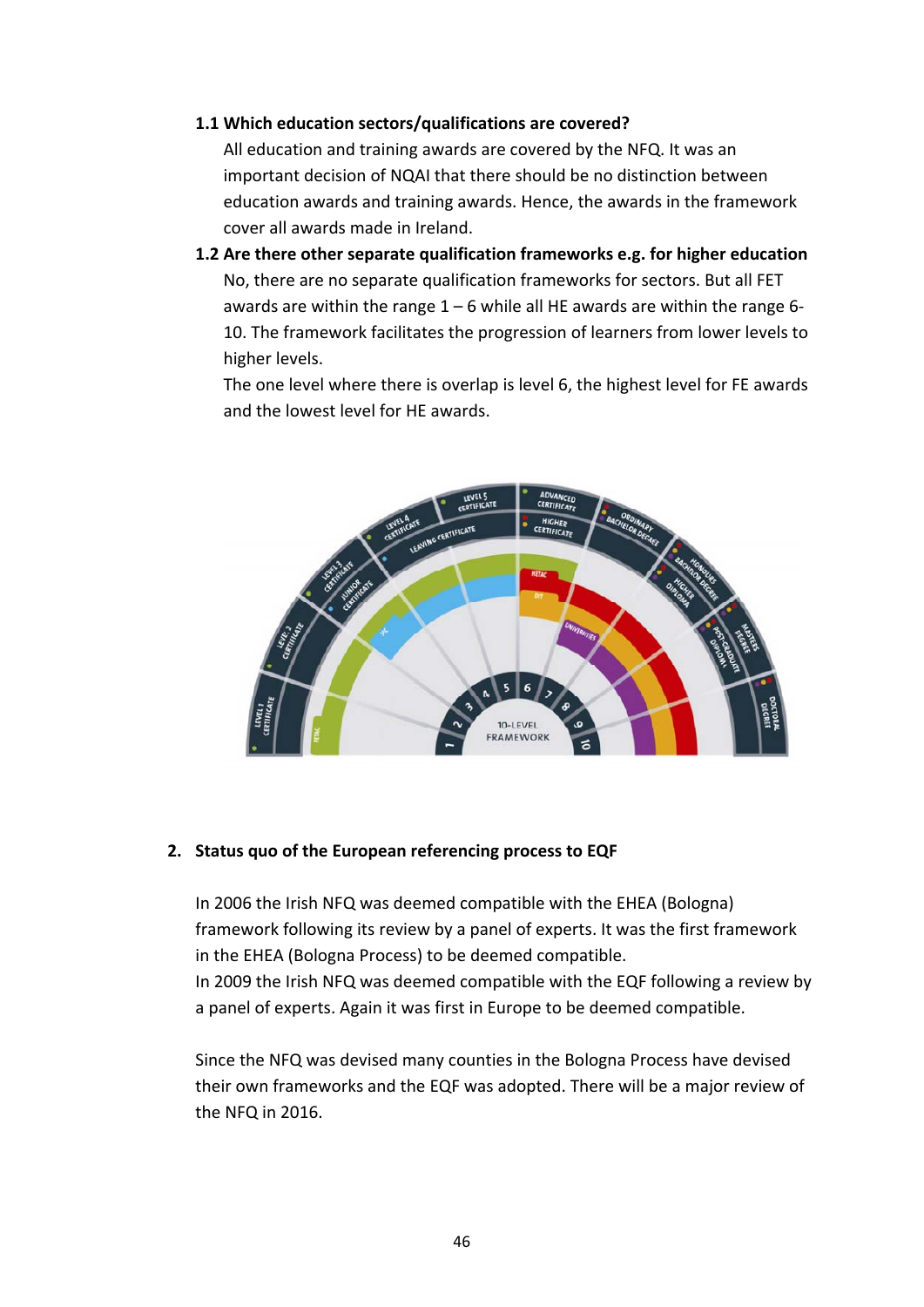### 1.1 Which education sectors/qualifications are covered?

All education and training awards are covered by the NFQ. It was an important decision of NQAI that there should be no distinction between education awards and training awards. Hence, the awards in the framework cover all awards made in Ireland.

### 1.2 Are there other separate qualification frameworks e.g. for higher education

No, there are no separate qualification frameworks for sectors. But all FET awards are within the range 1 – 6 while all HE awards are within the range 6-10. The framework facilitates the progression of learners from lower levels to higher levels.

The one level where there is overlap is level 6, the highest level for FE awards and the lowest level for HE awards.

## 2. Status quo of the European referencing process to EQF

In 2006 the Irish NFQ was deemed compatible with the EHEA (Bologna) framework following its review by a panel of experts. It was the first framework in the EHEA (Bologna Process) to be deemed compatible.

In 2009 the Irish NFQ was deemed compatible with the EQF following a review by a panel of experts. Again it was first in Europe to be deemed compatible.

Since the NFQ was devised many counties in the Bologna Process have devised their own frameworks and the EQF was adopted. There will be a major review of the NFQ in 2016.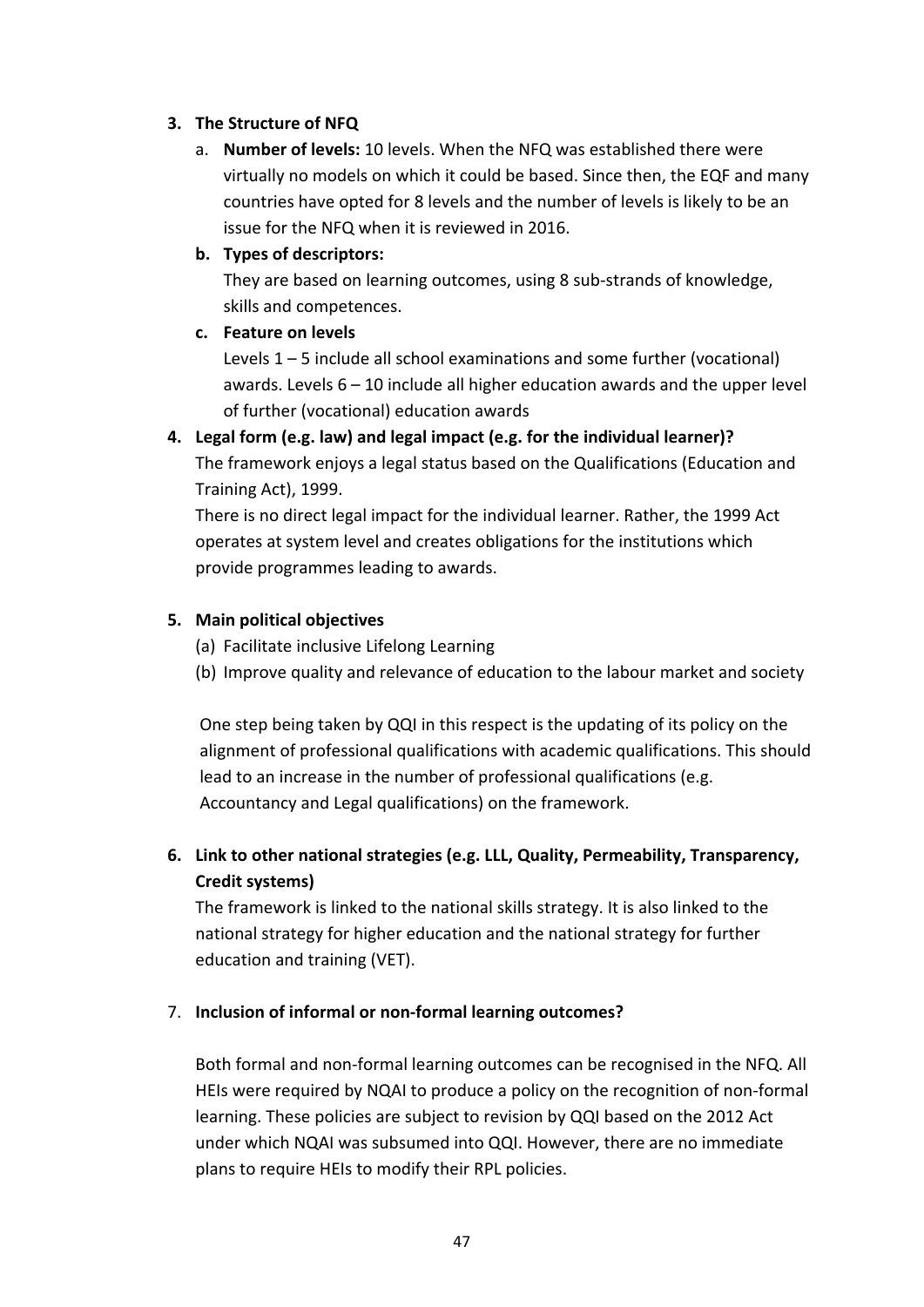3. **The Structure of NFQ**
   a. **Number of levels:** 10 levels. When the NFQ was established there were virtually no models on which it could be based. Since then, the EQF and many countries have opted for 8 levels and the number of levels is likely to be an issue for the NFQ when it is reviewed in 2016.
   
   b. **Types of descriptors:**
   They are based on learning outcomes, using 8 sub-strands of knowledge, skills and competences.
   
   c. **Feature on levels**
   Levels 1 – 5 include all school examinations and some further (vocational) awards. Levels 6 – 10 include all higher education awards and the upper level of further (vocational) education awards

4. **Legal form (e.g. law) and legal impact (e.g. for the individual learner)?**
   The framework enjoys a legal status based on the Qualifications (Education and Training Act), 1999.
   There is no direct legal impact for the individual learner. Rather, the 1999 Act operates at system level and creates obligations for the institutions which provide programmes leading to awards.

5. **Main political objectives**
   (a) Facilitate inclusive Lifelong Learning
   (b) Improve quality and relevance of education to the labour market and society

   One step being taken by QQI in this respect is the updating of its policy on the alignment of professional qualifications with academic qualifications. This should lead to an increase in the number of professional qualifications (e.g. Accountancy and Legal qualifications) on the framework.

6. **Link to other national strategies (e.g. LLL, Quality, Permeability, Transparency, Credit systems)**
   The framework is linked to the national skills strategy. It is also linked to the national strategy for higher education and the national strategy for further education and training (VET).

7. **Inclusion of informal or non-formal learning outcomes?**

   Both formal and non-formal learning outcomes can be recognised in the NFQ. All HEIs were required by NQAI to produce a policy on the recognition of non-formal learning. These policies are subject to revision by QQI based on the 2012 Act under which NQAI was subsumed into QQI. However, there are no immediate plans to require HEIs to modify their RPL policies.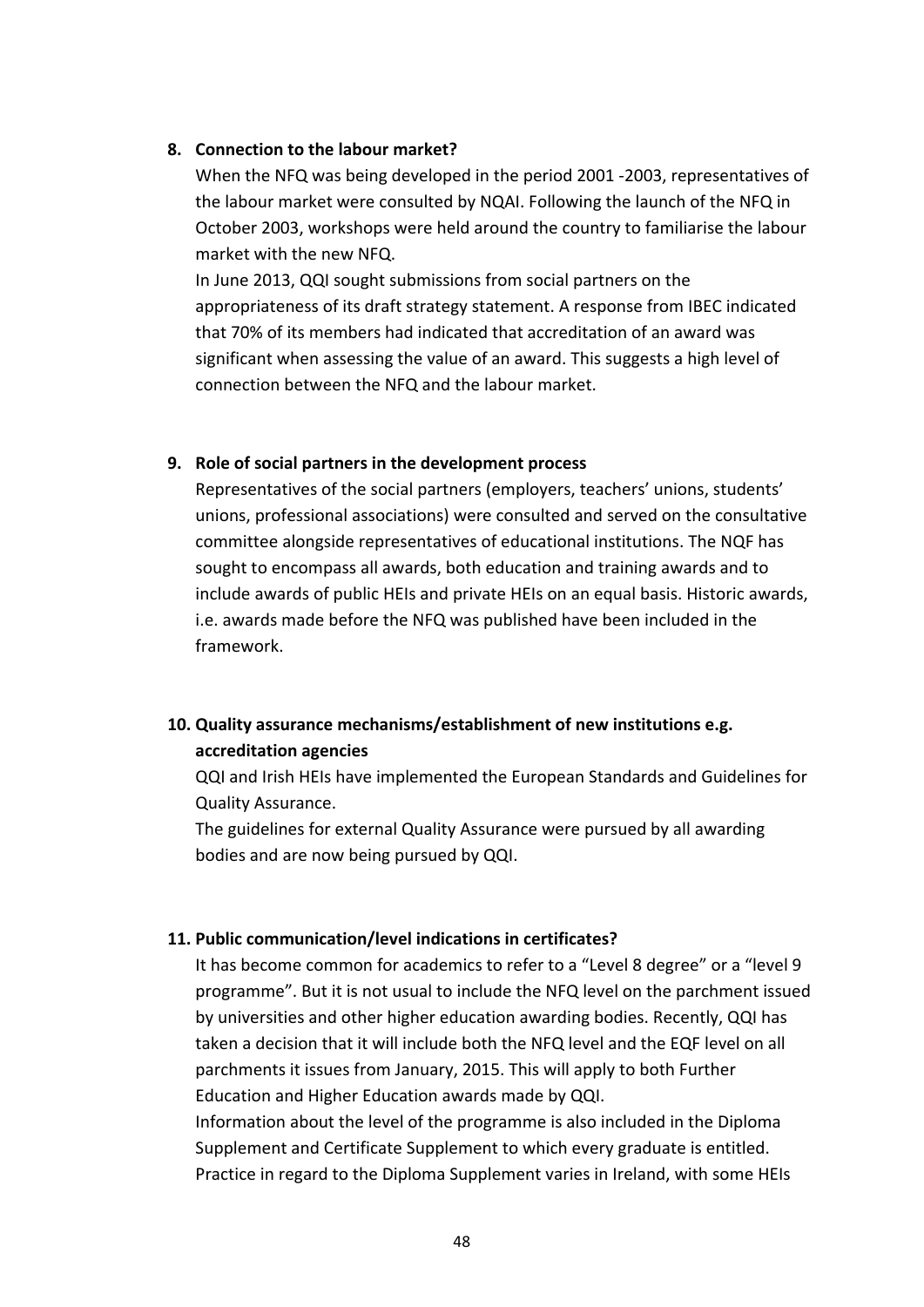**8. Connection to the labour market?**

When the NFQ was being developed in the period 2001 -2003, representatives of the labour market were consulted by NQAI. Following the launch of the NFQ in October 2003, workshops were held around the country to familiarise the labour market with the new NFQ.

In June 2013, QQI sought submissions from social partners on the appropriateness of its draft strategy statement. A response from IBEC indicated that 70% of its members had indicated that accreditation of an award was significant when assessing the value of an award. This suggests a high level of connection between the NFQ and the labour market.

**9. Role of social partners in the development process**

Representatives of the social partners (employers, teachers' unions, students' unions, professional associations) were consulted and served on the consultative committee alongside representatives of educational institutions. The NQF has sought to encompass all awards, both education and training awards and to include awards of public HEIs and private HEIs on an equal basis. Historic awards, i.e. awards made before the NFQ was published have been included in the framework.

**10. Quality assurance mechanisms/establishment of new institutions e.g. accreditation agencies**

QQI and Irish HEIs have implemented the European Standards and Guidelines for Quality Assurance.

The guidelines for external Quality Assurance were pursued by all awarding bodies and are now being pursued by QQI.

**11. Public communication/level indications in certificates?**

It has become common for academics to refer to a "Level 8 degree" or a "level 9 programme". But it is not usual to include the NFQ level on the parchment issued by universities and other higher education awarding bodies. Recently, QQI has taken a decision that it will include both the NFQ level and the EQF level on all parchments it issues from January, 2015. This will apply to both Further Education and Higher Education awards made by QQI.

Information about the level of the programme is also included in the Diploma Supplement and Certificate Supplement to which every graduate is entitled. Practice in regard to the Diploma Supplement varies in Ireland, with some HEIs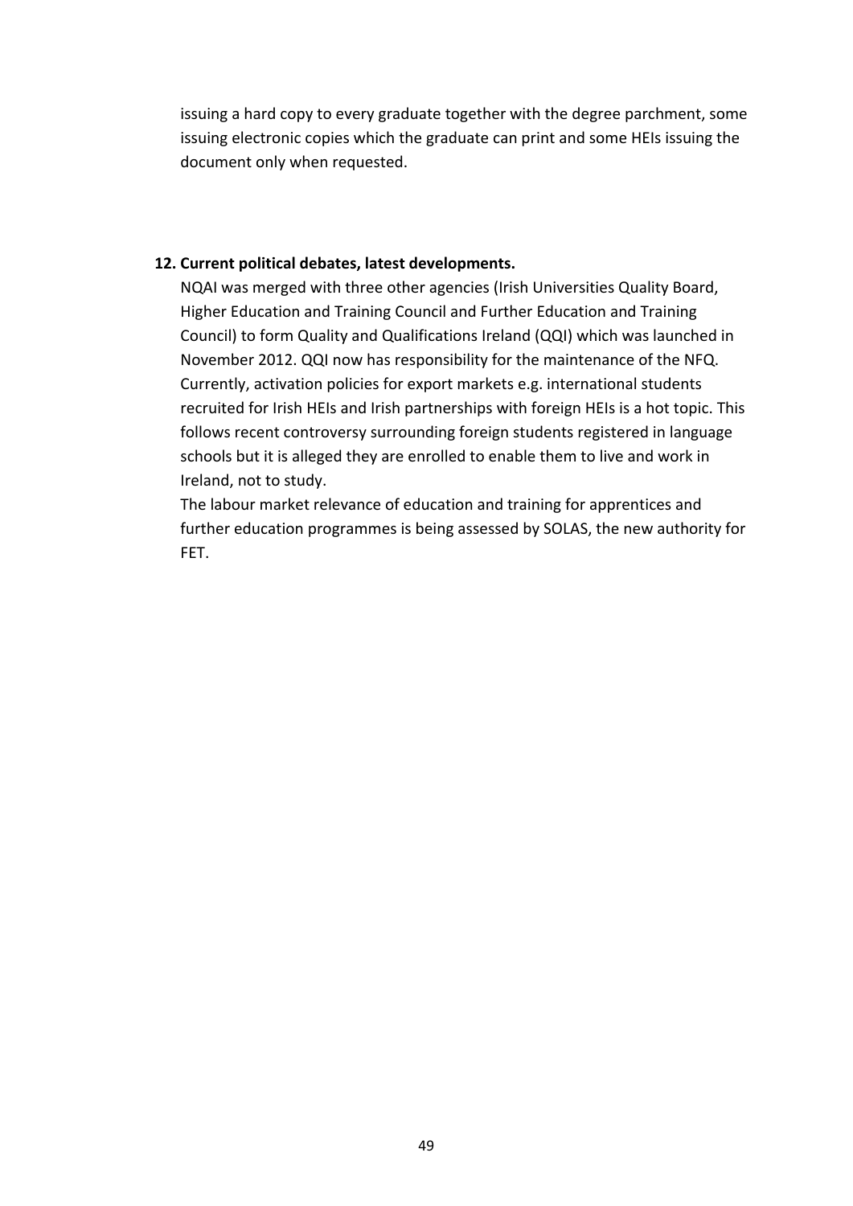issuing a hard copy to every graduate together with the degree parchment, some issuing electronic copies which the graduate can print and some HEIs issuing the document only when requested.

## 12. Current political debates, latest developments.

NQAI was merged with three other agencies (Irish Universities Quality Board, Higher Education and Training Council and Further Education and Training Council) to form Quality and Qualifications Ireland (QQI) which was launched in November 2012. QQI now has responsibility for the maintenance of the NFQ. Currently, activation policies for export markets e.g. international students recruited for Irish HEIs and Irish partnerships with foreign HEIs is a hot topic. This follows recent controversy surrounding foreign students registered in language schools but it is alleged they are enrolled to enable them to live and work in Ireland, not to study.

The labour market relevance of education and training for apprentices and further education programmes is being assessed by SOLAS, the new authority for FET.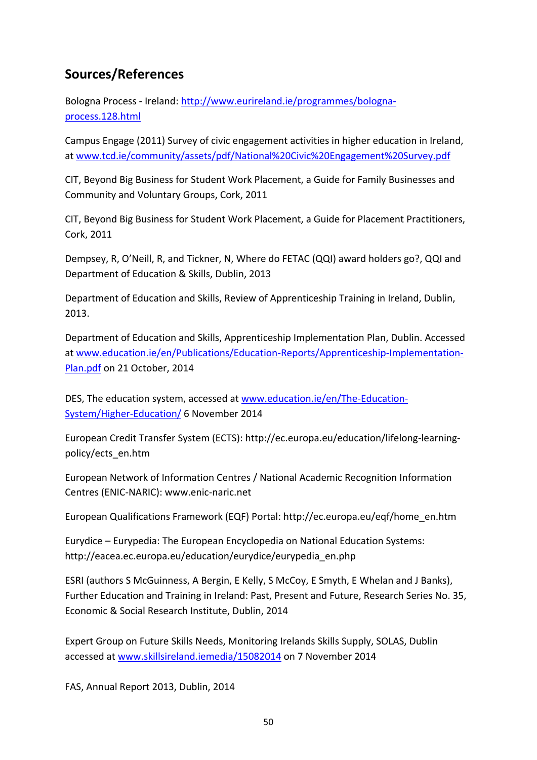## Sources/References

Bologna Process - Ireland: http://www.eurireland.ie/programmes/bologna-process.128.html

Campus Engage (2011) Survey of civic engagement activities in higher education in Ireland, at www.tcd.ie/community/assets/pdf/National%20Civic%20Engagement%20Survey.pdf

CIT, Beyond Big Business for Student Work Placement, a Guide for Family Businesses and Community and Voluntary Groups, Cork, 2011

CIT, Beyond Big Business for Student Work Placement, a Guide for Placement Practitioners, Cork, 2011

Dempsey, R, O'Neill, R, and Tickner, N, Where do FETAC (QQI) award holders go?, QQI and Department of Education & Skills, Dublin, 2013

Department of Education and Skills, Review of Apprenticeship Training in Ireland, Dublin, 2013.

Department of Education and Skills, Apprenticeship Implementation Plan, Dublin. Accessed at www.education.ie/en/Publications/Education-Reports/Apprenticeship-Implementation-Plan.pdf on 21 October, 2014

DES, The education system, accessed at www.education.ie/en/The-Education-System/Higher-Education/ 6 November 2014

European Credit Transfer System (ECTS): http://ec.europa.eu/education/lifelong-learning-policy/ects_en.htm

European Network of Information Centres / National Academic Recognition Information Centres (ENIC-NARIC): www.enic-naric.net

European Qualifications Framework (EQF) Portal: http://ec.europa.eu/eqf/home_en.htm

Eurydice – Eurypedia: The European Encyclopedia on National Education Systems: http://eacea.ec.europa.eu/education/eurydice/eurypedia_en.php

ESRI (authors S McGuinness, A Bergin, E Kelly, S McCoy, E Smyth, E Whelan and J Banks), Further Education and Training in Ireland: Past, Present and Future, Research Series No. 35, Economic & Social Research Institute, Dublin, 2014

Expert Group on Future Skills Needs, Monitoring Irelands Skills Supply, SOLAS, Dublin accessed at www.skillsireland.iemedia/15082014 on 7 November 2014

FAS, Annual Report 2013, Dublin, 2014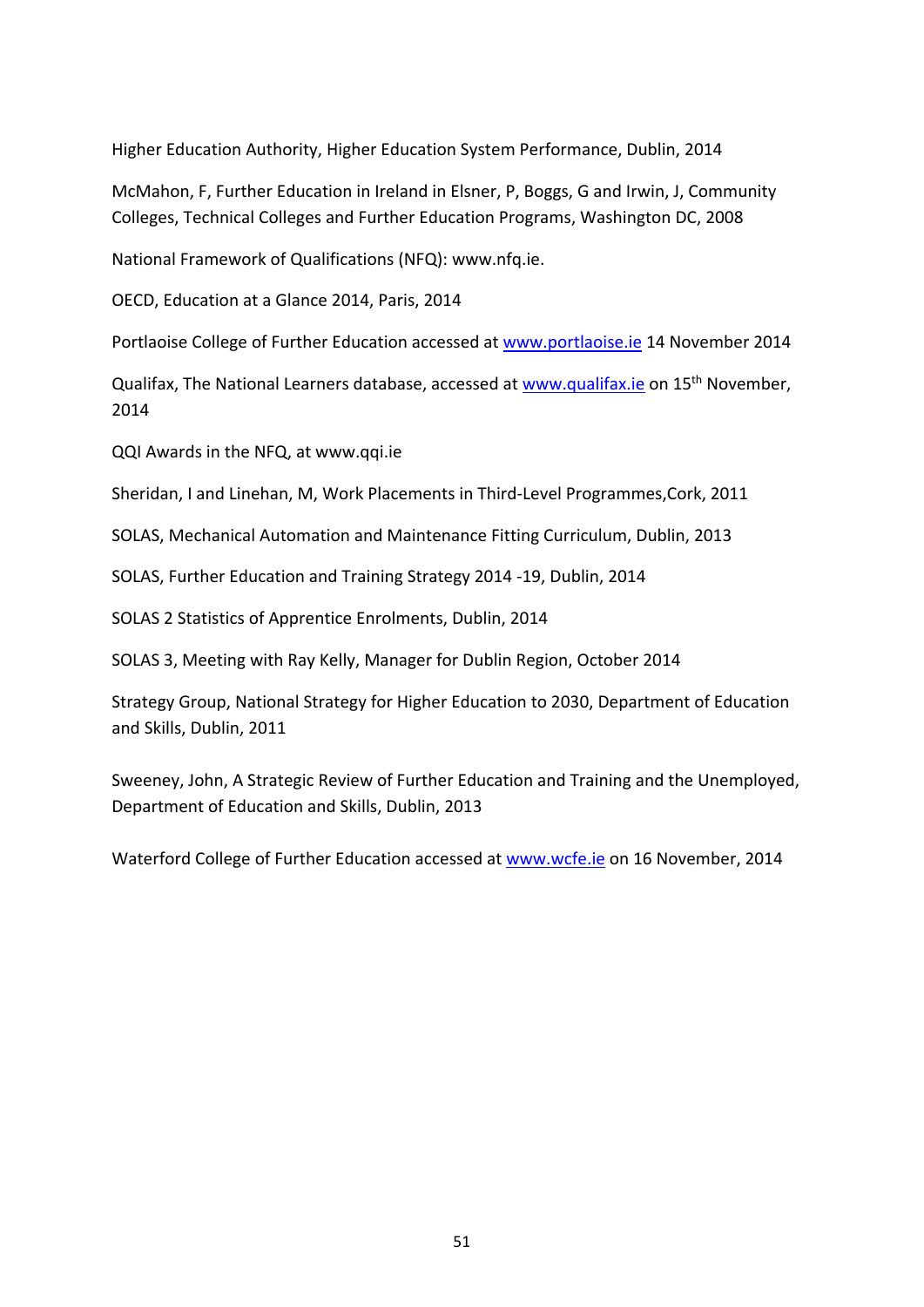Higher Education Authority, Higher Education System Performance, Dublin, 2014

McMahon, F, Further Education in Ireland in Elsner, P, Boggs, G and Irwin, J, Community Colleges, Technical Colleges and Further Education Programs, Washington DC, 2008

National Framework of Qualifications (NFQ): www.nfq.ie.

OECD, Education at a Glance 2014, Paris, 2014

Portlaoise College of Further Education accessed at www.portlaoise.ie 14 November 2014

Qualifax, The National Learners database, accessed at www.qualifax.ie on 15th November, 2014

QQI Awards in the NFQ, at www.qqi.ie

Sheridan, I and Linehan, M, Work Placements in Third-Level Programmes,Cork, 2011

SOLAS, Mechanical Automation and Maintenance Fitting Curriculum, Dublin, 2013

SOLAS, Further Education and Training Strategy 2014 -19, Dublin, 2014

SOLAS 2 Statistics of Apprentice Enrolments, Dublin, 2014

SOLAS 3, Meeting with Ray Kelly, Manager for Dublin Region, October 2014

Strategy Group, National Strategy for Higher Education to 2030, Department of Education and Skills, Dublin, 2011

Sweeney, John, A Strategic Review of Further Education and Training and the Unemployed, Department of Education and Skills, Dublin, 2013

Waterford College of Further Education accessed at www.wcfe.ie on 16 November, 2014